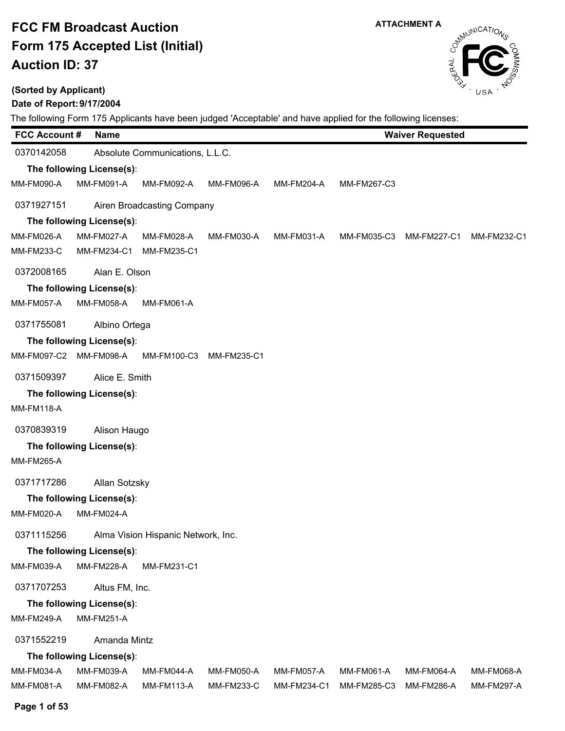**ATTACHMENT A**

# FCC FM Broadcast Auction
# Form 175 Accepted List (Initial)
# Auction ID: 37

**(Sorted by Applicant)**

**Date of Report: 9/17/2004**

The following Form 175 Applicants have been judged 'Acceptable' and have applied for the following licenses:

| FCC Account # | Name | Waiver Requested |
|---|---|---|

**0370142058** — Absolute Communications, L.L.C.

**The following License(s):**

MM-FM090-A, MM-FM091-A, MM-FM092-A, MM-FM096-A, MM-FM204-A, MM-FM267-C3

**0371927151** — Airen Broadcasting Company

**The following License(s):**

MM-FM026-A, MM-FM027-A, MM-FM028-A, MM-FM030-A, MM-FM031-A, MM-FM035-C3, MM-FM227-C1, MM-FM232-C1, MM-FM233-C, MM-FM234-C1, MM-FM235-C1

**0372008165** — Alan E. Olson

**The following License(s):**

MM-FM057-A, MM-FM058-A, MM-FM061-A

**0371755081** — Albino Ortega

**The following License(s):**

MM-FM097-C2, MM-FM098-A, MM-FM100-C3, MM-FM235-C1

**0371509397** — Alice E. Smith

**The following License(s):**

MM-FM118-A

**0370839319** — Alison Haugo

**The following License(s):**

MM-FM265-A

**0371717286** — Allan Sotzsky

**The following License(s):**

MM-FM020-A, MM-FM024-A

**0371115256** — Alma Vision Hispanic Network, Inc.

**The following License(s):**

MM-FM039-A, MM-FM228-A, MM-FM231-C1

**0371707253** — Altus FM, Inc.

**The following License(s):**

MM-FM249-A, MM-FM251-A

**0371552219** — Amanda Mintz

**The following License(s):**

MM-FM034-A, MM-FM039-A, MM-FM044-A, MM-FM050-A, MM-FM057-A, MM-FM061-A, MM-FM064-A, MM-FM068-A, MM-FM081-A, MM-FM082-A, MM-FM113-A, MM-FM233-C, MM-FM234-C1, MM-FM285-C3, MM-FM286-A, MM-FM297-A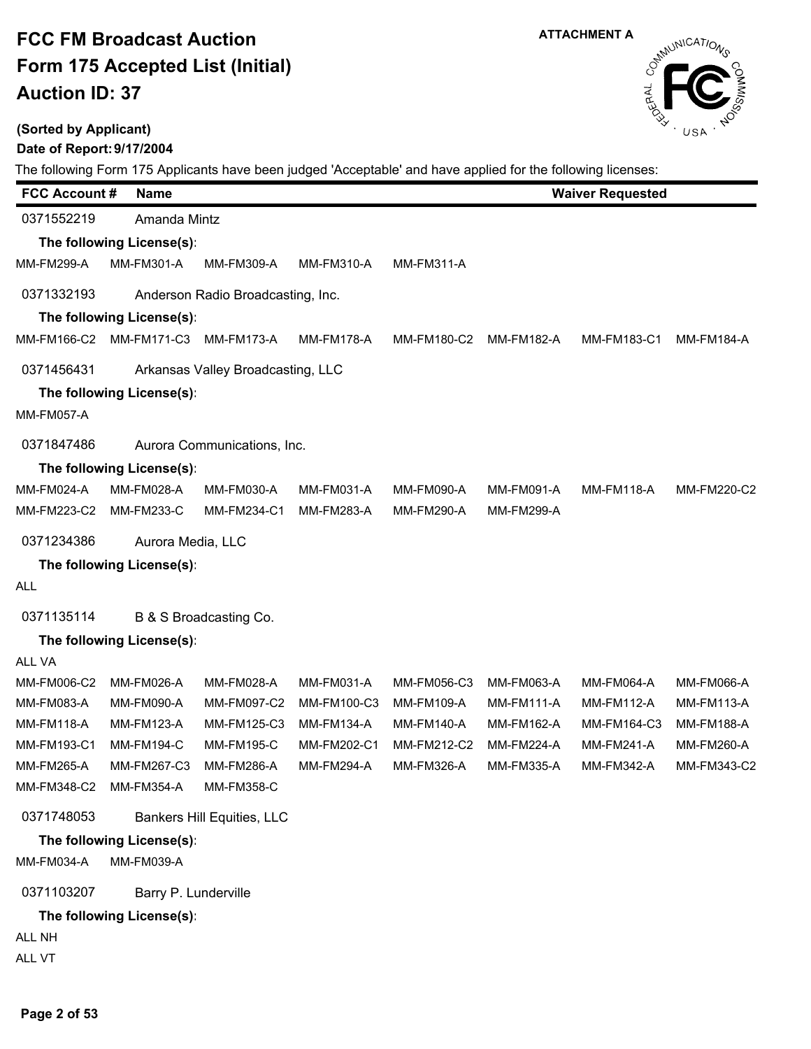# FCC FM Broadcast Auction
# Form 175 Accepted List (Initial)
# Auction ID: 37

**ATTACHMENT A**

**(Sorted by Applicant)**

**Date of Report: 9/17/2004**

The following Form 175 Applicants have been judged 'Acceptable' and have applied for the following licenses:

| FCC Account # | Name | | | | | Waiver Requested | |
|---|---|---|---|---|---|---|---|
| 0371552219 | Amanda Mintz | | | | | | |
| **The following License(s):** | | | | | | | |
| MM-FM299-A | MM-FM301-A | MM-FM309-A | MM-FM310-A | MM-FM311-A | | | |
| 0371332193 | Anderson Radio Broadcasting, Inc. | | | | | | |
| **The following License(s):** | | | | | | | |
| MM-FM166-C2 | MM-FM171-C3 | MM-FM173-A | MM-FM178-A | MM-FM180-C2 | MM-FM182-A | MM-FM183-C1 | MM-FM184-A |
| 0371456431 | Arkansas Valley Broadcasting, LLC | | | | | | |
| **The following License(s):** | | | | | | | |
| MM-FM057-A | | | | | | | |
| 0371847486 | Aurora Communications, Inc. | | | | | | |
| **The following License(s):** | | | | | | | |
| MM-FM024-A | MM-FM028-A | MM-FM030-A | MM-FM031-A | MM-FM090-A | MM-FM091-A | MM-FM118-A | MM-FM220-C2 |
| MM-FM223-C2 | MM-FM233-C | MM-FM234-C1 | MM-FM283-A | MM-FM290-A | MM-FM299-A | | |
| 0371234386 | Aurora Media, LLC | | | | | | |
| **The following License(s):** | | | | | | | |
| ALL | | | | | | | |
| 0371135114 | B & S Broadcasting Co. | | | | | | |
| **The following License(s):** | | | | | | | |
| ALL VA | | | | | | | |
| MM-FM006-C2 | MM-FM026-A | MM-FM028-A | MM-FM031-A | MM-FM056-C3 | MM-FM063-A | MM-FM064-A | MM-FM066-A |
| MM-FM083-A | MM-FM090-A | MM-FM097-C2 | MM-FM100-C3 | MM-FM109-A | MM-FM111-A | MM-FM112-A | MM-FM113-A |
| MM-FM118-A | MM-FM123-A | MM-FM125-C3 | MM-FM134-A | MM-FM140-A | MM-FM162-A | MM-FM164-C3 | MM-FM188-A |
| MM-FM193-C1 | MM-FM194-C | MM-FM195-C | MM-FM202-C1 | MM-FM212-C2 | MM-FM224-A | MM-FM241-A | MM-FM260-A |
| MM-FM265-A | MM-FM267-C3 | MM-FM286-A | MM-FM294-A | MM-FM326-A | MM-FM335-A | MM-FM342-A | MM-FM343-C2 |
| MM-FM348-C2 | MM-FM354-A | MM-FM358-C | | | | | |
| 0371748053 | Bankers Hill Equities, LLC | | | | | | |
| **The following License(s):** | | | | | | | |
| MM-FM034-A | MM-FM039-A | | | | | | |
| 0371103207 | Barry P. Lunderville | | | | | | |
| **The following License(s):** | | | | | | | |
| ALL NH | | | | | | | |
| ALL VT | | | | | | | |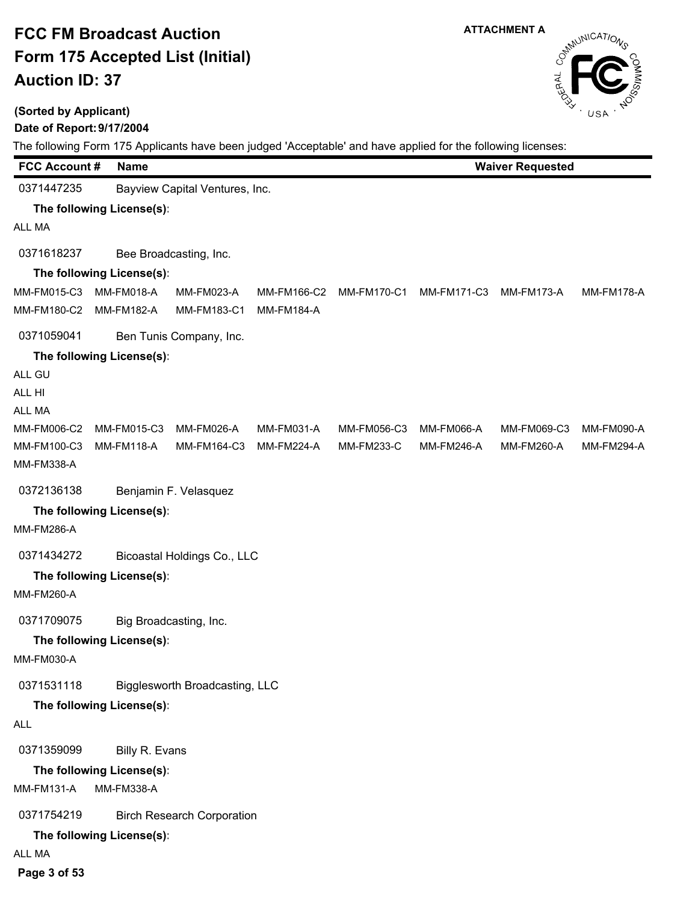# FCC FM Broadcast Auction
# Form 175 Accepted List (Initial)
# Auction ID: 37

ATTACHMENT A

**(Sorted by Applicant)**

**Date of Report: 9/17/2004**

The following Form 175 Applicants have been judged 'Acceptable' and have applied for the following licenses:

| FCC Account # | Name | Waiver Requested |
|---|---|---|

0371447235 Bayview Capital Ventures, Inc.

**The following License(s):**

ALL MA

0371618237 Bee Broadcasting, Inc.

**The following License(s):**

MM-FM015-C3 MM-FM018-A MM-FM023-A MM-FM166-C2 MM-FM170-C1 MM-FM171-C3 MM-FM173-A MM-FM178-A
MM-FM180-C2 MM-FM182-A MM-FM183-C1 MM-FM184-A

0371059041 Ben Tunis Company, Inc.

**The following License(s):**

ALL GU
ALL HI
ALL MA
MM-FM006-C2 MM-FM015-C3 MM-FM026-A MM-FM031-A MM-FM056-C3 MM-FM066-A MM-FM069-C3 MM-FM090-A
MM-FM100-C3 MM-FM118-A MM-FM164-C3 MM-FM224-A MM-FM233-C MM-FM246-A MM-FM260-A MM-FM294-A
MM-FM338-A

0372136138 Benjamin F. Velasquez

**The following License(s):**

MM-FM286-A

0371434272 Bicoastal Holdings Co., LLC

**The following License(s):**

MM-FM260-A

0371709075 Big Broadcasting, Inc.

**The following License(s):**

MM-FM030-A

0371531118 Bigglesworth Broadcasting, LLC

**The following License(s):**

ALL

0371359099 Billy R. Evans

**The following License(s):**

MM-FM131-A MM-FM338-A

0371754219 Birch Research Corporation

**The following License(s):**

ALL MA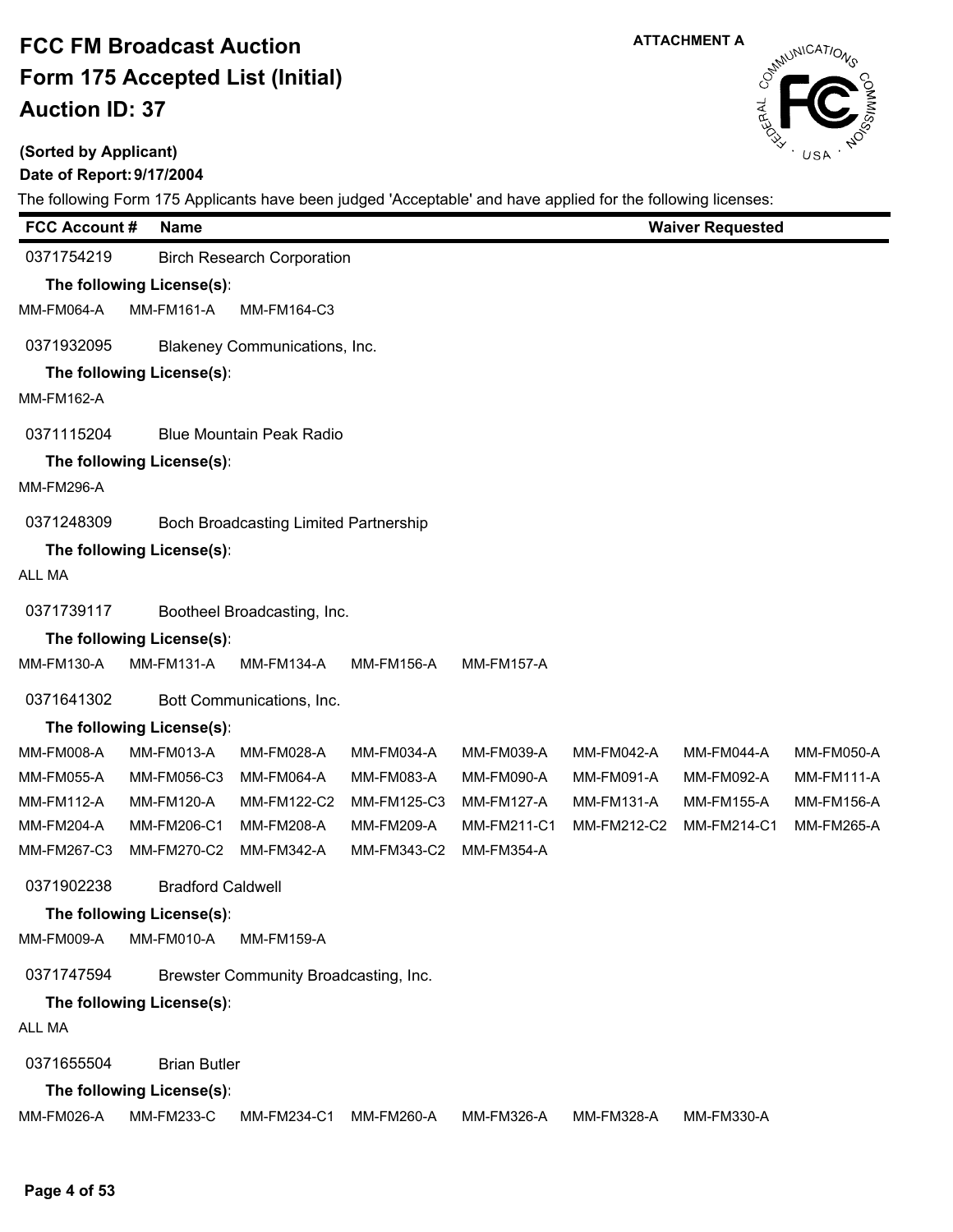# FCC FM Broadcast Auction
# Form 175 Accepted List (Initial)
# Auction ID: 37

ATTACHMENT A

**(Sorted by Applicant)**

**Date of Report: 9/17/2004**

The following Form 175 Applicants have been judged 'Acceptable' and have applied for the following licenses:

| FCC Account # | Name | Waiver Requested |
|---|---|---|

**0371754219** Birch Research Corporation

**The following License(s):**

MM-FM064-A MM-FM161-A MM-FM164-C3

**0371932095** Blakeney Communications, Inc.

**The following License(s):**

MM-FM162-A

**0371115204** Blue Mountain Peak Radio

**The following License(s):**

MM-FM296-A

**0371248309** Boch Broadcasting Limited Partnership

**The following License(s):**

ALL MA

**0371739117** Bootheel Broadcasting, Inc.

**The following License(s):**

MM-FM130-A MM-FM131-A MM-FM134-A MM-FM156-A MM-FM157-A

**0371641302** Bott Communications, Inc.

**The following License(s):**

MM-FM008-A MM-FM013-A MM-FM028-A MM-FM034-A MM-FM039-A MM-FM042-A MM-FM044-A MM-FM050-A
MM-FM055-A MM-FM056-C3 MM-FM064-A MM-FM083-A MM-FM090-A MM-FM091-A MM-FM092-A MM-FM111-A
MM-FM112-A MM-FM120-A MM-FM122-C2 MM-FM125-C3 MM-FM127-A MM-FM131-A MM-FM155-A MM-FM156-A
MM-FM204-A MM-FM206-C1 MM-FM208-A MM-FM209-A MM-FM211-C1 MM-FM212-C2 MM-FM214-C1 MM-FM265-A
MM-FM267-C3 MM-FM270-C2 MM-FM342-A MM-FM343-C2 MM-FM354-A

**0371902238** Bradford Caldwell

**The following License(s):**

MM-FM009-A MM-FM010-A MM-FM159-A

**0371747594** Brewster Community Broadcasting, Inc.

**The following License(s):**

ALL MA

**0371655504** Brian Butler

**The following License(s):**

MM-FM026-A MM-FM233-C MM-FM234-C1 MM-FM260-A MM-FM326-A MM-FM328-A MM-FM330-A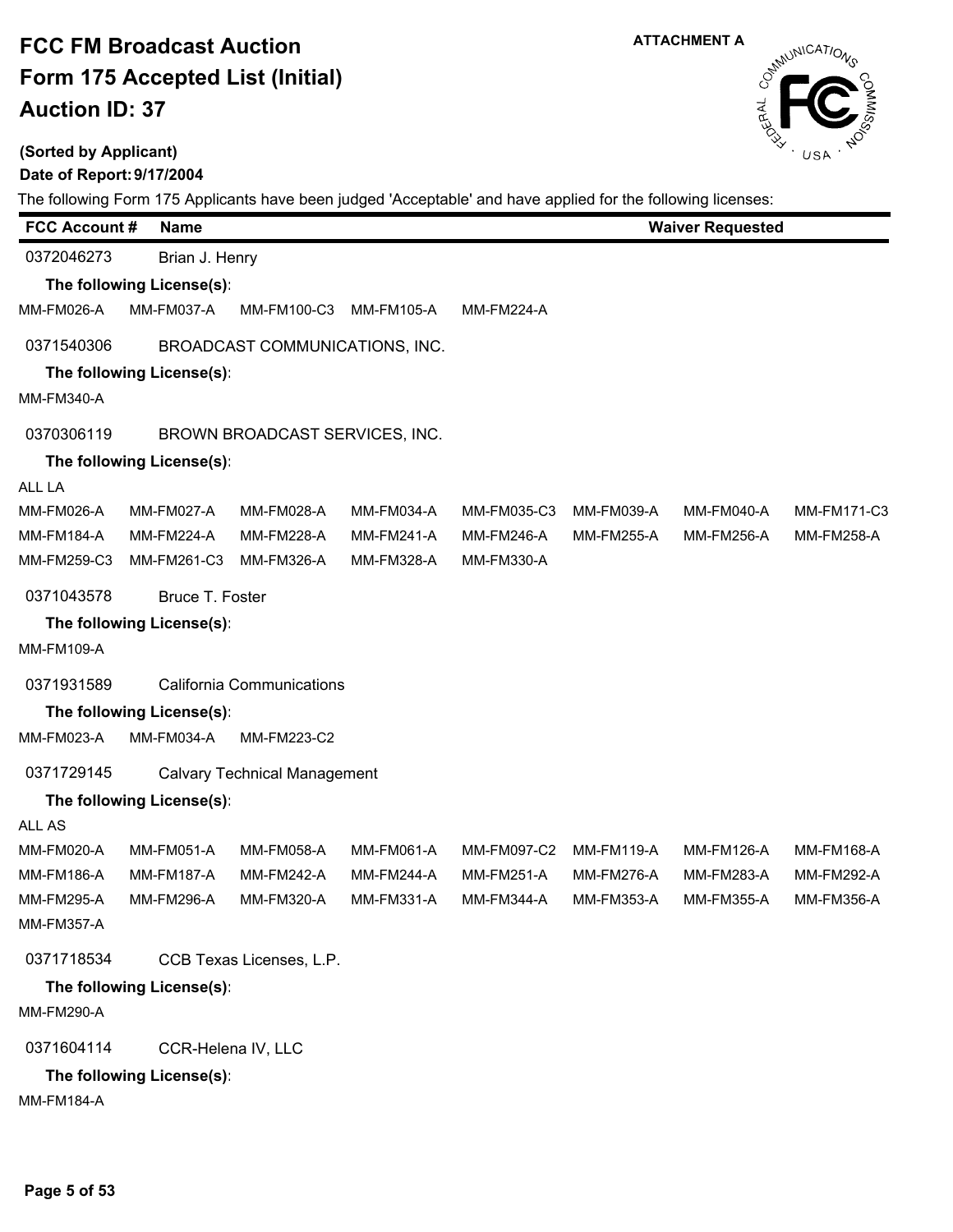# FCC FM Broadcast Auction
# Form 175 Accepted List (Initial)
# Auction ID: 37

ATTACHMENT A

**(Sorted by Applicant)**

**Date of Report: 9/17/2004**

The following Form 175 Applicants have been judged 'Acceptable' and have applied for the following licenses:

| FCC Account # | Name | Waiver Requested |
|---|---|---|
| 0372046273 | Brian J. Henry | |

**The following License(s):**

MM-FM026-A MM-FM037-A MM-FM100-C3 MM-FM105-A MM-FM224-A

| FCC Account # | Name | Waiver Requested |
|---|---|---|
| 0371540306 | BROADCAST COMMUNICATIONS, INC. | |

**The following License(s):**

MM-FM340-A

| FCC Account # | Name | Waiver Requested |
|---|---|---|
| 0370306119 | BROWN BROADCAST SERVICES, INC. | |

**The following License(s):**

ALL LA

MM-FM026-A MM-FM027-A MM-FM028-A MM-FM034-A MM-FM035-C3 MM-FM039-A MM-FM040-A MM-FM171-C3
MM-FM184-A MM-FM224-A MM-FM228-A MM-FM241-A MM-FM246-A MM-FM255-A MM-FM256-A MM-FM258-A
MM-FM259-C3 MM-FM261-C3 MM-FM326-A MM-FM328-A MM-FM330-A

| FCC Account # | Name | Waiver Requested |
|---|---|---|
| 0371043578 | Bruce T. Foster | |

**The following License(s):**

MM-FM109-A

| FCC Account # | Name | Waiver Requested |
|---|---|---|
| 0371931589 | California Communications | |

**The following License(s):**

MM-FM023-A MM-FM034-A MM-FM223-C2

| FCC Account # | Name | Waiver Requested |
|---|---|---|
| 0371729145 | Calvary Technical Management | |

**The following License(s):**

ALL AS

MM-FM020-A MM-FM051-A MM-FM058-A MM-FM061-A MM-FM097-C2 MM-FM119-A MM-FM126-A MM-FM168-A
MM-FM186-A MM-FM187-A MM-FM242-A MM-FM244-A MM-FM251-A MM-FM276-A MM-FM283-A MM-FM292-A
MM-FM295-A MM-FM296-A MM-FM320-A MM-FM331-A MM-FM344-A MM-FM353-A MM-FM355-A MM-FM356-A
MM-FM357-A

| FCC Account # | Name | Waiver Requested |
|---|---|---|
| 0371718534 | CCB Texas Licenses, L.P. | |

**The following License(s):**

MM-FM290-A

| FCC Account # | Name | Waiver Requested |
|---|---|---|
| 0371604114 | CCR-Helena IV, LLC | |

**The following License(s):**

MM-FM184-A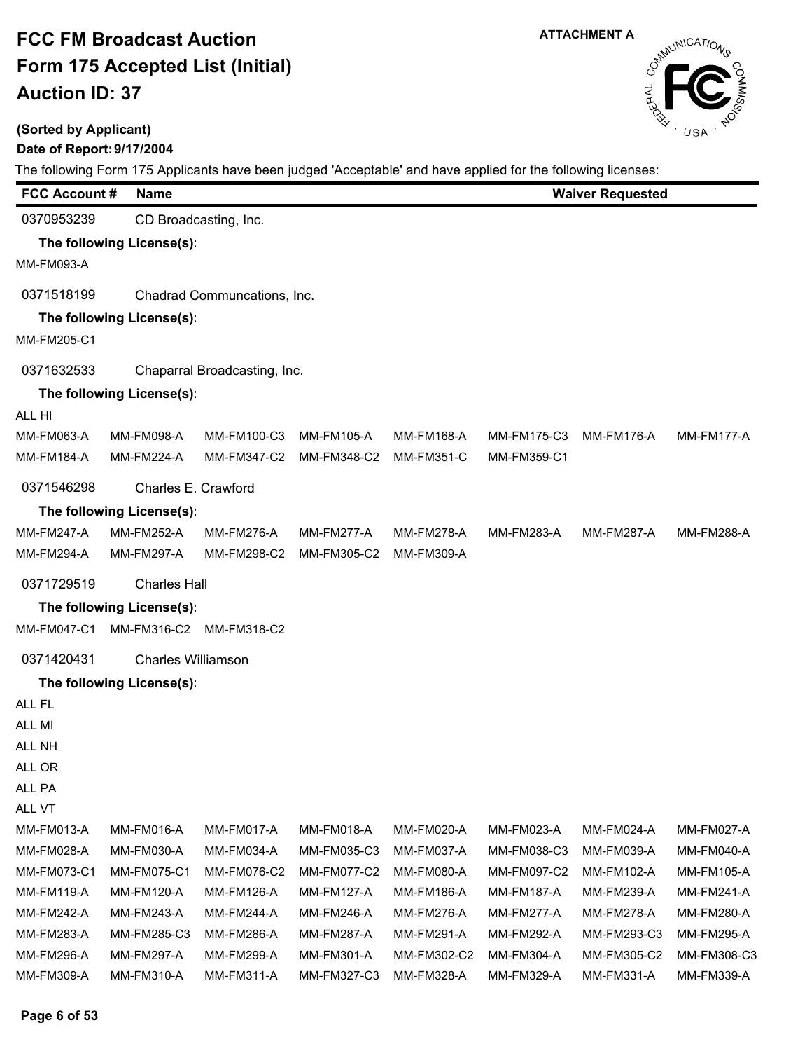# FCC FM Broadcast Auction
# Form 175 Accepted List (Initial)
# Auction ID: 37

ATTACHMENT A

**(Sorted by Applicant)**

**Date of Report: 9/17/2004**

The following Form 175 Applicants have been judged 'Acceptable' and have applied for the following licenses:

| FCC Account # | Name | Waiver Requested |
|---|---|---|

0370953239 CD Broadcasting, Inc.

**The following License(s):**

MM-FM093-A

0371518199 Chadrad Communcations, Inc.

**The following License(s):**

MM-FM205-C1

0371632533 Chaparral Broadcasting, Inc.

**The following License(s):**

ALL HI

| | | | | | | | |
|---|---|---|---|---|---|---|---|
| MM-FM063-A | MM-FM098-A | MM-FM100-C3 | MM-FM105-A | MM-FM168-A | MM-FM175-C3 | MM-FM176-A | MM-FM177-A |
| MM-FM184-A | MM-FM224-A | MM-FM347-C2 | MM-FM348-C2 | MM-FM351-C | MM-FM359-C1 | | |

0371546298 Charles E. Crawford

**The following License(s):**

| | | | | | | | |
|---|---|---|---|---|---|---|---|
| MM-FM247-A | MM-FM252-A | MM-FM276-A | MM-FM277-A | MM-FM278-A | MM-FM283-A | MM-FM287-A | MM-FM288-A |
| MM-FM294-A | MM-FM297-A | MM-FM298-C2 | MM-FM305-C2 | MM-FM309-A | | | |

0371729519 Charles Hall

**The following License(s):**

MM-FM047-C1 MM-FM316-C2 MM-FM318-C2

0371420431 Charles Williamson

**The following License(s):**

ALL FL
ALL MI
ALL NH
ALL OR
ALL PA
ALL VT

| | | | | | | | |
|---|---|---|---|---|---|---|---|
| MM-FM013-A | MM-FM016-A | MM-FM017-A | MM-FM018-A | MM-FM020-A | MM-FM023-A | MM-FM024-A | MM-FM027-A |
| MM-FM028-A | MM-FM030-A | MM-FM034-A | MM-FM035-C3 | MM-FM037-A | MM-FM038-C3 | MM-FM039-A | MM-FM040-A |
| MM-FM073-C1 | MM-FM075-C1 | MM-FM076-C2 | MM-FM077-C2 | MM-FM080-A | MM-FM097-C2 | MM-FM102-A | MM-FM105-A |
| MM-FM119-A | MM-FM120-A | MM-FM126-A | MM-FM127-A | MM-FM186-A | MM-FM187-A | MM-FM239-A | MM-FM241-A |
| MM-FM242-A | MM-FM243-A | MM-FM244-A | MM-FM246-A | MM-FM276-A | MM-FM277-A | MM-FM278-A | MM-FM280-A |
| MM-FM283-A | MM-FM285-C3 | MM-FM286-A | MM-FM287-A | MM-FM291-A | MM-FM292-A | MM-FM293-C3 | MM-FM295-A |
| MM-FM296-A | MM-FM297-A | MM-FM299-A | MM-FM301-A | MM-FM302-C2 | MM-FM304-A | MM-FM305-C2 | MM-FM308-C3 |
| MM-FM309-A | MM-FM310-A | MM-FM311-A | MM-FM327-C3 | MM-FM328-A | MM-FM329-A | MM-FM331-A | MM-FM339-A |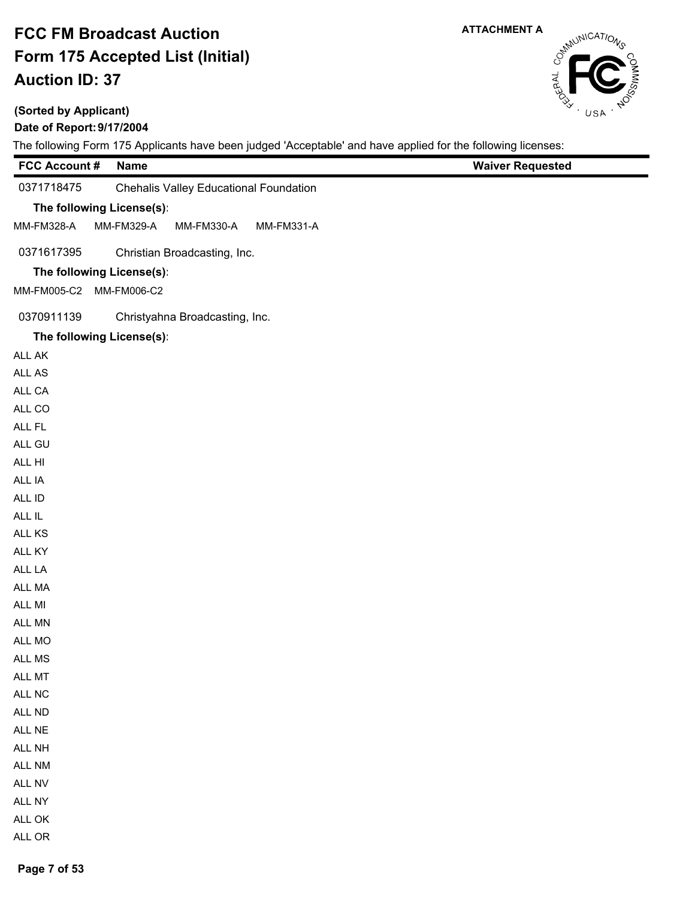**ATTACHMENT A**

# FCC FM Broadcast Auction
# Form 175 Accepted List (Initial)
# Auction ID: 37

**(Sorted by Applicant)**

**Date of Report: 9/17/2004**

The following Form 175 Applicants have been judged 'Acceptable' and have applied for the following licenses:

| FCC Account # | Name | Waiver Requested |
|---|---|---|
| 0371718475 | Chehalis Valley Educational Foundation | |

**The following License(s):**

MM-FM328-A   MM-FM329-A   MM-FM330-A   MM-FM331-A

| FCC Account # | Name | Waiver Requested |
|---|---|---|
| 0371617395 | Christian Broadcasting, Inc. | |

**The following License(s):**

MM-FM005-C2   MM-FM006-C2

| FCC Account # | Name | Waiver Requested |
|---|---|---|
| 0370911139 | Christyahna Broadcasting, Inc. | |

**The following License(s):**

ALL AK
ALL AS
ALL CA
ALL CO
ALL FL
ALL GU
ALL HI
ALL IA
ALL ID
ALL IL
ALL KS
ALL KY
ALL LA
ALL MA
ALL MI
ALL MN
ALL MO
ALL MS
ALL MT
ALL NC
ALL ND
ALL NE
ALL NH
ALL NM
ALL NV
ALL NY
ALL OK
ALL OR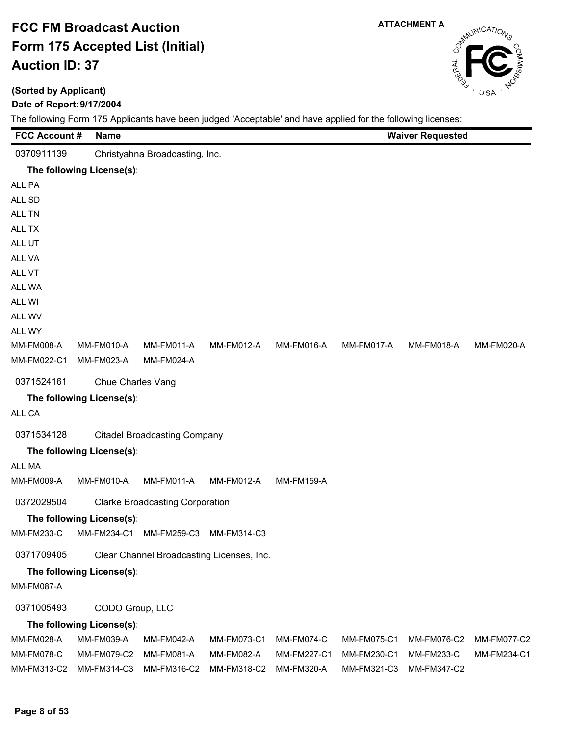# FCC FM Broadcast Auction
# Form 175 Accepted List (Initial)
# Auction ID: 37

ATTACHMENT A

**(Sorted by Applicant)**

**Date of Report: 9/17/2004**

The following Form 175 Applicants have been judged 'Acceptable' and have applied for the following licenses:

| FCC Account # | Name | Waiver Requested |
|---|---|---|

0370911139 Christyahna Broadcasting, Inc.

**The following License(s):**

ALL PA
ALL SD
ALL TN
ALL TX
ALL UT
ALL VA
ALL VT
ALL WA
ALL WI
ALL WV
ALL WY

MM-FM008-A MM-FM010-A MM-FM011-A MM-FM012-A MM-FM016-A MM-FM017-A MM-FM018-A MM-FM020-A
MM-FM022-C1 MM-FM023-A MM-FM024-A

0371524161 Chue Charles Vang

**The following License(s):**

ALL CA

0371534128 Citadel Broadcasting Company

**The following License(s):**

ALL MA

MM-FM009-A MM-FM010-A MM-FM011-A MM-FM012-A MM-FM159-A

0372029504 Clarke Broadcasting Corporation

**The following License(s):**

MM-FM233-C MM-FM234-C1 MM-FM259-C3 MM-FM314-C3

0371709405 Clear Channel Broadcasting Licenses, Inc.

**The following License(s):**

MM-FM087-A

0371005493 CODO Group, LLC

**The following License(s):**

MM-FM028-A MM-FM039-A MM-FM042-A MM-FM073-C1 MM-FM074-C MM-FM075-C1 MM-FM076-C2 MM-FM077-C2
MM-FM078-C MM-FM079-C2 MM-FM081-A MM-FM082-A MM-FM227-C1 MM-FM230-C1 MM-FM233-C MM-FM234-C1
MM-FM313-C2 MM-FM314-C3 MM-FM316-C2 MM-FM318-C2 MM-FM320-A MM-FM321-C3 MM-FM347-C2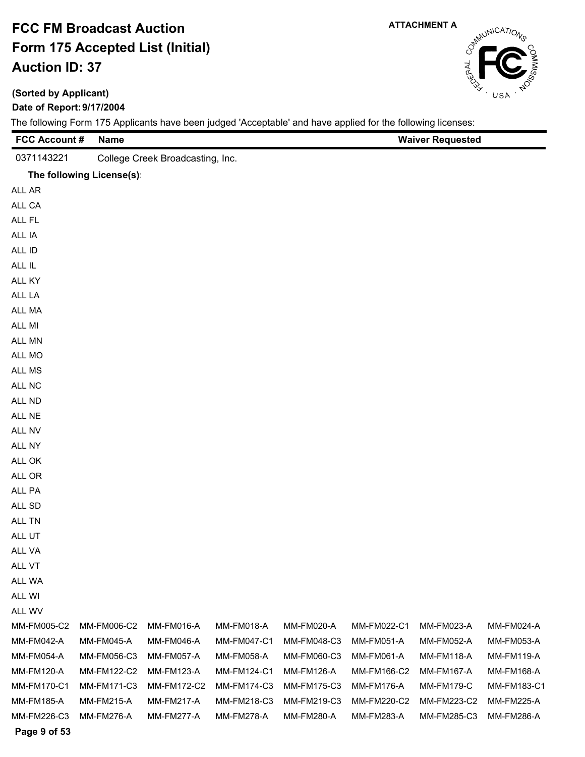# FCC FM Broadcast Auction
# Form 175 Accepted List (Initial)
# Auction ID: 37

ATTACHMENT A

**(Sorted by Applicant)**

**Date of Report: 9/17/2004**

The following Form 175 Applicants have been judged 'Acceptable' and have applied for the following licenses:

| FCC Account # | Name | Waiver Requested |
|---|---|---|
| 0371143221 | College Creek Broadcasting, Inc. | |

**The following License(s):**

ALL AR
ALL CA
ALL FL
ALL IA
ALL ID
ALL IL
ALL KY
ALL LA
ALL MA
ALL MI
ALL MN
ALL MO
ALL MS
ALL NC
ALL ND
ALL NE
ALL NV
ALL NY
ALL OK
ALL OR
ALL PA
ALL SD
ALL TN
ALL UT
ALL VA
ALL VT
ALL WA
ALL WI
ALL WV

| | | | | | | | |
|---|---|---|---|---|---|---|---|
| MM-FM005-C2 | MM-FM006-C2 | MM-FM016-A | MM-FM018-A | MM-FM020-A | MM-FM022-C1 | MM-FM023-A | MM-FM024-A |
| MM-FM042-A | MM-FM045-A | MM-FM046-A | MM-FM047-C1 | MM-FM048-C3 | MM-FM051-A | MM-FM052-A | MM-FM053-A |
| MM-FM054-A | MM-FM056-C3 | MM-FM057-A | MM-FM058-A | MM-FM060-C3 | MM-FM061-A | MM-FM118-A | MM-FM119-A |
| MM-FM120-A | MM-FM122-C2 | MM-FM123-A | MM-FM124-C1 | MM-FM126-A | MM-FM166-C2 | MM-FM167-A | MM-FM168-A |
| MM-FM170-C1 | MM-FM171-C3 | MM-FM172-C2 | MM-FM174-C3 | MM-FM175-C3 | MM-FM176-A | MM-FM179-C | MM-FM183-C1 |
| MM-FM185-A | MM-FM215-A | MM-FM217-A | MM-FM218-C3 | MM-FM219-C3 | MM-FM220-C2 | MM-FM223-C2 | MM-FM225-A |
| MM-FM226-C3 | MM-FM276-A | MM-FM277-A | MM-FM278-A | MM-FM280-A | MM-FM283-A | MM-FM285-C3 | MM-FM286-A |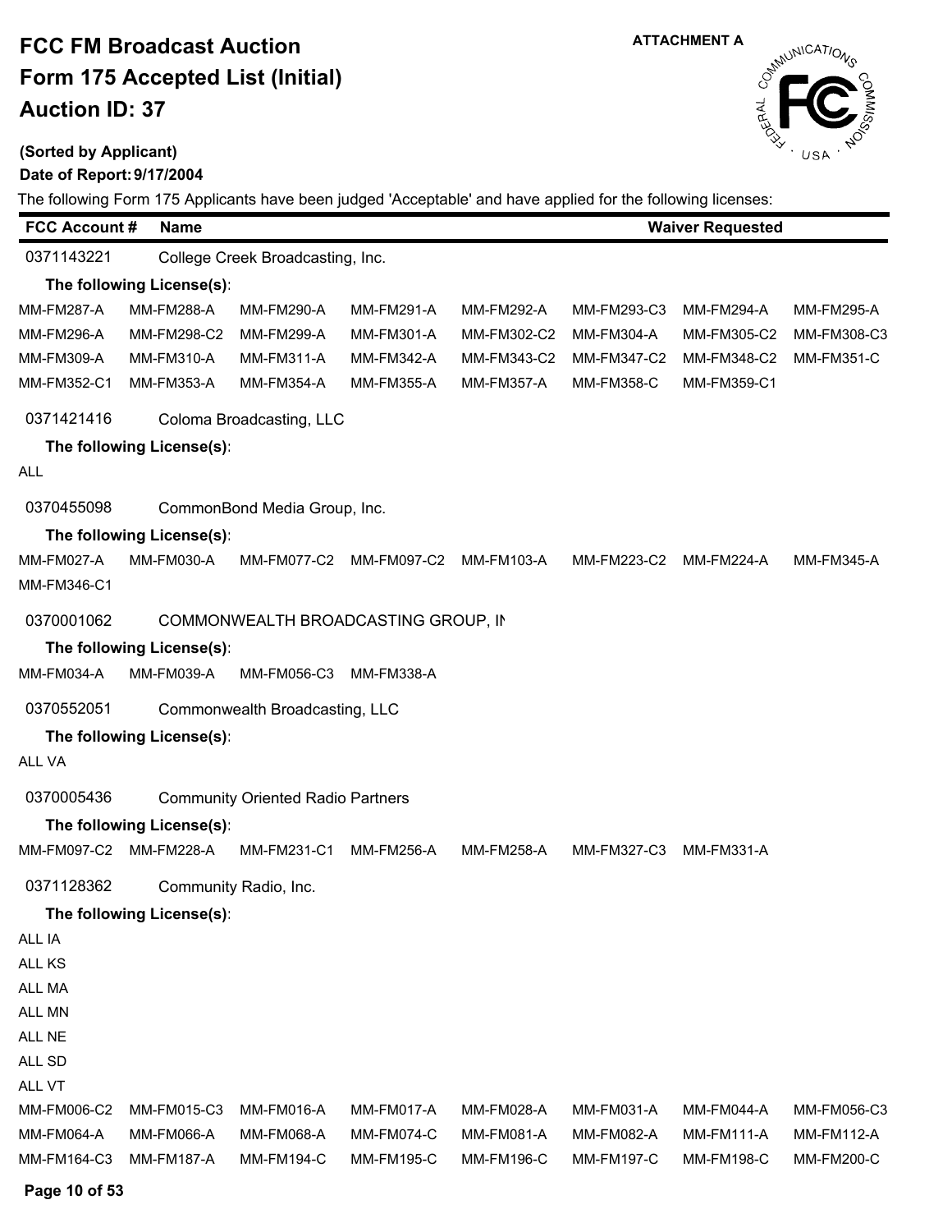# FCC FM Broadcast Auction
# Form 175 Accepted List (Initial)
# Auction ID: 37

**ATTACHMENT A**

**(Sorted by Applicant)**

**Date of Report: 9/17/2004**

The following Form 175 Applicants have been judged 'Acceptable' and have applied for the following licenses:

| FCC Account # | Name | Waiver Requested |
|---|---|---|
| 0371143221 | College Creek Broadcasting, Inc. | |

**The following License(s):**

MM-FM287-A MM-FM288-A MM-FM290-A MM-FM291-A MM-FM292-A MM-FM293-C3 MM-FM294-A MM-FM295-A
MM-FM296-A MM-FM298-C2 MM-FM299-A MM-FM301-A MM-FM302-C2 MM-FM304-A MM-FM305-C2 MM-FM308-C3
MM-FM309-A MM-FM310-A MM-FM311-A MM-FM342-A MM-FM343-C2 MM-FM347-C2 MM-FM348-C2 MM-FM351-C
MM-FM352-C1 MM-FM353-A MM-FM354-A MM-FM355-A MM-FM357-A MM-FM358-C MM-FM359-C1

| FCC Account # | Name | Waiver Requested |
|---|---|---|
| 0371421416 | Coloma Broadcasting, LLC | |

**The following License(s):**

ALL

| FCC Account # | Name | Waiver Requested |
|---|---|---|
| 0370455098 | CommonBond Media Group, Inc. | |

**The following License(s):**

MM-FM027-A MM-FM030-A MM-FM077-C2 MM-FM097-C2 MM-FM103-A MM-FM223-C2 MM-FM224-A MM-FM345-A
MM-FM346-C1

| FCC Account # | Name | Waiver Requested |
|---|---|---|
| 0370001062 | COMMONWEALTH BROADCASTING GROUP, IN | |

**The following License(s):**

MM-FM034-A MM-FM039-A MM-FM056-C3 MM-FM338-A

| FCC Account # | Name | Waiver Requested |
|---|---|---|
| 0370552051 | Commonwealth Broadcasting, LLC | |

**The following License(s):**

ALL VA

| FCC Account # | Name | Waiver Requested |
|---|---|---|
| 0370005436 | Community Oriented Radio Partners | |

**The following License(s):**

MM-FM097-C2 MM-FM228-A MM-FM231-C1 MM-FM256-A MM-FM258-A MM-FM327-C3 MM-FM331-A

| FCC Account # | Name | Waiver Requested |
|---|---|---|
| 0371128362 | Community Radio, Inc. | |

**The following License(s):**

ALL IA
ALL KS
ALL MA
ALL MN
ALL NE
ALL SD
ALL VT

MM-FM006-C2 MM-FM015-C3 MM-FM016-A MM-FM017-A MM-FM028-A MM-FM031-A MM-FM044-A MM-FM056-C3
MM-FM064-A MM-FM066-A MM-FM068-A MM-FM074-C MM-FM081-A MM-FM082-A MM-FM111-A MM-FM112-A
MM-FM164-C3 MM-FM187-A MM-FM194-C MM-FM195-C MM-FM196-C MM-FM197-C MM-FM198-C MM-FM200-C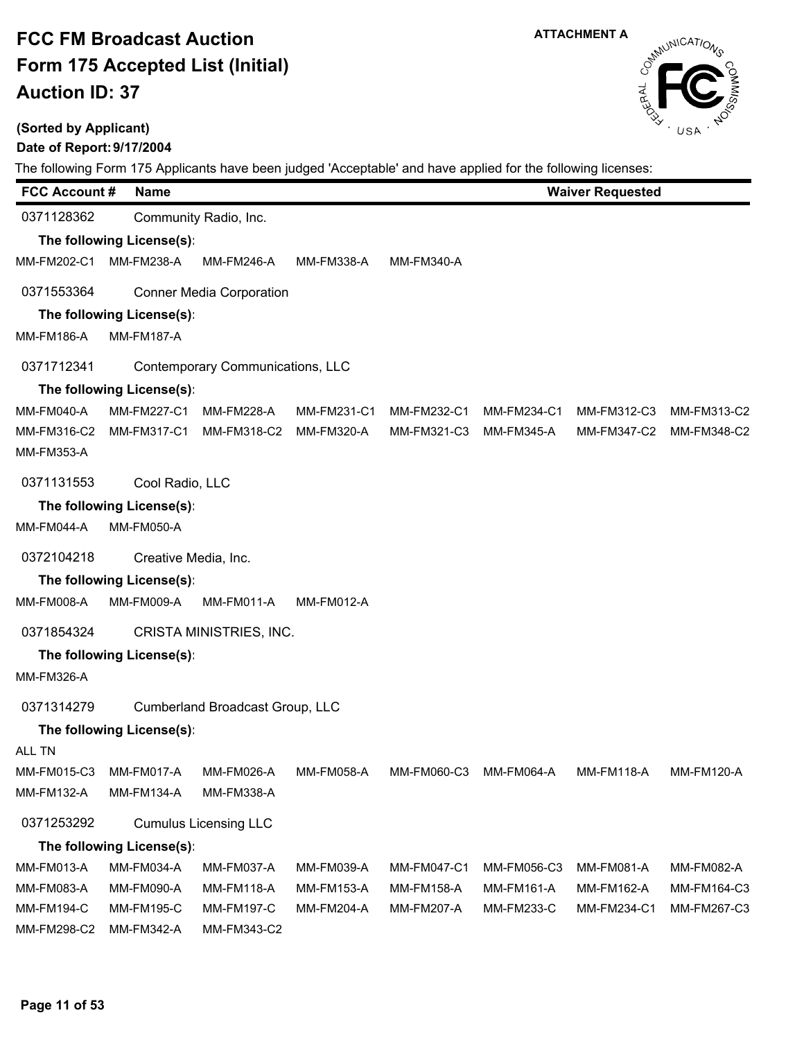# FCC FM Broadcast Auction

# Form 175 Accepted List (Initial)

# Auction ID: 37

ATTACHMENT A

**(Sorted by Applicant)**

**Date of Report: 9/17/2004**

The following Form 175 Applicants have been judged 'Acceptable' and have applied for the following licenses:

| FCC Account # | Name | Waiver Requested |
|---|---|---|

0371128362 Community Radio, Inc.

**The following License(s):**

MM-FM202-C1 MM-FM238-A MM-FM246-A MM-FM338-A MM-FM340-A

0371553364 Conner Media Corporation

**The following License(s):**

MM-FM186-A MM-FM187-A

0371712341 Contemporary Communications, LLC

**The following License(s):**

MM-FM040-A MM-FM227-C1 MM-FM228-A MM-FM231-C1 MM-FM232-C1 MM-FM234-C1 MM-FM312-C3 MM-FM313-C2 MM-FM316-C2 MM-FM317-C1 MM-FM318-C2 MM-FM320-A MM-FM321-C3 MM-FM345-A MM-FM347-C2 MM-FM348-C2 MM-FM353-A

0371131553 Cool Radio, LLC

**The following License(s):**

MM-FM044-A MM-FM050-A

0372104218 Creative Media, Inc.

**The following License(s):**

MM-FM008-A MM-FM009-A MM-FM011-A MM-FM012-A

0371854324 CRISTA MINISTRIES, INC.

**The following License(s):**

MM-FM326-A

0371314279 Cumberland Broadcast Group, LLC

**The following License(s):**

ALL TN

MM-FM015-C3 MM-FM017-A MM-FM026-A MM-FM058-A MM-FM060-C3 MM-FM064-A MM-FM118-A MM-FM120-A MM-FM132-A MM-FM134-A MM-FM338-A

0371253292 Cumulus Licensing LLC

**The following License(s):**

MM-FM013-A MM-FM034-A MM-FM037-A MM-FM039-A MM-FM047-C1 MM-FM056-C3 MM-FM081-A MM-FM082-A MM-FM083-A MM-FM090-A MM-FM118-A MM-FM153-A MM-FM158-A MM-FM161-A MM-FM162-A MM-FM164-C3 MM-FM194-C MM-FM195-C MM-FM197-C MM-FM204-A MM-FM207-A MM-FM233-C MM-FM234-C1 MM-FM267-C3 MM-FM298-C2 MM-FM342-A MM-FM343-C2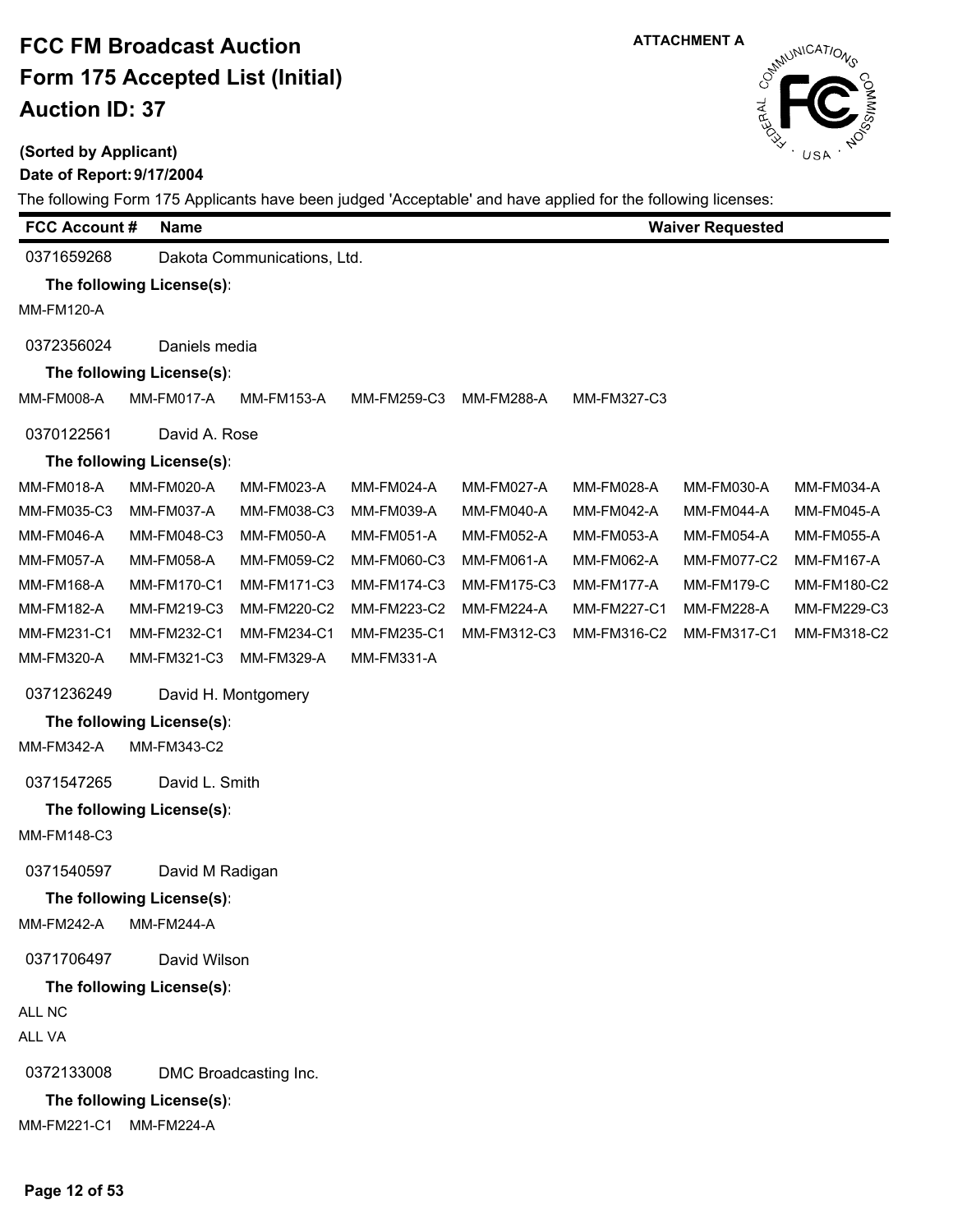# FCC FM Broadcast Auction
# Form 175 Accepted List (Initial)
# Auction ID: 37

ATTACHMENT A

**(Sorted by Applicant)**

**Date of Report: 9/17/2004**

The following Form 175 Applicants have been judged 'Acceptable' and have applied for the following licenses:

| FCC Account # | Name | Waiver Requested |
|---|---|---|

**0371659268** Dakota Communications, Ltd.

**The following License(s):**

MM-FM120-A

**0372356024** Daniels media

**The following License(s):**

MM-FM008-A MM-FM017-A MM-FM153-A MM-FM259-C3 MM-FM288-A MM-FM327-C3

**0370122561** David A. Rose

**The following License(s):**

MM-FM018-A MM-FM020-A MM-FM023-A MM-FM024-A MM-FM027-A MM-FM028-A MM-FM030-A MM-FM034-A
MM-FM035-C3 MM-FM037-A MM-FM038-C3 MM-FM039-A MM-FM040-A MM-FM042-A MM-FM044-A MM-FM045-A
MM-FM046-A MM-FM048-C3 MM-FM050-A MM-FM051-A MM-FM052-A MM-FM053-A MM-FM054-A MM-FM055-A
MM-FM057-A MM-FM058-A MM-FM059-C2 MM-FM060-C3 MM-FM061-A MM-FM062-A MM-FM077-C2 MM-FM167-A
MM-FM168-A MM-FM170-C1 MM-FM171-C3 MM-FM174-C3 MM-FM175-C3 MM-FM177-A MM-FM179-C MM-FM180-C2
MM-FM182-A MM-FM219-C3 MM-FM220-C2 MM-FM223-C2 MM-FM224-A MM-FM227-C1 MM-FM228-A MM-FM229-C3
MM-FM231-C1 MM-FM232-C1 MM-FM234-C1 MM-FM235-C1 MM-FM312-C3 MM-FM316-C2 MM-FM317-C1 MM-FM318-C2
MM-FM320-A MM-FM321-C3 MM-FM329-A MM-FM331-A

**0371236249** David H. Montgomery

**The following License(s):**

MM-FM342-A MM-FM343-C2

**0371547265** David L. Smith

**The following License(s):**

MM-FM148-C3

**0371540597** David M Radigan

**The following License(s):**

MM-FM242-A MM-FM244-A

**0371706497** David Wilson

**The following License(s):**

ALL NC
ALL VA

**0372133008** DMC Broadcasting Inc.

**The following License(s):**

MM-FM221-C1 MM-FM224-A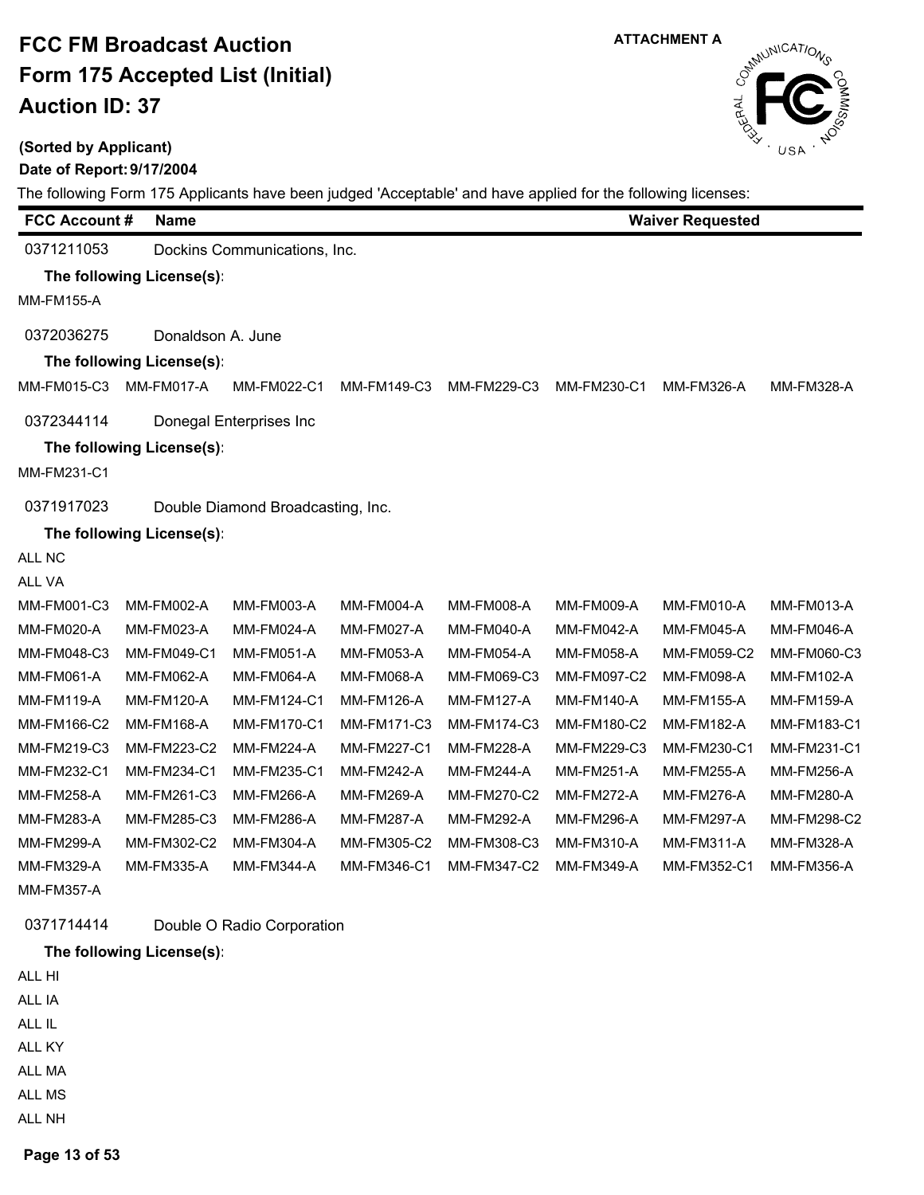ATTACHMENT A

# FCC FM Broadcast Auction
# Form 175 Accepted List (Initial)
# Auction ID: 37

**(Sorted by Applicant)**

**Date of Report: 9/17/2004**

The following Form 175 Applicants have been judged 'Acceptable' and have applied for the following licenses:

| FCC Account # | Name | | | | | Waiver Requested | |
|---|---|---|---|---|---|---|---|
| 0371211053 | Dockins Communications, Inc. | | | | | | |
| **The following License(s):** | | | | | | | |
| MM-FM155-A | | | | | | | |
| 0372036275 | Donaldson A. June | | | | | | |
| **The following License(s):** | | | | | | | |
| MM-FM015-C3 | MM-FM017-A | MM-FM022-C1 | MM-FM149-C3 | MM-FM229-C3 | MM-FM230-C1 | MM-FM326-A | MM-FM328-A |
| 0372344114 | Donegal Enterprises Inc | | | | | | |
| **The following License(s):** | | | | | | | |
| MM-FM231-C1 | | | | | | | |
| 0371917023 | Double Diamond Broadcasting, Inc. | | | | | | |
| **The following License(s):** | | | | | | | |
| ALL NC | | | | | | | |
| ALL VA | | | | | | | |
| MM-FM001-C3 | MM-FM002-A | MM-FM003-A | MM-FM004-A | MM-FM008-A | MM-FM009-A | MM-FM010-A | MM-FM013-A |
| MM-FM020-A | MM-FM023-A | MM-FM024-A | MM-FM027-A | MM-FM040-A | MM-FM042-A | MM-FM045-A | MM-FM046-A |
| MM-FM048-C3 | MM-FM049-C1 | MM-FM051-A | MM-FM053-A | MM-FM054-A | MM-FM058-A | MM-FM059-C2 | MM-FM060-C3 |
| MM-FM061-A | MM-FM062-A | MM-FM064-A | MM-FM068-A | MM-FM069-C3 | MM-FM097-C2 | MM-FM098-A | MM-FM102-A |
| MM-FM119-A | MM-FM120-A | MM-FM124-C1 | MM-FM126-A | MM-FM127-A | MM-FM140-A | MM-FM155-A | MM-FM159-A |
| MM-FM166-C2 | MM-FM168-A | MM-FM170-C1 | MM-FM171-C3 | MM-FM174-C3 | MM-FM180-C2 | MM-FM182-A | MM-FM183-C1 |
| MM-FM219-C3 | MM-FM223-C2 | MM-FM224-A | MM-FM227-C1 | MM-FM228-A | MM-FM229-C3 | MM-FM230-C1 | MM-FM231-C1 |
| MM-FM232-C1 | MM-FM234-C1 | MM-FM235-C1 | MM-FM242-A | MM-FM244-A | MM-FM251-A | MM-FM255-A | MM-FM256-A |
| MM-FM258-A | MM-FM261-C3 | MM-FM266-A | MM-FM269-A | MM-FM270-C2 | MM-FM272-A | MM-FM276-A | MM-FM280-A |
| MM-FM283-A | MM-FM285-C3 | MM-FM286-A | MM-FM287-A | MM-FM292-A | MM-FM296-A | MM-FM297-A | MM-FM298-C2 |
| MM-FM299-A | MM-FM302-C2 | MM-FM304-A | MM-FM305-C2 | MM-FM308-C3 | MM-FM310-A | MM-FM311-A | MM-FM328-A |
| MM-FM329-A | MM-FM335-A | MM-FM344-A | MM-FM346-C1 | MM-FM347-C2 | MM-FM349-A | MM-FM352-C1 | MM-FM356-A |
| MM-FM357-A | | | | | | | |
| 0371714414 | Double O Radio Corporation | | | | | | |
| **The following License(s):** | | | | | | | |
| ALL HI | | | | | | | |
| ALL IA | | | | | | | |
| ALL IL | | | | | | | |
| ALL KY | | | | | | | |
| ALL MA | | | | | | | |
| ALL MS | | | | | | | |
| ALL NH | | | | | | | |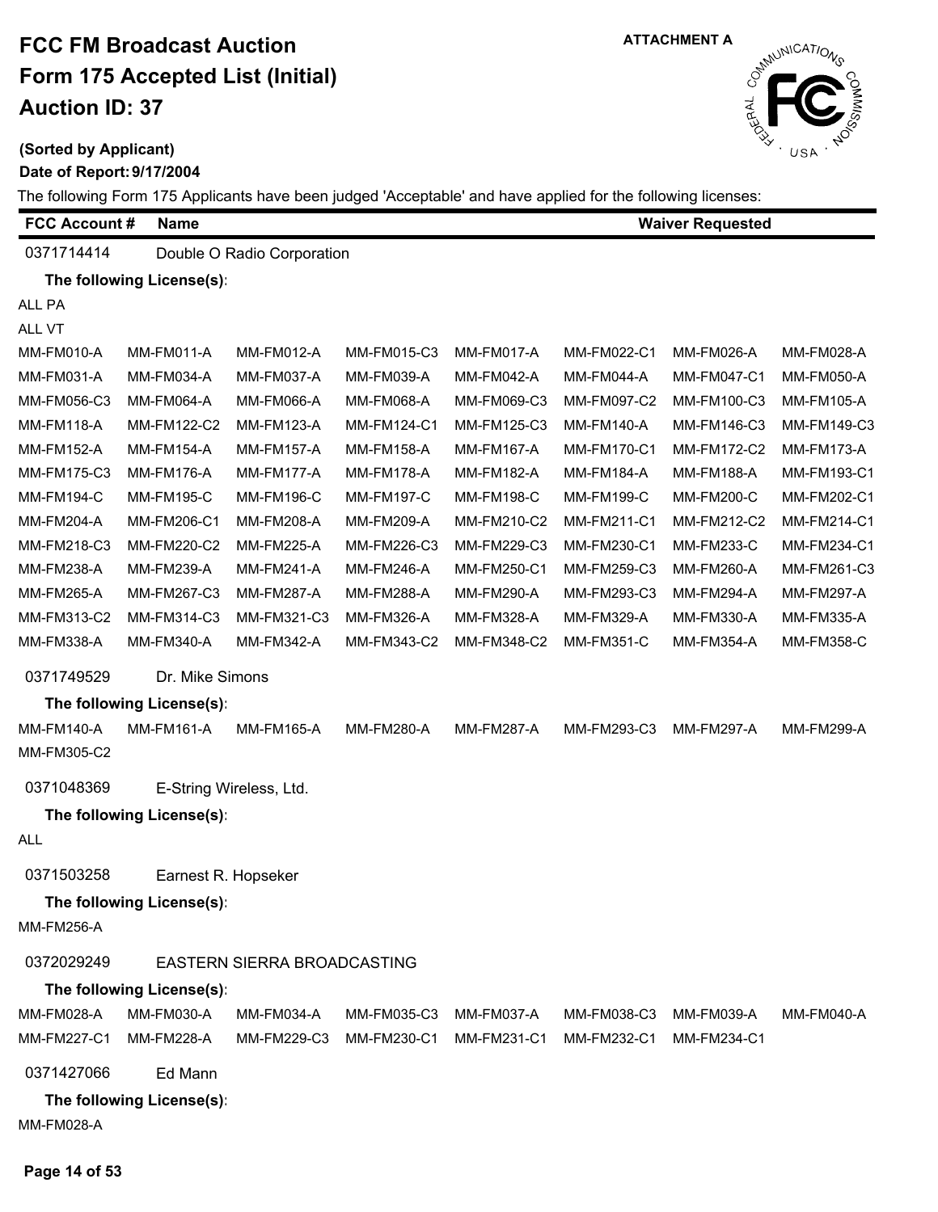# FCC FM Broadcast Auction
# Form 175 Accepted List (Initial)
# Auction ID: 37

ATTACHMENT A

**(Sorted by Applicant)**

**Date of Report: 9/17/2004**

The following Form 175 Applicants have been judged 'Acceptable' and have applied for the following licenses:

| FCC Account # | Name | Waiver Requested |
|---|---|---|

**0371714414** Double O Radio Corporation

**The following License(s):**

ALL PA

ALL VT

| | | | | | | | |
|---|---|---|---|---|---|---|---|
| MM-FM010-A | MM-FM011-A | MM-FM012-A | MM-FM015-C3 | MM-FM017-A | MM-FM022-C1 | MM-FM026-A | MM-FM028-A |
| MM-FM031-A | MM-FM034-A | MM-FM037-A | MM-FM039-A | MM-FM042-A | MM-FM044-A | MM-FM047-C1 | MM-FM050-A |
| MM-FM056-C3 | MM-FM064-A | MM-FM066-A | MM-FM068-A | MM-FM069-C3 | MM-FM097-C2 | MM-FM100-C3 | MM-FM105-A |
| MM-FM118-A | MM-FM122-C2 | MM-FM123-A | MM-FM124-C1 | MM-FM125-C3 | MM-FM140-A | MM-FM146-C3 | MM-FM149-C3 |
| MM-FM152-A | MM-FM154-A | MM-FM157-A | MM-FM158-A | MM-FM167-A | MM-FM170-C1 | MM-FM172-C2 | MM-FM173-A |
| MM-FM175-C3 | MM-FM176-A | MM-FM177-A | MM-FM178-A | MM-FM182-A | MM-FM184-A | MM-FM188-A | MM-FM193-C1 |
| MM-FM194-C | MM-FM195-C | MM-FM196-C | MM-FM197-C | MM-FM198-C | MM-FM199-C | MM-FM200-C | MM-FM202-C1 |
| MM-FM204-A | MM-FM206-C1 | MM-FM208-A | MM-FM209-A | MM-FM210-C2 | MM-FM211-C1 | MM-FM212-C2 | MM-FM214-C1 |
| MM-FM218-C3 | MM-FM220-C2 | MM-FM225-A | MM-FM226-C3 | MM-FM229-C3 | MM-FM230-C1 | MM-FM233-C | MM-FM234-C1 |
| MM-FM238-A | MM-FM239-A | MM-FM241-A | MM-FM246-A | MM-FM250-C1 | MM-FM259-C3 | MM-FM260-A | MM-FM261-C3 |
| MM-FM265-A | MM-FM267-C3 | MM-FM287-A | MM-FM288-A | MM-FM290-A | MM-FM293-C3 | MM-FM294-A | MM-FM297-A |
| MM-FM313-C2 | MM-FM314-C3 | MM-FM321-C3 | MM-FM326-A | MM-FM328-A | MM-FM329-A | MM-FM330-A | MM-FM335-A |
| MM-FM338-A | MM-FM340-A | MM-FM342-A | MM-FM343-C2 | MM-FM348-C2 | MM-FM351-C | MM-FM354-A | MM-FM358-C |

**0371749529** Dr. Mike Simons

**The following License(s):**

| | | | | | | | |
|---|---|---|---|---|---|---|---|
| MM-FM140-A | MM-FM161-A | MM-FM165-A | MM-FM280-A | MM-FM287-A | MM-FM293-C3 | MM-FM297-A | MM-FM299-A |
| MM-FM305-C2 | | | | | | | |

**0371048369** E-String Wireless, Ltd.

**The following License(s):**

ALL

**0371503258** Earnest R. Hopseker

**The following License(s):**

MM-FM256-A

**0372029249** EASTERN SIERRA BROADCASTING

**The following License(s):**

| | | | | | | | |
|---|---|---|---|---|---|---|---|
| MM-FM028-A | MM-FM030-A | MM-FM034-A | MM-FM035-C3 | MM-FM037-A | MM-FM038-C3 | MM-FM039-A | MM-FM040-A |
| MM-FM227-C1 | MM-FM228-A | MM-FM229-C3 | MM-FM230-C1 | MM-FM231-C1 | MM-FM232-C1 | MM-FM234-C1 | |

**0371427066** Ed Mann

**The following License(s):**

MM-FM028-A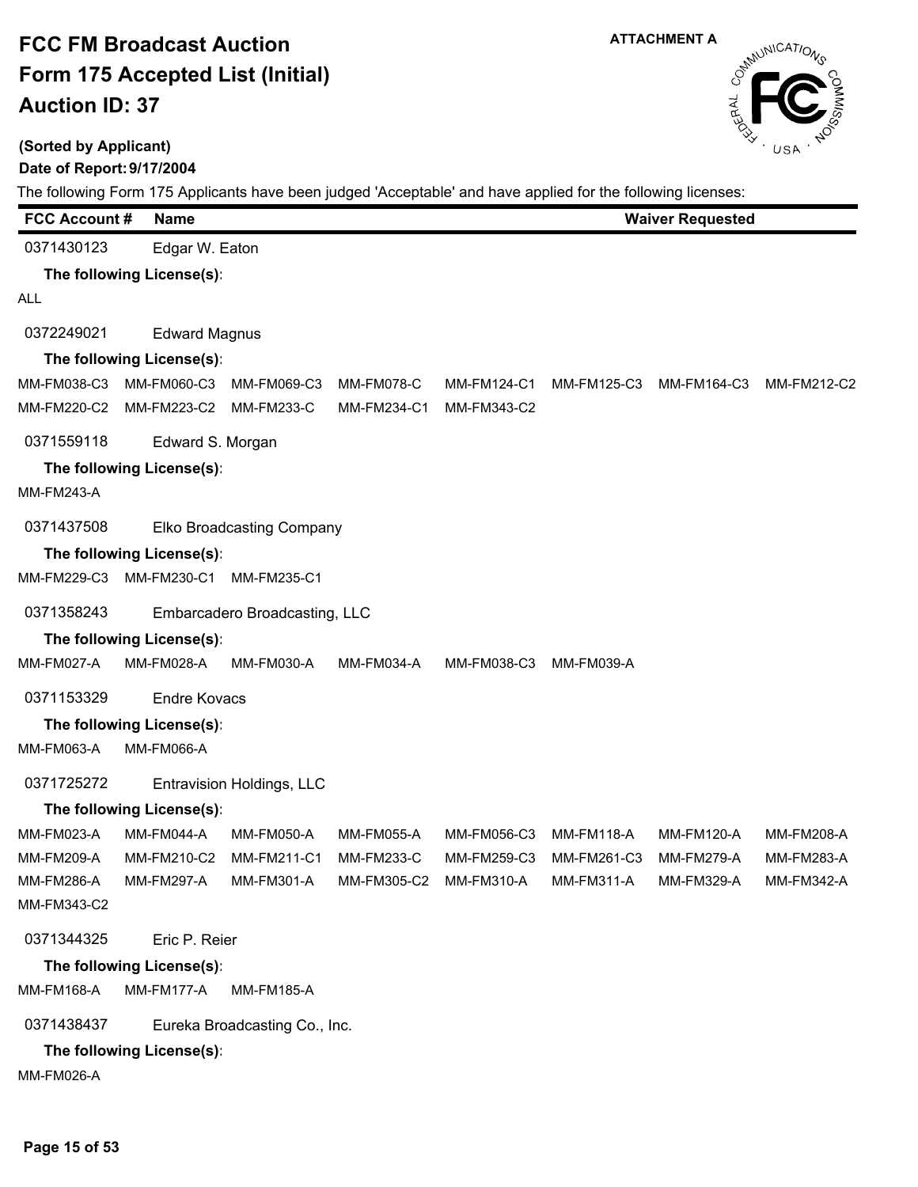# FCC FM Broadcast Auction
# Form 175 Accepted List (Initial)
# Auction ID: 37

ATTACHMENT A

**(Sorted by Applicant)**

**Date of Report: 9/17/2004**

The following Form 175 Applicants have been judged 'Acceptable' and have applied for the following licenses:

| FCC Account # | Name | Waiver Requested |
|---|---|---|

**0371430123** Edgar W. Eaton

**The following License(s):**

ALL

**0372249021** Edward Magnus

**The following License(s):**

MM-FM038-C3 MM-FM060-C3 MM-FM069-C3 MM-FM078-C MM-FM124-C1 MM-FM125-C3 MM-FM164-C3 MM-FM212-C2
MM-FM220-C2 MM-FM223-C2 MM-FM233-C MM-FM234-C1 MM-FM343-C2

**0371559118** Edward S. Morgan

**The following License(s):**

MM-FM243-A

**0371437508** Elko Broadcasting Company

**The following License(s):**

MM-FM229-C3 MM-FM230-C1 MM-FM235-C1

**0371358243** Embarcadero Broadcasting, LLC

**The following License(s):**

MM-FM027-A MM-FM028-A MM-FM030-A MM-FM034-A MM-FM038-C3 MM-FM039-A

**0371153329** Endre Kovacs

**The following License(s):**

MM-FM063-A MM-FM066-A

**0371725272** Entravision Holdings, LLC

**The following License(s):**

MM-FM023-A MM-FM044-A MM-FM050-A MM-FM055-A MM-FM056-C3 MM-FM118-A MM-FM120-A MM-FM208-A
MM-FM209-A MM-FM210-C2 MM-FM211-C1 MM-FM233-C MM-FM259-C3 MM-FM261-C3 MM-FM279-A MM-FM283-A
MM-FM286-A MM-FM297-A MM-FM301-A MM-FM305-C2 MM-FM310-A MM-FM311-A MM-FM329-A MM-FM342-A
MM-FM343-C2

**0371344325** Eric P. Reier

**The following License(s):**

MM-FM168-A MM-FM177-A MM-FM185-A

**0371438437** Eureka Broadcasting Co., Inc.

**The following License(s):**

MM-FM026-A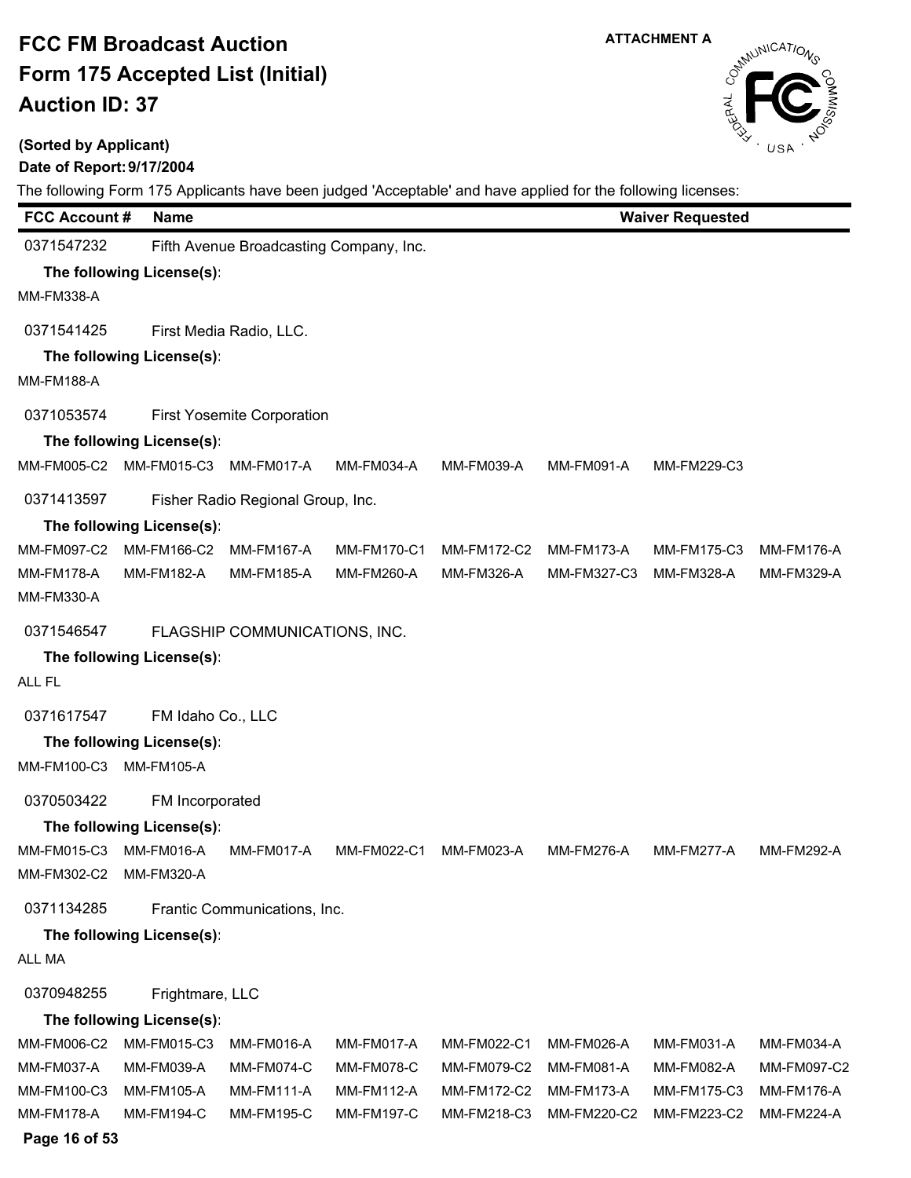# FCC FM Broadcast Auction
# Form 175 Accepted List (Initial)
# Auction ID: 37

ATTACHMENT A

**(Sorted by Applicant)**

**Date of Report: 9/17/2004**

The following Form 175 Applicants have been judged 'Acceptable' and have applied for the following licenses:

| FCC Account # | Name | Waiver Requested |
|---|---|---|
| 0371547232 | Fifth Avenue Broadcasting Company, Inc. | |

**The following License(s):**

MM-FM338-A

| FCC Account # | Name | Waiver Requested |
|---|---|---|
| 0371541425 | First Media Radio, LLC. | |

**The following License(s):**

MM-FM188-A

| FCC Account # | Name | Waiver Requested |
|---|---|---|
| 0371053574 | First Yosemite Corporation | |

**The following License(s):**

MM-FM005-C2 MM-FM015-C3 MM-FM017-A MM-FM034-A MM-FM039-A MM-FM091-A MM-FM229-C3

| FCC Account # | Name | Waiver Requested |
|---|---|---|
| 0371413597 | Fisher Radio Regional Group, Inc. | |

**The following License(s):**

MM-FM097-C2 MM-FM166-C2 MM-FM167-A MM-FM170-C1 MM-FM172-C2 MM-FM173-A MM-FM175-C3 MM-FM176-A
MM-FM178-A MM-FM182-A MM-FM185-A MM-FM260-A MM-FM326-A MM-FM327-C3 MM-FM328-A MM-FM329-A
MM-FM330-A

| FCC Account # | Name | Waiver Requested |
|---|---|---|
| 0371546547 | FLAGSHIP COMMUNICATIONS, INC. | |

**The following License(s):**

ALL FL

| FCC Account # | Name | Waiver Requested |
|---|---|---|
| 0371617547 | FM Idaho Co., LLC | |

**The following License(s):**

MM-FM100-C3 MM-FM105-A

| FCC Account # | Name | Waiver Requested |
|---|---|---|
| 0370503422 | FM Incorporated | |

**The following License(s):**

MM-FM015-C3 MM-FM016-A MM-FM017-A MM-FM022-C1 MM-FM023-A MM-FM276-A MM-FM277-A MM-FM292-A
MM-FM302-C2 MM-FM320-A

| FCC Account # | Name | Waiver Requested |
|---|---|---|
| 0371134285 | Frantic Communications, Inc. | |

**The following License(s):**

ALL MA

| FCC Account # | Name | Waiver Requested |
|---|---|---|
| 0370948255 | Frightmare, LLC | |

**The following License(s):**

MM-FM006-C2 MM-FM015-C3 MM-FM016-A MM-FM017-A MM-FM022-C1 MM-FM026-A MM-FM031-A MM-FM034-A
MM-FM037-A MM-FM039-A MM-FM074-C MM-FM078-C MM-FM079-C2 MM-FM081-A MM-FM082-A MM-FM097-C2
MM-FM100-C3 MM-FM105-A MM-FM111-A MM-FM112-A MM-FM172-C2 MM-FM173-A MM-FM175-C3 MM-FM176-A
MM-FM178-A MM-FM194-C MM-FM195-C MM-FM197-C MM-FM218-C3 MM-FM220-C2 MM-FM223-C2 MM-FM224-A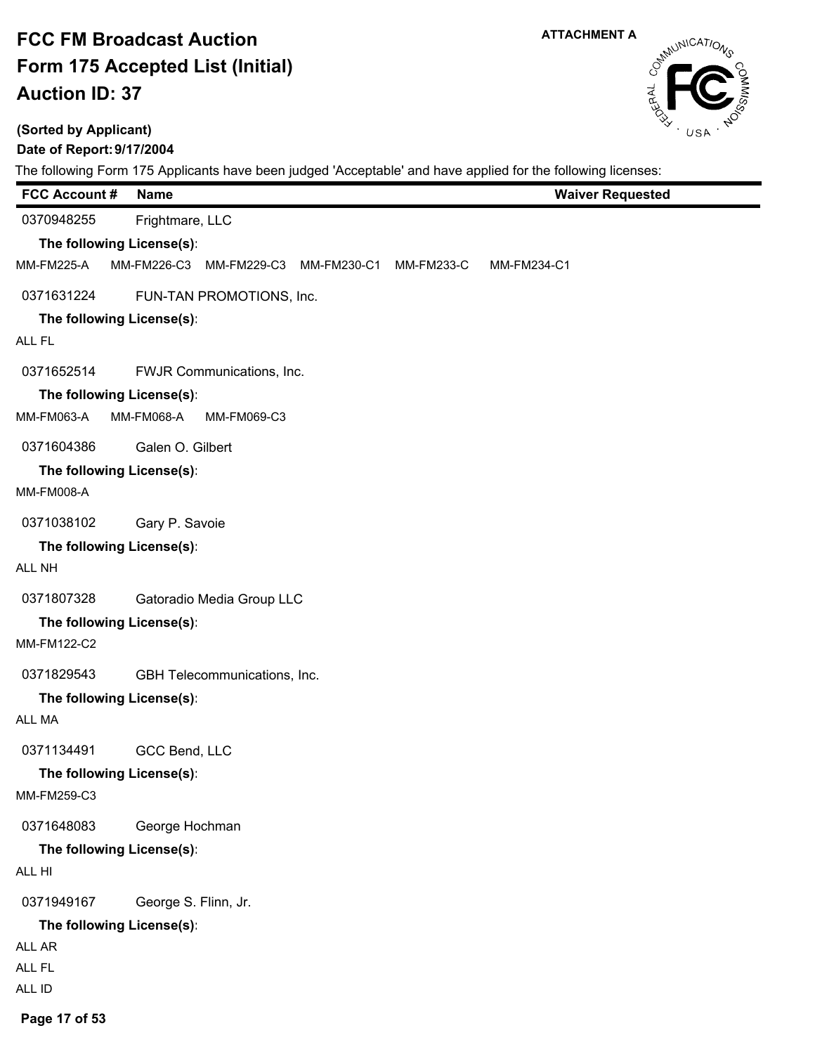# FCC FM Broadcast Auction

# Form 175 Accepted List (Initial)

# Auction ID: 37

ATTACHMENT A

**(Sorted by Applicant)**

**Date of Report: 9/17/2004**

The following Form 175 Applicants have been judged 'Acceptable' and have applied for the following licenses:

| FCC Account # | Name | Waiver Requested |
|---|---|---|
| 0370948255 | Frightmare, LLC | |

**The following License(s):**

MM-FM225-A MM-FM226-C3 MM-FM229-C3 MM-FM230-C1 MM-FM233-C MM-FM234-C1

| FCC Account # | Name | Waiver Requested |
|---|---|---|
| 0371631224 | FUN-TAN PROMOTIONS, Inc. | |

**The following License(s):**

ALL FL

| FCC Account # | Name | Waiver Requested |
|---|---|---|
| 0371652514 | FWJR Communications, Inc. | |

**The following License(s):**

MM-FM063-A MM-FM068-A MM-FM069-C3

| FCC Account # | Name | Waiver Requested |
|---|---|---|
| 0371604386 | Galen O. Gilbert | |

**The following License(s):**

MM-FM008-A

| FCC Account # | Name | Waiver Requested |
|---|---|---|
| 0371038102 | Gary P. Savoie | |

**The following License(s):**

ALL NH

| FCC Account # | Name | Waiver Requested |
|---|---|---|
| 0371807328 | Gatoradio Media Group LLC | |

**The following License(s):**

MM-FM122-C2

| FCC Account # | Name | Waiver Requested |
|---|---|---|
| 0371829543 | GBH Telecommunications, Inc. | |

**The following License(s):**

ALL MA

| FCC Account # | Name | Waiver Requested |
|---|---|---|
| 0371134491 | GCC Bend, LLC | |

**The following License(s):**

MM-FM259-C3

| FCC Account # | Name | Waiver Requested |
|---|---|---|
| 0371648083 | George Hochman | |

**The following License(s):**

ALL HI

| FCC Account # | Name | Waiver Requested |
|---|---|---|
| 0371949167 | George S. Flinn, Jr. | |

**The following License(s):**

ALL AR

ALL FL

ALL ID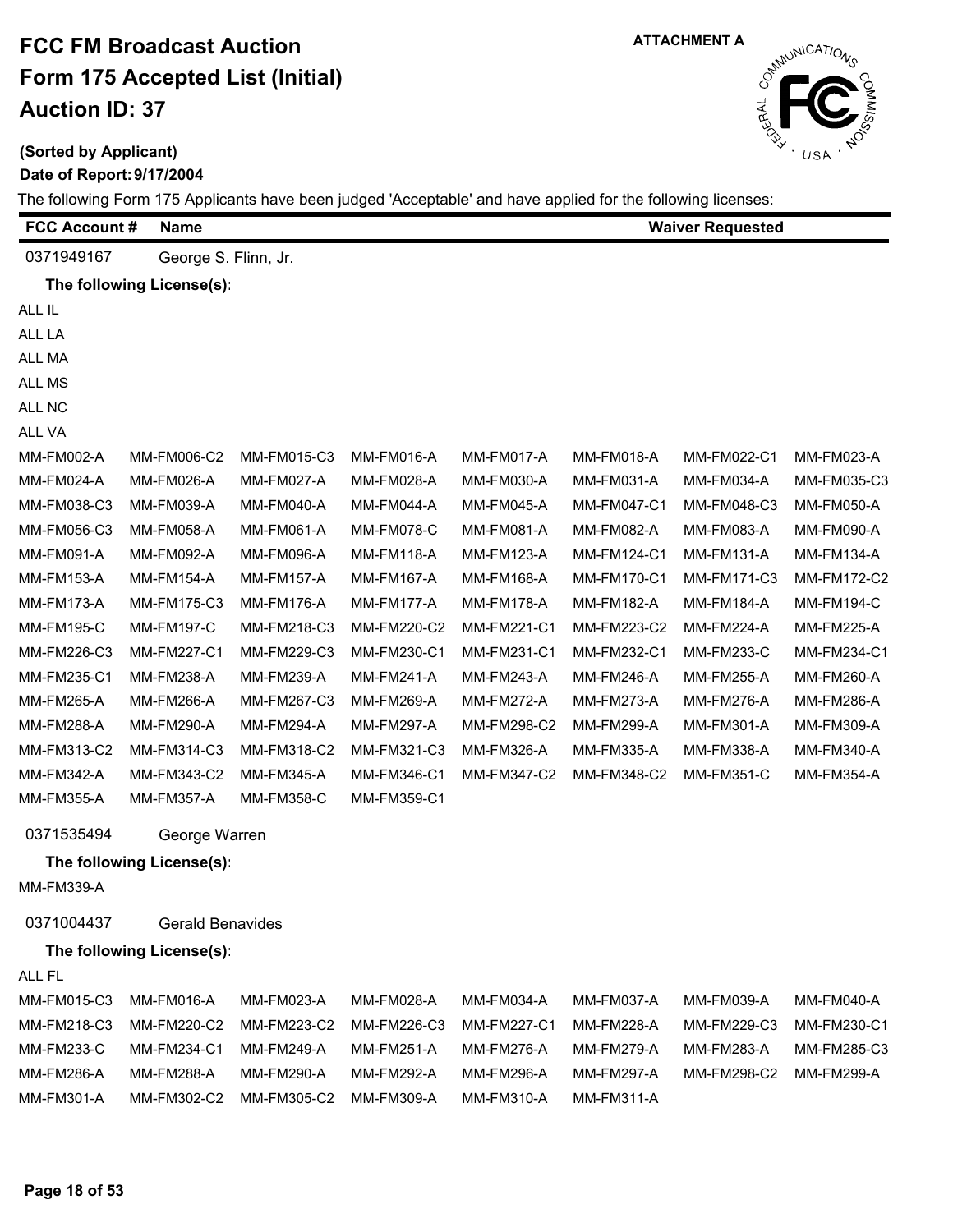# FCC FM Broadcast Auction
# Form 175 Accepted List (Initial)
# Auction ID: 37

ATTACHMENT A

**(Sorted by Applicant)**

**Date of Report: 9/17/2004**

The following Form 175 Applicants have been judged 'Acceptable' and have applied for the following licenses:

| FCC Account # | Name | Waiver Requested |
|---|---|---|
| 0371949167 | George S. Flinn, Jr. | |

**The following License(s):**

ALL IL
ALL LA
ALL MA
ALL MS
ALL NC
ALL VA

| | | | | | | | |
|---|---|---|---|---|---|---|---|
| MM-FM002-A | MM-FM006-C2 | MM-FM015-C3 | MM-FM016-A | MM-FM017-A | MM-FM018-A | MM-FM022-C1 | MM-FM023-A |
| MM-FM024-A | MM-FM026-A | MM-FM027-A | MM-FM028-A | MM-FM030-A | MM-FM031-A | MM-FM034-A | MM-FM035-C3 |
| MM-FM038-C3 | MM-FM039-A | MM-FM040-A | MM-FM044-A | MM-FM045-A | MM-FM047-C1 | MM-FM048-C3 | MM-FM050-A |
| MM-FM056-C3 | MM-FM058-A | MM-FM061-A | MM-FM078-C | MM-FM081-A | MM-FM082-A | MM-FM083-A | MM-FM090-A |
| MM-FM091-A | MM-FM092-A | MM-FM096-A | MM-FM118-A | MM-FM123-A | MM-FM124-C1 | MM-FM131-A | MM-FM134-A |
| MM-FM153-A | MM-FM154-A | MM-FM157-A | MM-FM167-A | MM-FM168-A | MM-FM170-C1 | MM-FM171-C3 | MM-FM172-C2 |
| MM-FM173-A | MM-FM175-C3 | MM-FM176-A | MM-FM177-A | MM-FM178-A | MM-FM182-A | MM-FM184-A | MM-FM194-C |
| MM-FM195-C | MM-FM197-C | MM-FM218-C3 | MM-FM220-C2 | MM-FM221-C1 | MM-FM223-C2 | MM-FM224-A | MM-FM225-A |
| MM-FM226-C3 | MM-FM227-C1 | MM-FM229-C3 | MM-FM230-C1 | MM-FM231-C1 | MM-FM232-C1 | MM-FM233-C | MM-FM234-C1 |
| MM-FM235-C1 | MM-FM238-A | MM-FM239-A | MM-FM241-A | MM-FM243-A | MM-FM246-A | MM-FM255-A | MM-FM260-A |
| MM-FM265-A | MM-FM266-A | MM-FM267-C3 | MM-FM269-A | MM-FM272-A | MM-FM273-A | MM-FM276-A | MM-FM286-A |
| MM-FM288-A | MM-FM290-A | MM-FM294-A | MM-FM297-A | MM-FM298-C2 | MM-FM299-A | MM-FM301-A | MM-FM309-A |
| MM-FM313-C2 | MM-FM314-C3 | MM-FM318-C2 | MM-FM321-C3 | MM-FM326-A | MM-FM335-A | MM-FM338-A | MM-FM340-A |
| MM-FM342-A | MM-FM343-C2 | MM-FM345-A | MM-FM346-C1 | MM-FM347-C2 | MM-FM348-C2 | MM-FM351-C | MM-FM354-A |
| MM-FM355-A | MM-FM357-A | MM-FM358-C | MM-FM359-C1 | | | | |

| FCC Account # | Name | Waiver Requested |
|---|---|---|
| 0371535494 | George Warren | |

**The following License(s):**

MM-FM339-A

| FCC Account # | Name | Waiver Requested |
|---|---|---|
| 0371004437 | Gerald Benavides | |

**The following License(s):**

ALL FL

| | | | | | | | |
|---|---|---|---|---|---|---|---|
| MM-FM015-C3 | MM-FM016-A | MM-FM023-A | MM-FM028-A | MM-FM034-A | MM-FM037-A | MM-FM039-A | MM-FM040-A |
| MM-FM218-C3 | MM-FM220-C2 | MM-FM223-C2 | MM-FM226-C3 | MM-FM227-C1 | MM-FM228-A | MM-FM229-C3 | MM-FM230-C1 |
| MM-FM233-C | MM-FM234-C1 | MM-FM249-A | MM-FM251-A | MM-FM276-A | MM-FM279-A | MM-FM283-A | MM-FM285-C3 |
| MM-FM286-A | MM-FM288-A | MM-FM290-A | MM-FM292-A | MM-FM296-A | MM-FM297-A | MM-FM298-C2 | MM-FM299-A |
| MM-FM301-A | MM-FM302-C2 | MM-FM305-C2 | MM-FM309-A | MM-FM310-A | MM-FM311-A | | |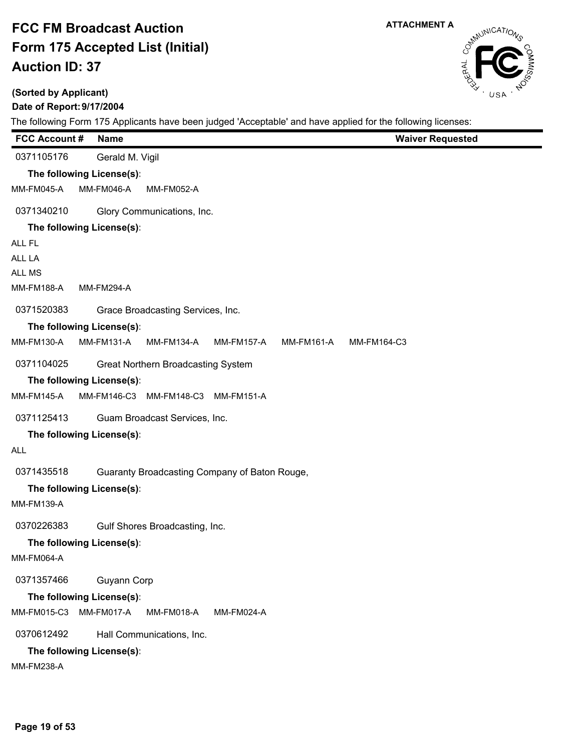# FCC FM Broadcast Auction
# Form 175 Accepted List (Initial)
# Auction ID: 37

ATTACHMENT A

**(Sorted by Applicant)**

**Date of Report: 9/17/2004**

The following Form 175 Applicants have been judged 'Acceptable' and have applied for the following licenses:

| FCC Account # | Name | Waiver Requested |
|---|---|---|
| 0371105176 | Gerald M. Vigil | |

**The following License(s):**

MM-FM045-A MM-FM046-A MM-FM052-A

| FCC Account # | Name | Waiver Requested |
|---|---|---|
| 0371340210 | Glory Communications, Inc. | |

**The following License(s):**

ALL FL
ALL LA
ALL MS
MM-FM188-A MM-FM294-A

| FCC Account # | Name | Waiver Requested |
|---|---|---|
| 0371520383 | Grace Broadcasting Services, Inc. | |

**The following License(s):**

MM-FM130-A MM-FM131-A MM-FM134-A MM-FM157-A MM-FM161-A MM-FM164-C3

| FCC Account # | Name | Waiver Requested |
|---|---|---|
| 0371104025 | Great Northern Broadcasting System | |

**The following License(s):**

MM-FM145-A MM-FM146-C3 MM-FM148-C3 MM-FM151-A

| FCC Account # | Name | Waiver Requested |
|---|---|---|
| 0371125413 | Guam Broadcast Services, Inc. | |

**The following License(s):**

ALL

| FCC Account # | Name | Waiver Requested |
|---|---|---|
| 0371435518 | Guaranty Broadcasting Company of Baton Rouge, | |

**The following License(s):**

MM-FM139-A

| FCC Account # | Name | Waiver Requested |
|---|---|---|
| 0370226383 | Gulf Shores Broadcasting, Inc. | |

**The following License(s):**

MM-FM064-A

| FCC Account # | Name | Waiver Requested |
|---|---|---|
| 0371357466 | Guyann Corp | |

**The following License(s):**

MM-FM015-C3 MM-FM017-A MM-FM018-A MM-FM024-A

| FCC Account # | Name | Waiver Requested |
|---|---|---|
| 0370612492 | Hall Communications, Inc. | |

**The following License(s):**

MM-FM238-A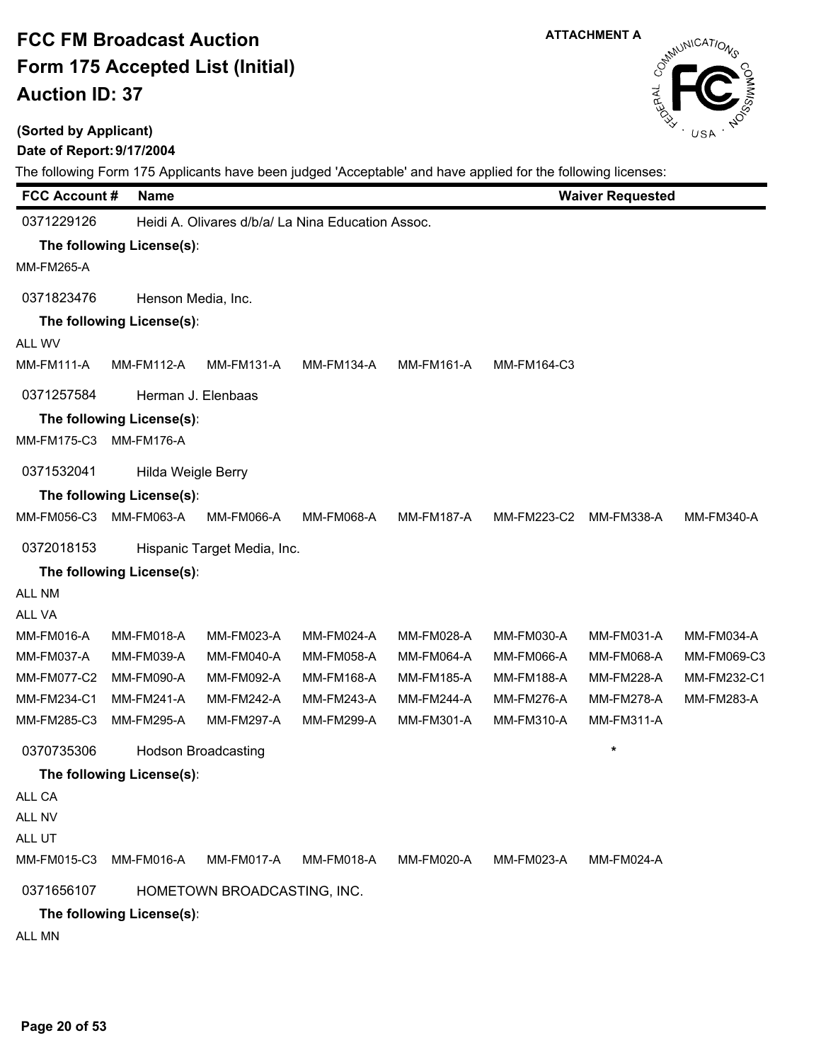# FCC FM Broadcast Auction
# Form 175 Accepted List (Initial)
# Auction ID: 37

ATTACHMENT A

**(Sorted by Applicant)**

**Date of Report: 9/17/2004**

The following Form 175 Applicants have been judged 'Acceptable' and have applied for the following licenses:

| FCC Account # | Name | | | | | Waiver Requested | |
|---|---|---|---|---|---|---|---|
| 0371229126 | Heidi A. Olivares d/b/a/ La Nina Education Assoc. | | | | | | |
| **The following License(s):** | | | | | | | |
| MM-FM265-A | | | | | | | |
| 0371823476 | Henson Media, Inc. | | | | | | |
| **The following License(s):** | | | | | | | |
| ALL WV | | | | | | | |
| MM-FM111-A | MM-FM112-A | MM-FM131-A | MM-FM134-A | MM-FM161-A | MM-FM164-C3 | | |
| 0371257584 | Herman J. Elenbaas | | | | | | |
| **The following License(s):** | | | | | | | |
| MM-FM175-C3 | MM-FM176-A | | | | | | |
| 0371532041 | Hilda Weigle Berry | | | | | | |
| **The following License(s):** | | | | | | | |
| MM-FM056-C3 | MM-FM063-A | MM-FM066-A | MM-FM068-A | MM-FM187-A | MM-FM223-C2 | MM-FM338-A | MM-FM340-A |
| 0372018153 | Hispanic Target Media, Inc. | | | | | | |
| **The following License(s):** | | | | | | | |
| ALL NM | | | | | | | |
| ALL VA | | | | | | | |
| MM-FM016-A | MM-FM018-A | MM-FM023-A | MM-FM024-A | MM-FM028-A | MM-FM030-A | MM-FM031-A | MM-FM034-A |
| MM-FM037-A | MM-FM039-A | MM-FM040-A | MM-FM058-A | MM-FM064-A | MM-FM066-A | MM-FM068-A | MM-FM069-C3 |
| MM-FM077-C2 | MM-FM090-A | MM-FM092-A | MM-FM168-A | MM-FM185-A | MM-FM188-A | MM-FM228-A | MM-FM232-C1 |
| MM-FM234-C1 | MM-FM241-A | MM-FM242-A | MM-FM243-A | MM-FM244-A | MM-FM276-A | MM-FM278-A | MM-FM283-A |
| MM-FM285-C3 | MM-FM295-A | MM-FM297-A | MM-FM299-A | MM-FM301-A | MM-FM310-A | MM-FM311-A | |
| 0370735306 | Hodson Broadcasting | | | | | * | |
| **The following License(s):** | | | | | | | |
| ALL CA | | | | | | | |
| ALL NV | | | | | | | |
| ALL UT | | | | | | | |
| MM-FM015-C3 | MM-FM016-A | MM-FM017-A | MM-FM018-A | MM-FM020-A | MM-FM023-A | MM-FM024-A | |
| 0371656107 | HOMETOWN BROADCASTING, INC. | | | | | | |
| **The following License(s):** | | | | | | | |
| ALL MN | | | | | | | |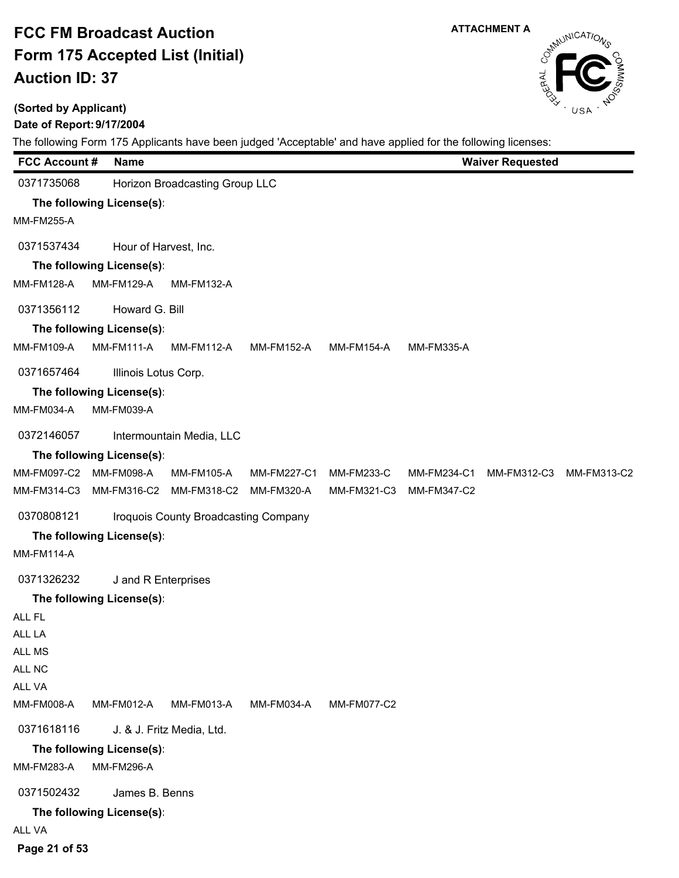# FCC FM Broadcast Auction
# Form 175 Accepted List (Initial)
# Auction ID: 37

ATTACHMENT A

**(Sorted by Applicant)**

**Date of Report: 9/17/2004**

The following Form 175 Applicants have been judged 'Acceptable' and have applied for the following licenses:

| FCC Account # | Name | Waiver Requested |
|---|---|---|
| 0371735068 | Horizon Broadcasting Group LLC | |

**The following License(s):**

MM-FM255-A

| FCC Account # | Name | Waiver Requested |
|---|---|---|
| 0371537434 | Hour of Harvest, Inc. | |

**The following License(s):**

MM-FM128-A MM-FM129-A MM-FM132-A

| FCC Account # | Name | Waiver Requested |
|---|---|---|
| 0371356112 | Howard G. Bill | |

**The following License(s):**

MM-FM109-A MM-FM111-A MM-FM112-A MM-FM152-A MM-FM154-A MM-FM335-A

| FCC Account # | Name | Waiver Requested |
|---|---|---|
| 0371657464 | Illinois Lotus Corp. | |

**The following License(s):**

MM-FM034-A MM-FM039-A

| FCC Account # | Name | Waiver Requested |
|---|---|---|
| 0372146057 | Intermountain Media, LLC | |

**The following License(s):**

MM-FM097-C2 MM-FM098-A MM-FM105-A MM-FM227-C1 MM-FM233-C MM-FM234-C1 MM-FM312-C3 MM-FM313-C2
MM-FM314-C3 MM-FM316-C2 MM-FM318-C2 MM-FM320-A MM-FM321-C3 MM-FM347-C2

| FCC Account # | Name | Waiver Requested |
|---|---|---|
| 0370808121 | Iroquois County Broadcasting Company | |

**The following License(s):**

MM-FM114-A

| FCC Account # | Name | Waiver Requested |
|---|---|---|
| 0371326232 | J and R Enterprises | |

**The following License(s):**

ALL FL
ALL LA
ALL MS
ALL NC
ALL VA
MM-FM008-A MM-FM012-A MM-FM013-A MM-FM034-A MM-FM077-C2

| FCC Account # | Name | Waiver Requested |
|---|---|---|
| 0371618116 | J. & J. Fritz Media, Ltd. | |

**The following License(s):**

MM-FM283-A MM-FM296-A

| FCC Account # | Name | Waiver Requested |
|---|---|---|
| 0371502432 | James B. Benns | |

**The following License(s):**

ALL VA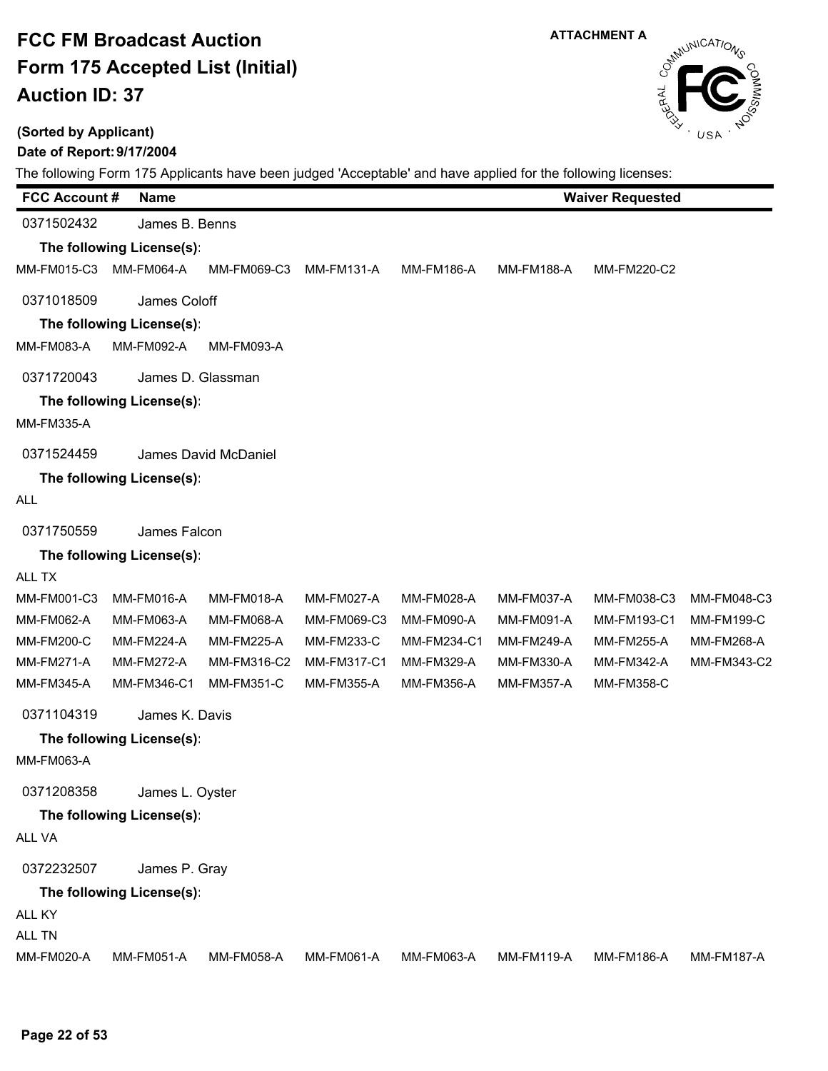# FCC FM Broadcast Auction
# Form 175 Accepted List (Initial)
# Auction ID: 37

ATTACHMENT A

**(Sorted by Applicant)**

**Date of Report: 9/17/2004**

The following Form 175 Applicants have been judged 'Acceptable' and have applied for the following licenses:

| FCC Account # | Name | Waiver Requested |
|---|---|---|

0371502432 James B. Benns

**The following License(s):**

MM-FM015-C3 MM-FM064-A MM-FM069-C3 MM-FM131-A MM-FM186-A MM-FM188-A MM-FM220-C2

0371018509 James Coloff

**The following License(s):**

MM-FM083-A MM-FM092-A MM-FM093-A

0371720043 James D. Glassman

**The following License(s):**

MM-FM335-A

0371524459 James David McDaniel

**The following License(s):**

ALL

0371750559 James Falcon

**The following License(s):**

ALL TX

MM-FM001-C3 MM-FM016-A MM-FM018-A MM-FM027-A MM-FM028-A MM-FM037-A MM-FM038-C3 MM-FM048-C3
MM-FM062-A MM-FM063-A MM-FM068-A MM-FM069-C3 MM-FM090-A MM-FM091-A MM-FM193-C1 MM-FM199-C
MM-FM200-C MM-FM224-A MM-FM225-A MM-FM233-C MM-FM234-C1 MM-FM249-A MM-FM255-A MM-FM268-A
MM-FM271-A MM-FM272-A MM-FM316-C2 MM-FM317-C1 MM-FM329-A MM-FM330-A MM-FM342-A MM-FM343-C2
MM-FM345-A MM-FM346-C1 MM-FM351-C MM-FM355-A MM-FM356-A MM-FM357-A MM-FM358-C

0371104319 James K. Davis

**The following License(s):**

MM-FM063-A

0371208358 James L. Oyster

**The following License(s):**

ALL VA

0372232507 James P. Gray

**The following License(s):**

ALL KY

ALL TN

MM-FM020-A MM-FM051-A MM-FM058-A MM-FM061-A MM-FM063-A MM-FM119-A MM-FM186-A MM-FM187-A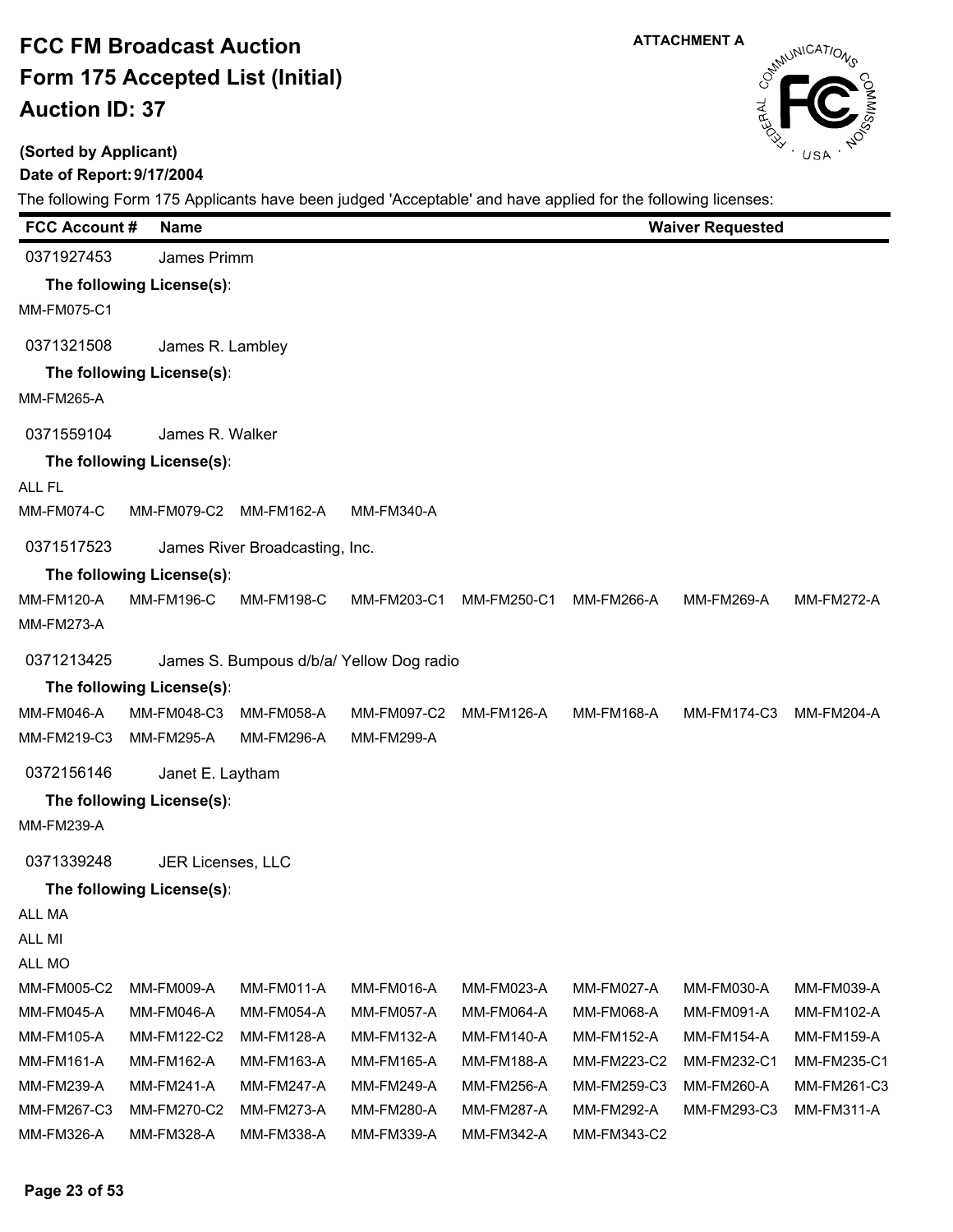# FCC FM Broadcast Auction
# Form 175 Accepted List (Initial)
# Auction ID: 37

**ATTACHMENT A**

**(Sorted by Applicant)**

**Date of Report: 9/17/2004**

The following Form 175 Applicants have been judged 'Acceptable' and have applied for the following licenses:

| FCC Account # | Name | Waiver Requested |
|---|---|---|

0371927453 James Primm

**The following License(s):**

MM-FM075-C1

0371321508 James R. Lambley

**The following License(s):**

MM-FM265-A

0371559104 James R. Walker

**The following License(s):**

ALL FL

MM-FM074-C MM-FM079-C2 MM-FM162-A MM-FM340-A

0371517523 James River Broadcasting, Inc.

**The following License(s):**

MM-FM120-A MM-FM196-C MM-FM198-C MM-FM203-C1 MM-FM250-C1 MM-FM266-A MM-FM269-A MM-FM272-A
MM-FM273-A

0371213425 James S. Bumpous d/b/a/ Yellow Dog radio

**The following License(s):**

MM-FM046-A MM-FM048-C3 MM-FM058-A MM-FM097-C2 MM-FM126-A MM-FM168-A MM-FM174-C3 MM-FM204-A
MM-FM219-C3 MM-FM295-A MM-FM296-A MM-FM299-A

0372156146 Janet E. Laytham

**The following License(s):**

MM-FM239-A

0371339248 JER Licenses, LLC

**The following License(s):**

ALL MA

ALL MI

ALL MO

MM-FM005-C2 MM-FM009-A MM-FM011-A MM-FM016-A MM-FM023-A MM-FM027-A MM-FM030-A MM-FM039-A
MM-FM045-A MM-FM046-A MM-FM054-A MM-FM057-A MM-FM064-A MM-FM068-A MM-FM091-A MM-FM102-A
MM-FM105-A MM-FM122-C2 MM-FM128-A MM-FM132-A MM-FM140-A MM-FM152-A MM-FM154-A MM-FM159-A
MM-FM161-A MM-FM162-A MM-FM163-A MM-FM165-A MM-FM188-A MM-FM223-C2 MM-FM232-C1 MM-FM235-C1
MM-FM239-A MM-FM241-A MM-FM247-A MM-FM249-A MM-FM256-A MM-FM259-C3 MM-FM260-A MM-FM261-C3
MM-FM267-C3 MM-FM270-C2 MM-FM273-A MM-FM280-A MM-FM287-A MM-FM292-A MM-FM293-C3 MM-FM311-A
MM-FM326-A MM-FM328-A MM-FM338-A MM-FM339-A MM-FM342-A MM-FM343-C2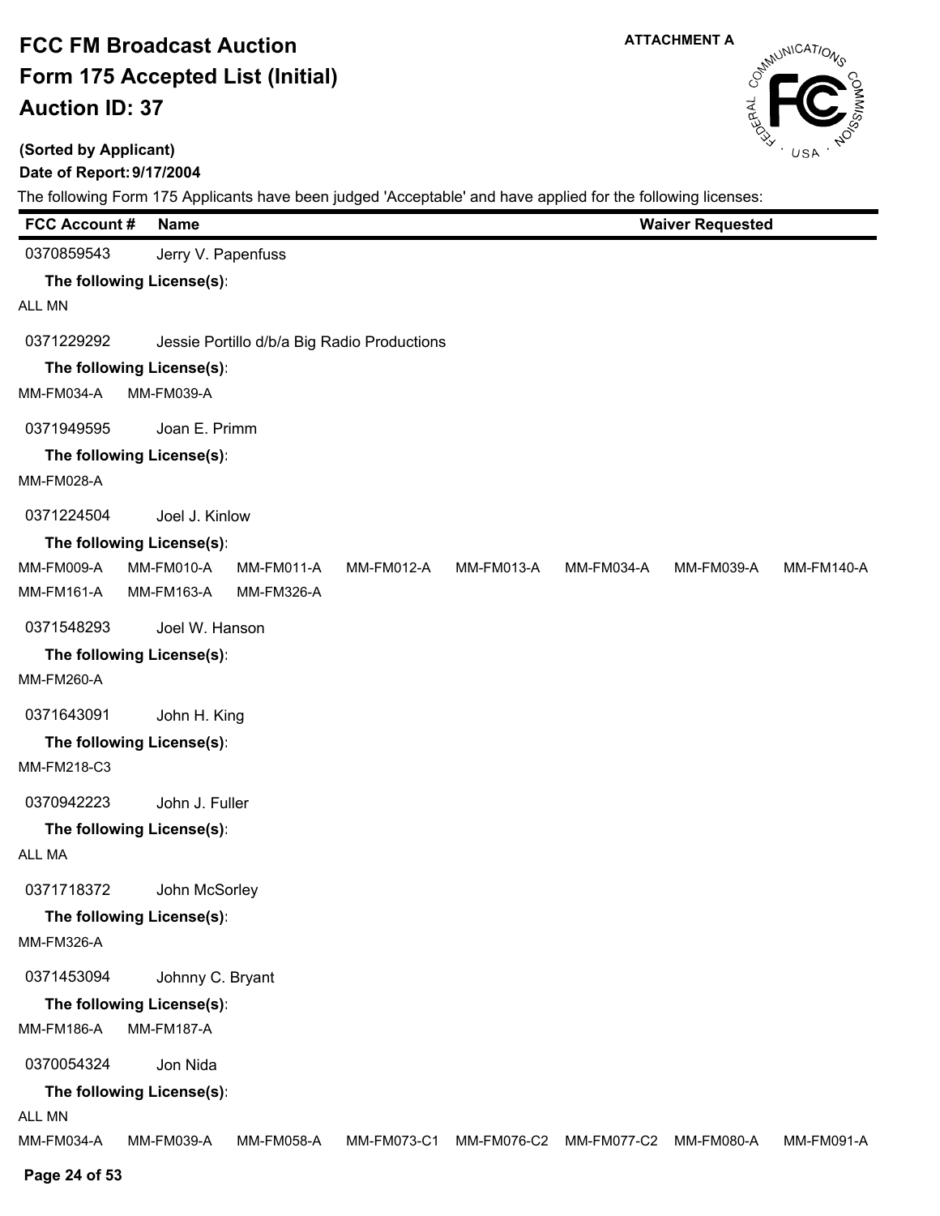# FCC FM Broadcast Auction
# Form 175 Accepted List (Initial)
# Auction ID: 37

**ATTACHMENT A**

**(Sorted by Applicant)**

**Date of Report: 9/17/2004**

The following Form 175 Applicants have been judged 'Acceptable' and have applied for the following licenses:

| FCC Account # | Name | Waiver Requested |
|---|---|---|
| 0370859543 | Jerry V. Papenfuss | |

**The following License(s):**

ALL MN

| FCC Account # | Name | Waiver Requested |
|---|---|---|
| 0371229292 | Jessie Portillo d/b/a Big Radio Productions | |

**The following License(s):**

MM-FM034-A MM-FM039-A

| FCC Account # | Name | Waiver Requested |
|---|---|---|
| 0371949595 | Joan E. Primm | |

**The following License(s):**

MM-FM028-A

| FCC Account # | Name | Waiver Requested |
|---|---|---|
| 0371224504 | Joel J. Kinlow | |

**The following License(s):**

MM-FM009-A MM-FM010-A MM-FM011-A MM-FM012-A MM-FM013-A MM-FM034-A MM-FM039-A MM-FM140-A
MM-FM161-A MM-FM163-A MM-FM326-A

| FCC Account # | Name | Waiver Requested |
|---|---|---|
| 0371548293 | Joel W. Hanson | |

**The following License(s):**

MM-FM260-A

| FCC Account # | Name | Waiver Requested |
|---|---|---|
| 0371643091 | John H. King | |

**The following License(s):**

MM-FM218-C3

| FCC Account # | Name | Waiver Requested |
|---|---|---|
| 0370942223 | John J. Fuller | |

**The following License(s):**

ALL MA

| FCC Account # | Name | Waiver Requested |
|---|---|---|
| 0371718372 | John McSorley | |

**The following License(s):**

MM-FM326-A

| FCC Account # | Name | Waiver Requested |
|---|---|---|
| 0371453094 | Johnny C. Bryant | |

**The following License(s):**

MM-FM186-A MM-FM187-A

| FCC Account # | Name | Waiver Requested |
|---|---|---|
| 0370054324 | Jon Nida | |

**The following License(s):**

ALL MN

MM-FM034-A MM-FM039-A MM-FM058-A MM-FM073-C1 MM-FM076-C2 MM-FM077-C2 MM-FM080-A MM-FM091-A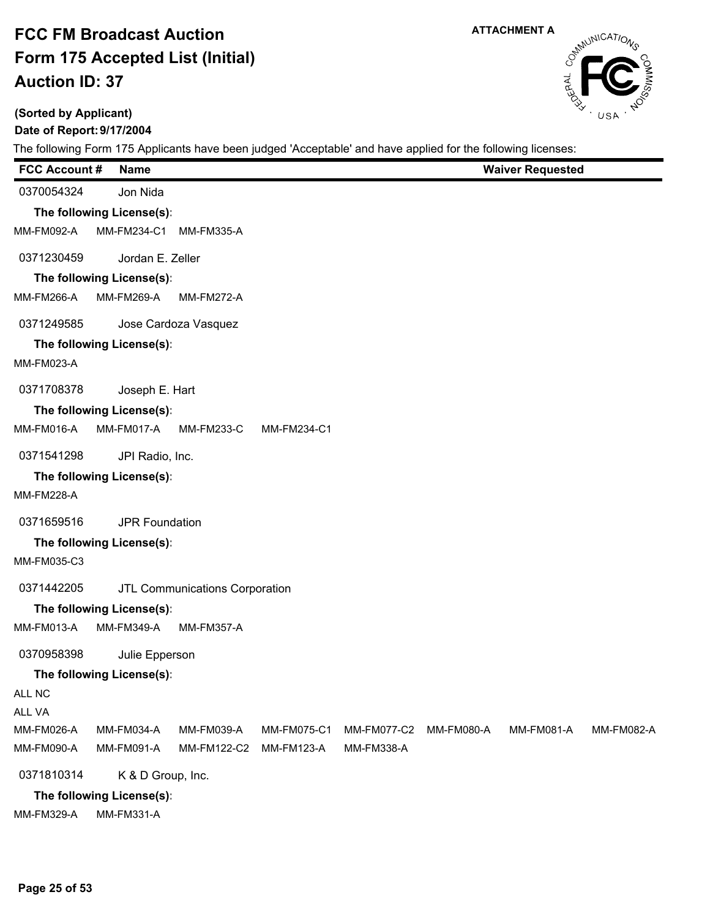# FCC FM Broadcast Auction
# Form 175 Accepted List (Initial)
# Auction ID: 37

**ATTACHMENT A**

**(Sorted by Applicant)**

**Date of Report: 9/17/2004**

The following Form 175 Applicants have been judged 'Acceptable' and have applied for the following licenses:

| FCC Account # | Name | Waiver Requested |
|---|---|---|
| 0370054324 | Jon Nida | |

**The following License(s):**

MM-FM092-A MM-FM234-C1 MM-FM335-A

| FCC Account # | Name | Waiver Requested |
|---|---|---|
| 0371230459 | Jordan E. Zeller | |

**The following License(s):**

MM-FM266-A MM-FM269-A MM-FM272-A

| FCC Account # | Name | Waiver Requested |
|---|---|---|
| 0371249585 | Jose Cardoza Vasquez | |

**The following License(s):**

MM-FM023-A

| FCC Account # | Name | Waiver Requested |
|---|---|---|
| 0371708378 | Joseph E. Hart | |

**The following License(s):**

MM-FM016-A MM-FM017-A MM-FM233-C MM-FM234-C1

| FCC Account # | Name | Waiver Requested |
|---|---|---|
| 0371541298 | JPI Radio, Inc. | |

**The following License(s):**

MM-FM228-A

| FCC Account # | Name | Waiver Requested |
|---|---|---|
| 0371659516 | JPR Foundation | |

**The following License(s):**

MM-FM035-C3

| FCC Account # | Name | Waiver Requested |
|---|---|---|
| 0371442205 | JTL Communications Corporation | |

**The following License(s):**

MM-FM013-A MM-FM349-A MM-FM357-A

| FCC Account # | Name | Waiver Requested |
|---|---|---|
| 0370958398 | Julie Epperson | |

**The following License(s):**

ALL NC

ALL VA

MM-FM026-A MM-FM034-A MM-FM039-A MM-FM075-C1 MM-FM077-C2 MM-FM080-A MM-FM081-A MM-FM082-A

MM-FM090-A MM-FM091-A MM-FM122-C2 MM-FM123-A MM-FM338-A

| FCC Account # | Name | Waiver Requested |
|---|---|---|
| 0371810314 | K & D Group, Inc. | |

**The following License(s):**

MM-FM329-A MM-FM331-A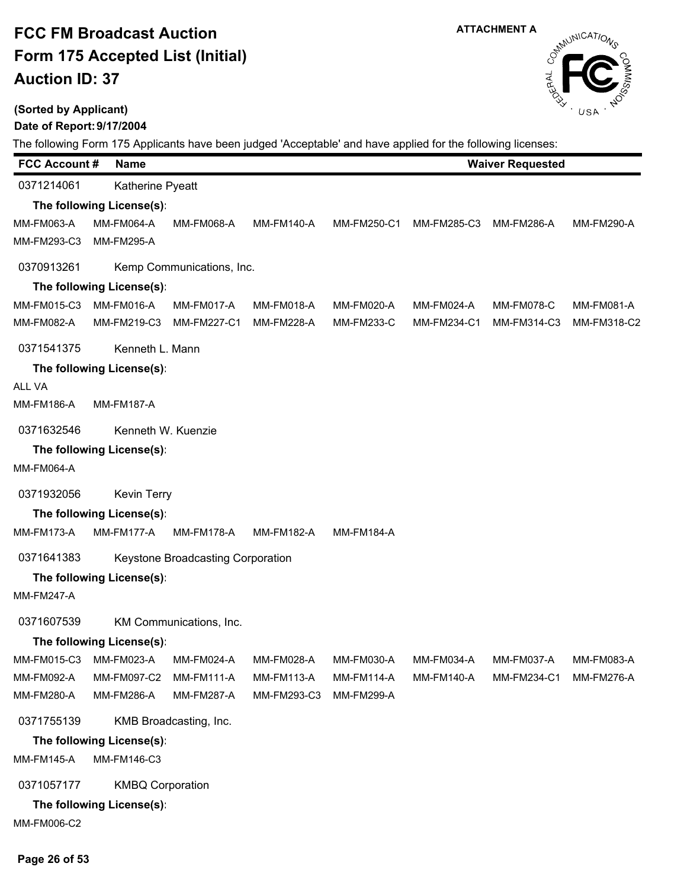# FCC FM Broadcast Auction
# Form 175 Accepted List (Initial)
# Auction ID: 37

ATTACHMENT A

**(Sorted by Applicant)**

**Date of Report: 9/17/2004**

The following Form 175 Applicants have been judged 'Acceptable' and have applied for the following licenses:

| FCC Account # | Name | Waiver Requested |
|---|---|---|
| 0371214061 | Katherine Pyeatt | |

**The following License(s):**

MM-FM063-A MM-FM064-A MM-FM068-A MM-FM140-A MM-FM250-C1 MM-FM285-C3 MM-FM286-A MM-FM290-A
MM-FM293-C3 MM-FM295-A

| FCC Account # | Name | Waiver Requested |
|---|---|---|
| 0370913261 | Kemp Communications, Inc. | |

**The following License(s):**

MM-FM015-C3 MM-FM016-A MM-FM017-A MM-FM018-A MM-FM020-A MM-FM024-A MM-FM078-C MM-FM081-A
MM-FM082-A MM-FM219-C3 MM-FM227-C1 MM-FM228-A MM-FM233-C MM-FM234-C1 MM-FM314-C3 MM-FM318-C2

| FCC Account # | Name | Waiver Requested |
|---|---|---|
| 0371541375 | Kenneth L. Mann | |

**The following License(s):**

ALL VA
MM-FM186-A MM-FM187-A

| FCC Account # | Name | Waiver Requested |
|---|---|---|
| 0371632546 | Kenneth W. Kuenzie | |

**The following License(s):**

MM-FM064-A

| FCC Account # | Name | Waiver Requested |
|---|---|---|
| 0371932056 | Kevin Terry | |

**The following License(s):**

MM-FM173-A MM-FM177-A MM-FM178-A MM-FM182-A MM-FM184-A

| FCC Account # | Name | Waiver Requested |
|---|---|---|
| 0371641383 | Keystone Broadcasting Corporation | |

**The following License(s):**

MM-FM247-A

| FCC Account # | Name | Waiver Requested |
|---|---|---|
| 0371607539 | KM Communications, Inc. | |

**The following License(s):**

MM-FM015-C3 MM-FM023-A MM-FM024-A MM-FM028-A MM-FM030-A MM-FM034-A MM-FM037-A MM-FM083-A
MM-FM092-A MM-FM097-C2 MM-FM111-A MM-FM113-A MM-FM114-A MM-FM140-A MM-FM234-C1 MM-FM276-A
MM-FM280-A MM-FM286-A MM-FM287-A MM-FM293-C3 MM-FM299-A

| FCC Account # | Name | Waiver Requested |
|---|---|---|
| 0371755139 | KMB Broadcasting, Inc. | |

**The following License(s):**

MM-FM145-A MM-FM146-C3

| FCC Account # | Name | Waiver Requested |
|---|---|---|
| 0371057177 | KMBQ Corporation | |

**The following License(s):**

MM-FM006-C2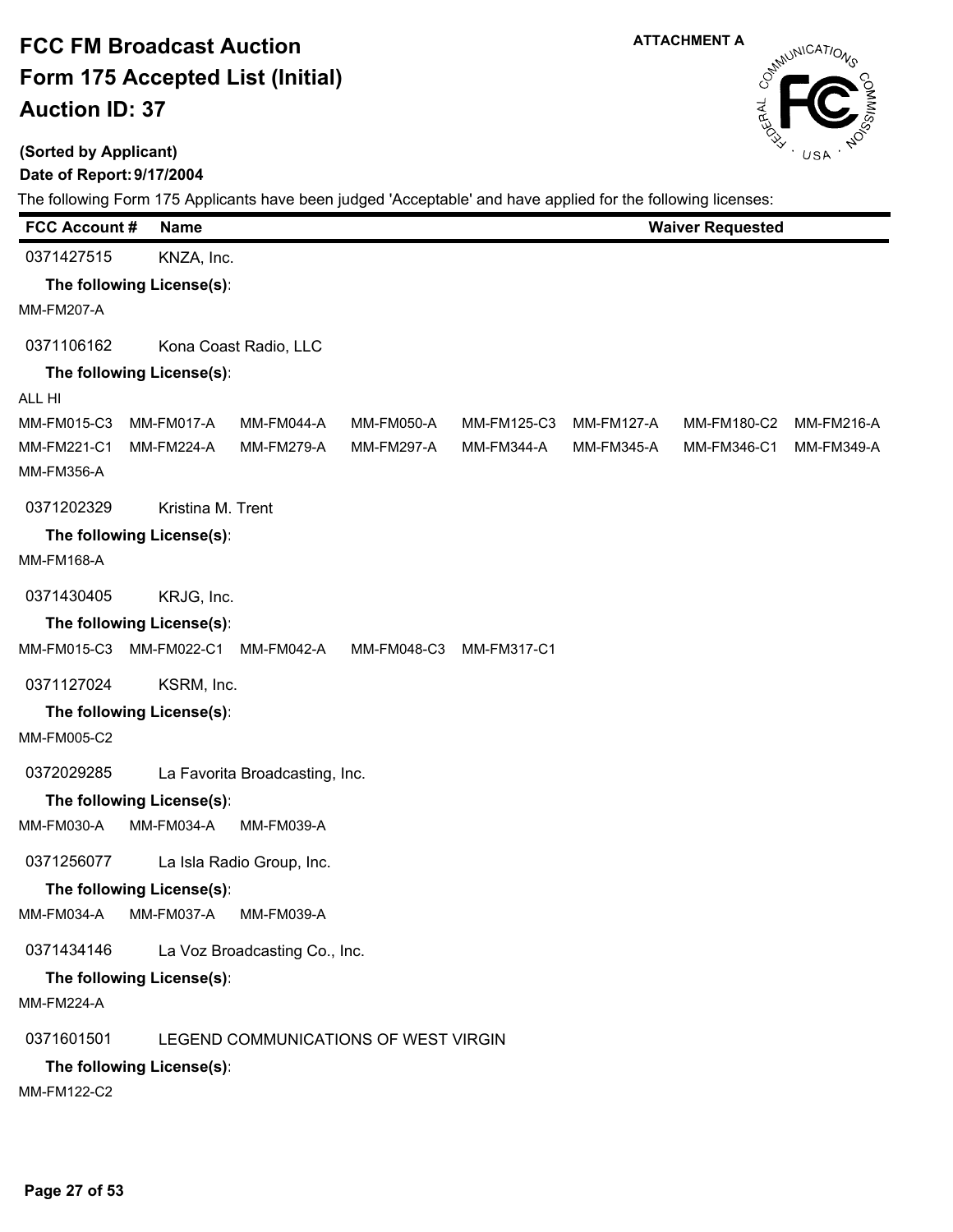# FCC FM Broadcast Auction

# Form 175 Accepted List (Initial)

# Auction ID: 37

ATTACHMENT A

**(Sorted by Applicant)**

**Date of Report: 9/17/2004**

The following Form 175 Applicants have been judged 'Acceptable' and have applied for the following licenses:

| FCC Account # | Name | Waiver Requested |
|---|---|---|

0371427515 KNZA, Inc.

**The following License(s):**

MM-FM207-A

0371106162 Kona Coast Radio, LLC

**The following License(s):**

ALL HI

MM-FM015-C3 MM-FM017-A MM-FM044-A MM-FM050-A MM-FM125-C3 MM-FM127-A MM-FM180-C2 MM-FM216-A
MM-FM221-C1 MM-FM224-A MM-FM279-A MM-FM297-A MM-FM344-A MM-FM345-A MM-FM346-C1 MM-FM349-A
MM-FM356-A

0371202329 Kristina M. Trent

**The following License(s):**

MM-FM168-A

0371430405 KRJG, Inc.

**The following License(s):**

MM-FM015-C3 MM-FM022-C1 MM-FM042-A MM-FM048-C3 MM-FM317-C1

0371127024 KSRM, Inc.

**The following License(s):**

MM-FM005-C2

0372029285 La Favorita Broadcasting, Inc.

**The following License(s):**

MM-FM030-A MM-FM034-A MM-FM039-A

0371256077 La Isla Radio Group, Inc.

**The following License(s):**

MM-FM034-A MM-FM037-A MM-FM039-A

0371434146 La Voz Broadcasting Co., Inc.

**The following License(s):**

MM-FM224-A

0371601501 LEGEND COMMUNICATIONS OF WEST VIRGIN

**The following License(s):**

MM-FM122-C2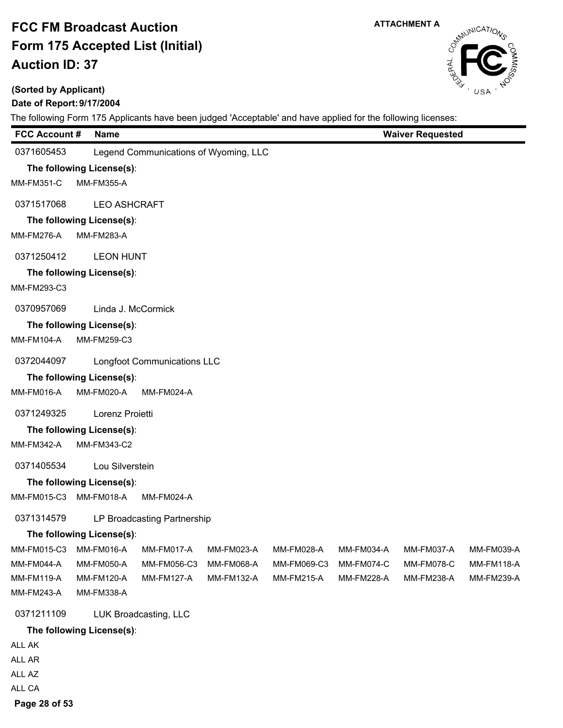# FCC FM Broadcast Auction

# Form 175 Accepted List (Initial)

# Auction ID: 37

**ATTACHMENT A**

**(Sorted by Applicant)**

**Date of Report: 9/17/2004**

The following Form 175 Applicants have been judged 'Acceptable' and have applied for the following licenses:

| FCC Account # | Name | Waiver Requested |
|---|---|---|
| 0371605453 | Legend Communications of Wyoming, LLC | |

**The following License(s):**

MM-FM351-C MM-FM355-A

| FCC Account # | Name | Waiver Requested |
|---|---|---|
| 0371517068 | LEO ASHCRAFT | |

**The following License(s):**

MM-FM276-A MM-FM283-A

| FCC Account # | Name | Waiver Requested |
|---|---|---|
| 0371250412 | LEON HUNT | |

**The following License(s):**

MM-FM293-C3

| FCC Account # | Name | Waiver Requested |
|---|---|---|
| 0370957069 | Linda J. McCormick | |

**The following License(s):**

MM-FM104-A MM-FM259-C3

| FCC Account # | Name | Waiver Requested |
|---|---|---|
| 0372044097 | Longfoot Communications LLC | |

**The following License(s):**

MM-FM016-A MM-FM020-A MM-FM024-A

| FCC Account # | Name | Waiver Requested |
|---|---|---|
| 0371249325 | Lorenz Proietti | |

**The following License(s):**

MM-FM342-A MM-FM343-C2

| FCC Account # | Name | Waiver Requested |
|---|---|---|
| 0371405534 | Lou Silverstein | |

**The following License(s):**

MM-FM015-C3 MM-FM018-A MM-FM024-A

| FCC Account # | Name | Waiver Requested |
|---|---|---|
| 0371314579 | LP Broadcasting Partnership | |

**The following License(s):**

MM-FM015-C3 MM-FM016-A MM-FM017-A MM-FM023-A MM-FM028-A MM-FM034-A MM-FM037-A MM-FM039-A
MM-FM044-A MM-FM050-A MM-FM056-C3 MM-FM068-A MM-FM069-C3 MM-FM074-C MM-FM078-C MM-FM118-A
MM-FM119-A MM-FM120-A MM-FM127-A MM-FM132-A MM-FM215-A MM-FM228-A MM-FM238-A MM-FM239-A
MM-FM243-A MM-FM338-A

| FCC Account # | Name | Waiver Requested |
|---|---|---|
| 0371211109 | LUK Broadcasting, LLC | |

**The following License(s):**

ALL AK
ALL AR
ALL AZ
ALL CA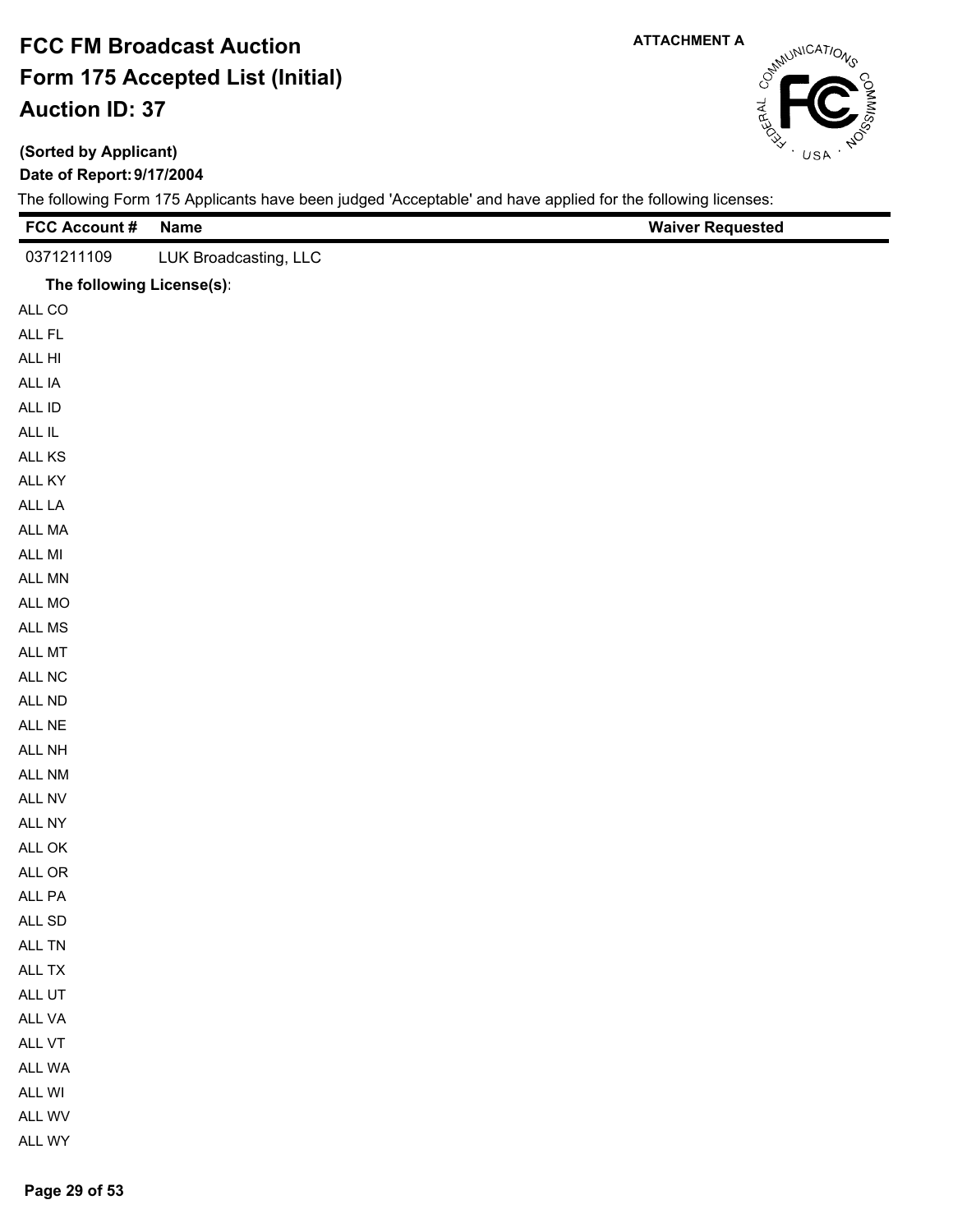# FCC FM Broadcast Auction
# Form 175 Accepted List (Initial)
# Auction ID: 37

ATTACHMENT A

**(Sorted by Applicant)**

**Date of Report: 9/17/2004**

The following Form 175 Applicants have been judged 'Acceptable' and have applied for the following licenses:

| FCC Account # | Name | Waiver Requested |
|---|---|---|
| 0371211109 | LUK Broadcasting, LLC | |

**The following License(s):**

ALL CO
ALL FL
ALL HI
ALL IA
ALL ID
ALL IL
ALL KS
ALL KY
ALL LA
ALL MA
ALL MI
ALL MN
ALL MO
ALL MS
ALL MT
ALL NC
ALL ND
ALL NE
ALL NH
ALL NM
ALL NV
ALL NY
ALL OK
ALL OR
ALL PA
ALL SD
ALL TN
ALL TX
ALL UT
ALL VA
ALL VT
ALL WA
ALL WI
ALL WV
ALL WY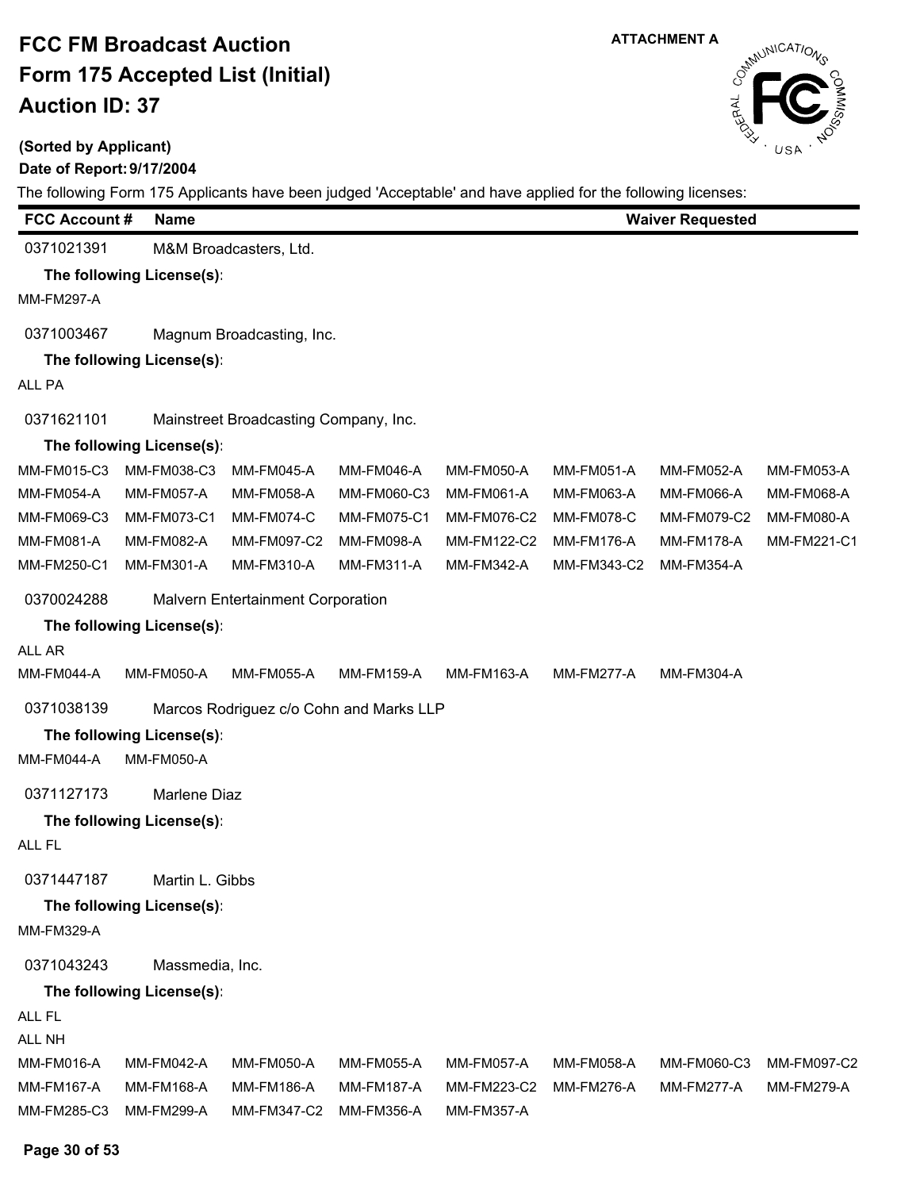# FCC FM Broadcast Auction

# Form 175 Accepted List (Initial)

# Auction ID: 37

**ATTACHMENT A**

**(Sorted by Applicant)**

**Date of Report: 9/17/2004**

The following Form 175 Applicants have been judged 'Acceptable' and have applied for the following licenses:

| FCC Account # | Name | Waiver Requested |
|---|---|---|

0371021391 M&M Broadcasters, Ltd.

**The following License(s):**

MM-FM297-A

0371003467 Magnum Broadcasting, Inc.

**The following License(s):**

ALL PA

0371621101 Mainstreet Broadcasting Company, Inc.

**The following License(s):**

| | | | | | | | |
|---|---|---|---|---|---|---|---|
| MM-FM015-C3 | MM-FM038-C3 | MM-FM045-A | MM-FM046-A | MM-FM050-A | MM-FM051-A | MM-FM052-A | MM-FM053-A |
| MM-FM054-A | MM-FM057-A | MM-FM058-A | MM-FM060-C3 | MM-FM061-A | MM-FM063-A | MM-FM066-A | MM-FM068-A |
| MM-FM069-C3 | MM-FM073-C1 | MM-FM074-C | MM-FM075-C1 | MM-FM076-C2 | MM-FM078-C | MM-FM079-C2 | MM-FM080-A |
| MM-FM081-A | MM-FM082-A | MM-FM097-C2 | MM-FM098-A | MM-FM122-C2 | MM-FM176-A | MM-FM178-A | MM-FM221-C1 |
| MM-FM250-C1 | MM-FM301-A | MM-FM310-A | MM-FM311-A | MM-FM342-A | MM-FM343-C2 | MM-FM354-A | |

0370024288 Malvern Entertainment Corporation

**The following License(s):**

ALL AR

| | | | | | | |
|---|---|---|---|---|---|---|
| MM-FM044-A | MM-FM050-A | MM-FM055-A | MM-FM159-A | MM-FM163-A | MM-FM277-A | MM-FM304-A |

0371038139 Marcos Rodriguez c/o Cohn and Marks LLP

**The following License(s):**

MM-FM044-A MM-FM050-A

0371127173 Marlene Diaz

**The following License(s):**

ALL FL

0371447187 Martin L. Gibbs

**The following License(s):**

MM-FM329-A

0371043243 Massmedia, Inc.

**The following License(s):**

ALL FL

ALL NH

| | | | | | | | |
|---|---|---|---|---|---|---|---|
| MM-FM016-A | MM-FM042-A | MM-FM050-A | MM-FM055-A | MM-FM057-A | MM-FM058-A | MM-FM060-C3 | MM-FM097-C2 |
| MM-FM167-A | MM-FM168-A | MM-FM186-A | MM-FM187-A | MM-FM223-C2 | MM-FM276-A | MM-FM277-A | MM-FM279-A |
| MM-FM285-C3 | MM-FM299-A | MM-FM347-C2 | MM-FM356-A | MM-FM357-A | | | |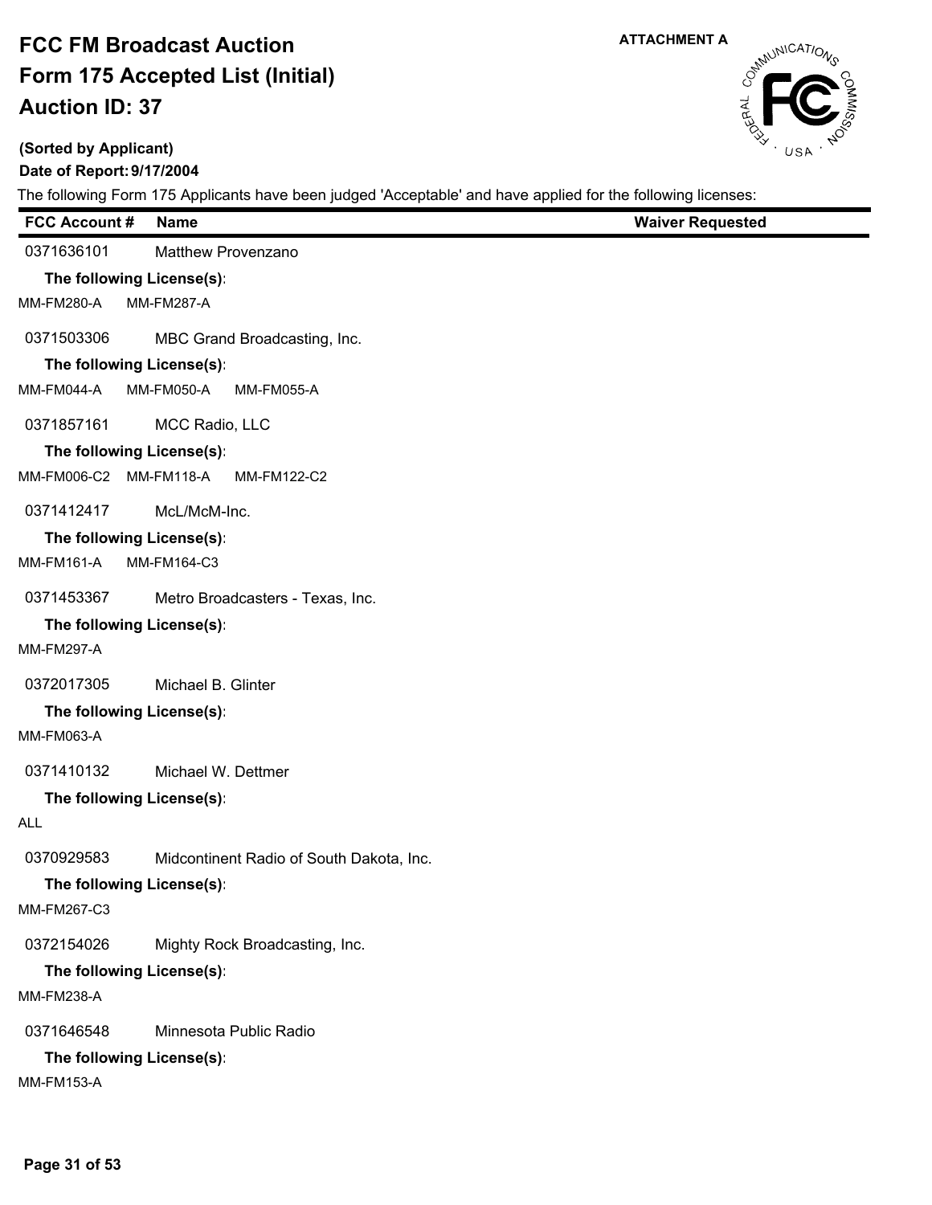# FCC FM Broadcast Auction
# Form 175 Accepted List (Initial)
# Auction ID: 37

**ATTACHMENT A**

**(Sorted by Applicant)**

**Date of Report: 9/17/2004**

The following Form 175 Applicants have been judged 'Acceptable' and have applied for the following licenses:

| FCC Account # | Name | Waiver Requested |
|---|---|---|
| 0371636101 | Matthew Provenzano | |

**The following License(s):**

MM-FM280-A MM-FM287-A

| FCC Account # | Name | Waiver Requested |
|---|---|---|
| 0371503306 | MBC Grand Broadcasting, Inc. | |

**The following License(s):**

MM-FM044-A MM-FM050-A MM-FM055-A

| FCC Account # | Name | Waiver Requested |
|---|---|---|
| 0371857161 | MCC Radio, LLC | |

**The following License(s):**

MM-FM006-C2 MM-FM118-A MM-FM122-C2

| FCC Account # | Name | Waiver Requested |
|---|---|---|
| 0371412417 | McL/McM-Inc. | |

**The following License(s):**

MM-FM161-A MM-FM164-C3

| FCC Account # | Name | Waiver Requested |
|---|---|---|
| 0371453367 | Metro Broadcasters - Texas, Inc. | |

**The following License(s):**

MM-FM297-A

| FCC Account # | Name | Waiver Requested |
|---|---|---|
| 0372017305 | Michael B. Glinter | |

**The following License(s):**

MM-FM063-A

| FCC Account # | Name | Waiver Requested |
|---|---|---|
| 0371410132 | Michael W. Dettmer | |

**The following License(s):**

ALL

| FCC Account # | Name | Waiver Requested |
|---|---|---|
| 0370929583 | Midcontinent Radio of South Dakota, Inc. | |

**The following License(s):**

MM-FM267-C3

| FCC Account # | Name | Waiver Requested |
|---|---|---|
| 0372154026 | Mighty Rock Broadcasting, Inc. | |

**The following License(s):**

MM-FM238-A

| FCC Account # | Name | Waiver Requested |
|---|---|---|
| 0371646548 | Minnesota Public Radio | |

**The following License(s):**

MM-FM153-A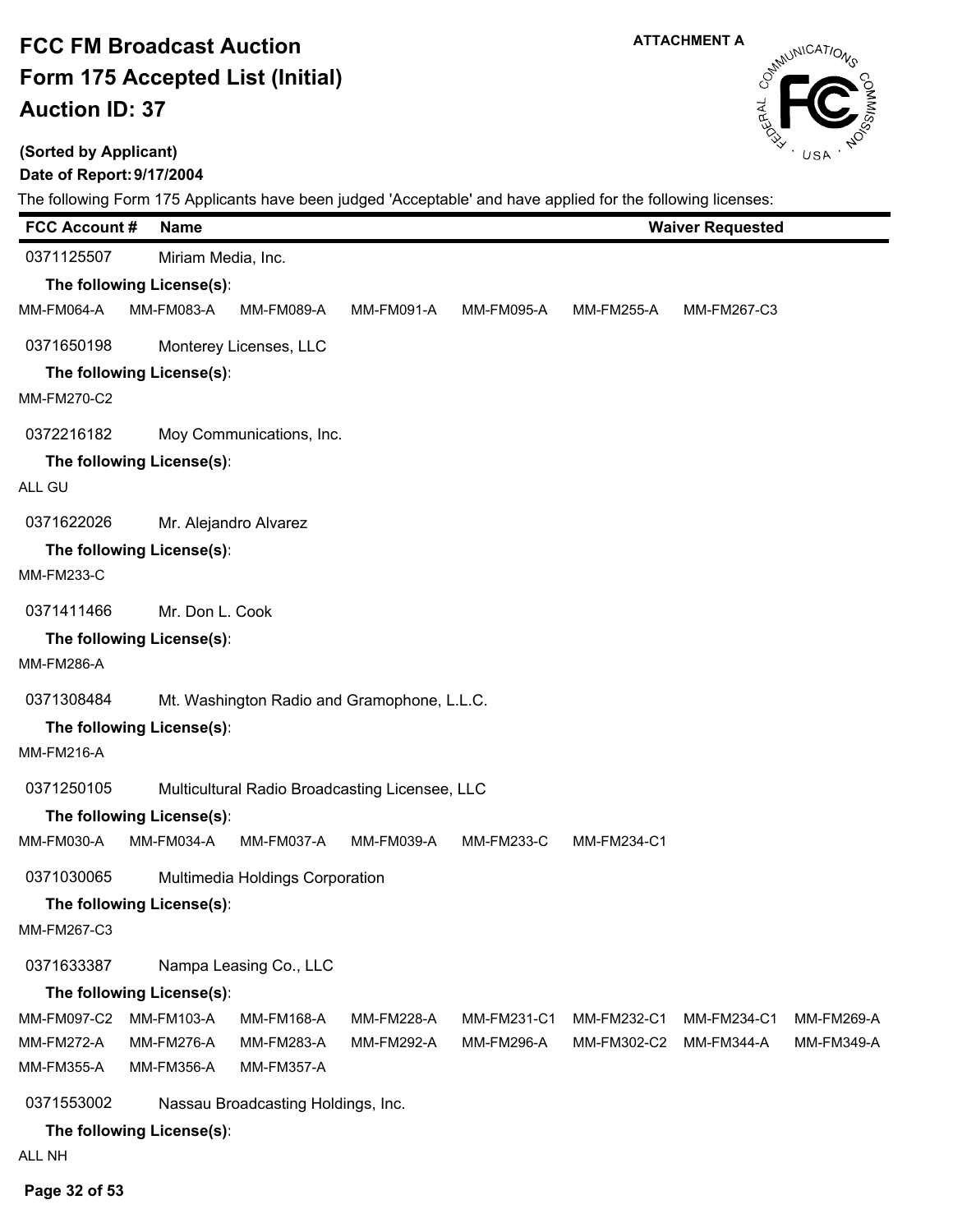**ATTACHMENT A**

# FCC FM Broadcast Auction
# Form 175 Accepted List (Initial)
# Auction ID: 37

**(Sorted by Applicant)**

**Date of Report: 9/17/2004**

The following Form 175 Applicants have been judged 'Acceptable' and have applied for the following licenses:

| FCC Account # | Name | Waiver Requested |
|---|---|---|

0371125507 Miriam Media, Inc.

**The following License(s):**

MM-FM064-A MM-FM083-A MM-FM089-A MM-FM091-A MM-FM095-A MM-FM255-A MM-FM267-C3

0371650198 Monterey Licenses, LLC

**The following License(s):**

MM-FM270-C2

0372216182 Moy Communications, Inc.

**The following License(s):**

ALL GU

0371622026 Mr. Alejandro Alvarez

**The following License(s):**

MM-FM233-C

0371411466 Mr. Don L. Cook

**The following License(s):**

MM-FM286-A

0371308484 Mt. Washington Radio and Gramophone, L.L.C.

**The following License(s):**

MM-FM216-A

0371250105 Multicultural Radio Broadcasting Licensee, LLC

**The following License(s):**

MM-FM030-A MM-FM034-A MM-FM037-A MM-FM039-A MM-FM233-C MM-FM234-C1

0371030065 Multimedia Holdings Corporation

**The following License(s):**

MM-FM267-C3

0371633387 Nampa Leasing Co., LLC

**The following License(s):**

MM-FM097-C2 MM-FM103-A MM-FM168-A MM-FM228-A MM-FM231-C1 MM-FM232-C1 MM-FM234-C1 MM-FM269-A
MM-FM272-A MM-FM276-A MM-FM283-A MM-FM292-A MM-FM296-A MM-FM302-C2 MM-FM344-A MM-FM349-A
MM-FM355-A MM-FM356-A MM-FM357-A

0371553002 Nassau Broadcasting Holdings, Inc.

**The following License(s):**

ALL NH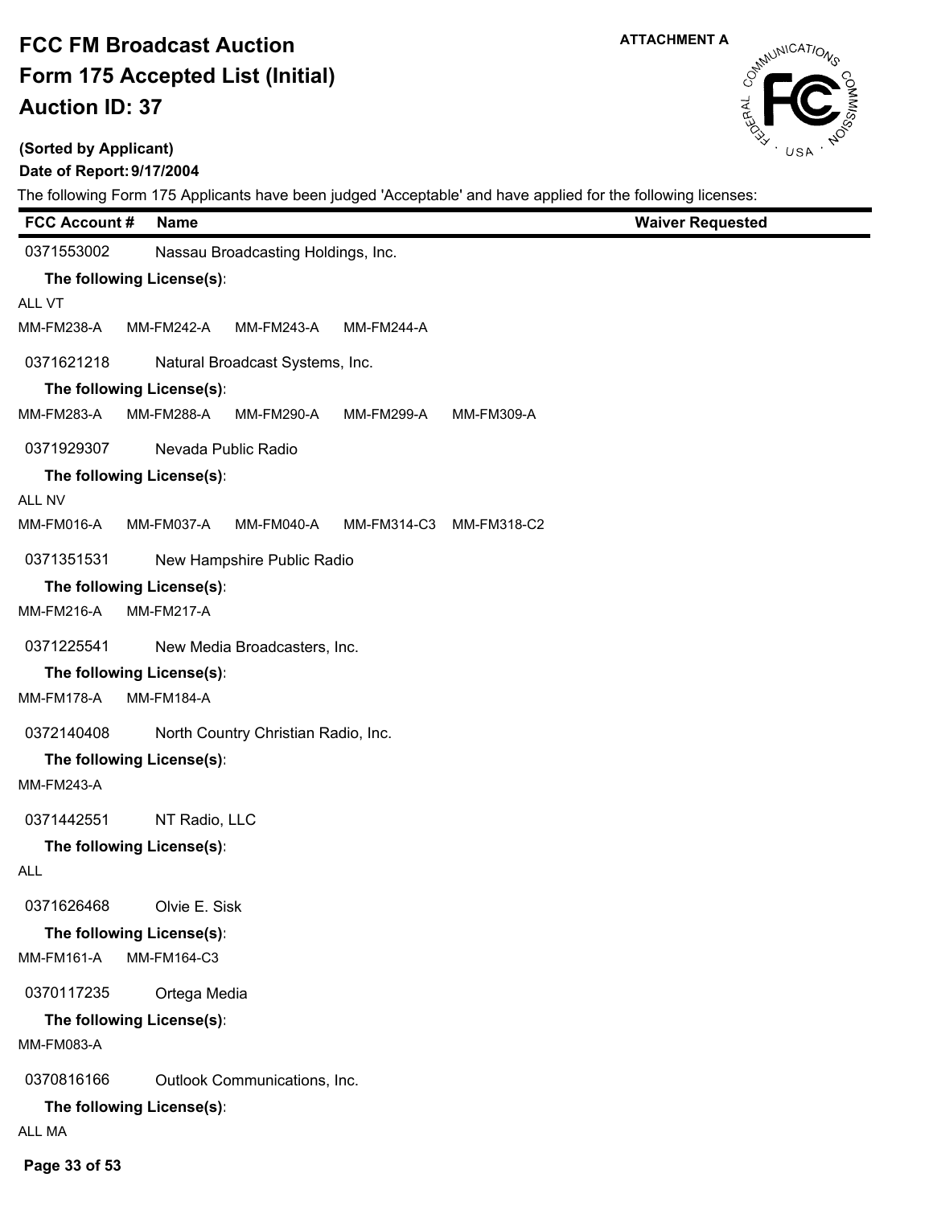# FCC FM Broadcast Auction
# Form 175 Accepted List (Initial)
# Auction ID: 37

ATTACHMENT A

**(Sorted by Applicant)**

**Date of Report: 9/17/2004**

The following Form 175 Applicants have been judged 'Acceptable' and have applied for the following licenses:

| FCC Account # | Name | Waiver Requested |
|---|---|---|

0371553002 Nassau Broadcasting Holdings, Inc.

**The following License(s):**

ALL VT

MM-FM238-A MM-FM242-A MM-FM243-A MM-FM244-A

0371621218 Natural Broadcast Systems, Inc.

**The following License(s):**

MM-FM283-A MM-FM288-A MM-FM290-A MM-FM299-A MM-FM309-A

0371929307 Nevada Public Radio

**The following License(s):**

ALL NV

MM-FM016-A MM-FM037-A MM-FM040-A MM-FM314-C3 MM-FM318-C2

0371351531 New Hampshire Public Radio

**The following License(s):**

MM-FM216-A MM-FM217-A

0371225541 New Media Broadcasters, Inc.

**The following License(s):**

MM-FM178-A MM-FM184-A

0372140408 North Country Christian Radio, Inc.

**The following License(s):**

MM-FM243-A

0371442551 NT Radio, LLC

**The following License(s):**

ALL

0371626468 Olvie E. Sisk

**The following License(s):**

MM-FM161-A MM-FM164-C3

0370117235 Ortega Media

**The following License(s):**

MM-FM083-A

0370816166 Outlook Communications, Inc.

**The following License(s):**

ALL MA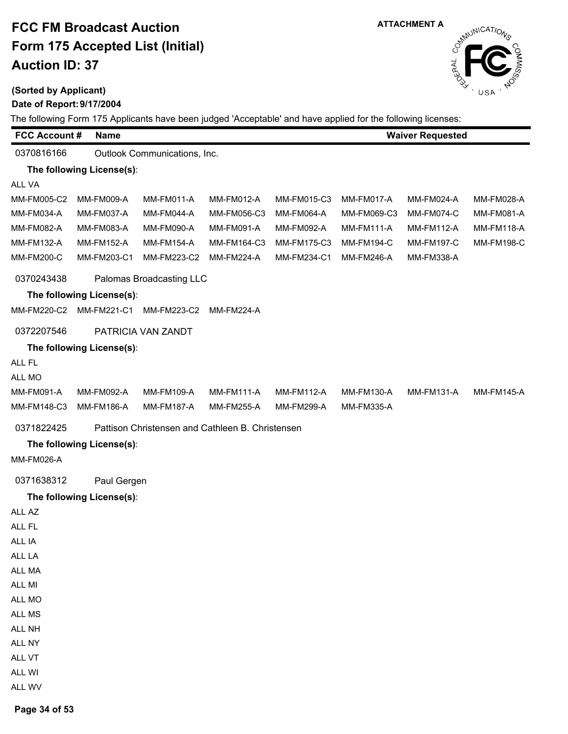# FCC FM Broadcast Auction
# Form 175 Accepted List (Initial)
# Auction ID: 37

ATTACHMENT A

**(Sorted by Applicant)**

**Date of Report: 9/17/2004**

The following Form 175 Applicants have been judged 'Acceptable' and have applied for the following licenses:

| FCC Account # | Name | Waiver Requested |
|---|---|---|

**0370816166** Outlook Communications, Inc.

**The following License(s):**

ALL VA

| | | | | | | | |
|---|---|---|---|---|---|---|---|
| MM-FM005-C2 | MM-FM009-A | MM-FM011-A | MM-FM012-A | MM-FM015-C3 | MM-FM017-A | MM-FM024-A | MM-FM028-A |
| MM-FM034-A | MM-FM037-A | MM-FM044-A | MM-FM056-C3 | MM-FM064-A | MM-FM069-C3 | MM-FM074-C | MM-FM081-A |
| MM-FM082-A | MM-FM083-A | MM-FM090-A | MM-FM091-A | MM-FM092-A | MM-FM111-A | MM-FM112-A | MM-FM118-A |
| MM-FM132-A | MM-FM152-A | MM-FM154-A | MM-FM164-C3 | MM-FM175-C3 | MM-FM194-C | MM-FM197-C | MM-FM198-C |
| MM-FM200-C | MM-FM203-C1 | MM-FM223-C2 | MM-FM224-A | MM-FM234-C1 | MM-FM246-A | MM-FM338-A | |

**0370243438** Palomas Broadcasting LLC

**The following License(s):**

MM-FM220-C2 MM-FM221-C1 MM-FM223-C2 MM-FM224-A

**0372207546** PATRICIA VAN ZANDT

**The following License(s):**

ALL FL

ALL MO

| | | | | | | | |
|---|---|---|---|---|---|---|---|
| MM-FM091-A | MM-FM092-A | MM-FM109-A | MM-FM111-A | MM-FM112-A | MM-FM130-A | MM-FM131-A | MM-FM145-A |
| MM-FM148-C3 | MM-FM186-A | MM-FM187-A | MM-FM255-A | MM-FM299-A | MM-FM335-A | | |

**0371822425** Pattison Christensen and Cathleen B. Christensen

**The following License(s):**

MM-FM026-A

**0371638312** Paul Gergen

**The following License(s):**

ALL AZ

ALL FL

ALL IA

ALL LA

ALL MA

ALL MI

ALL MO

ALL MS

ALL NH

ALL NY

ALL VT

ALL WI

ALL WV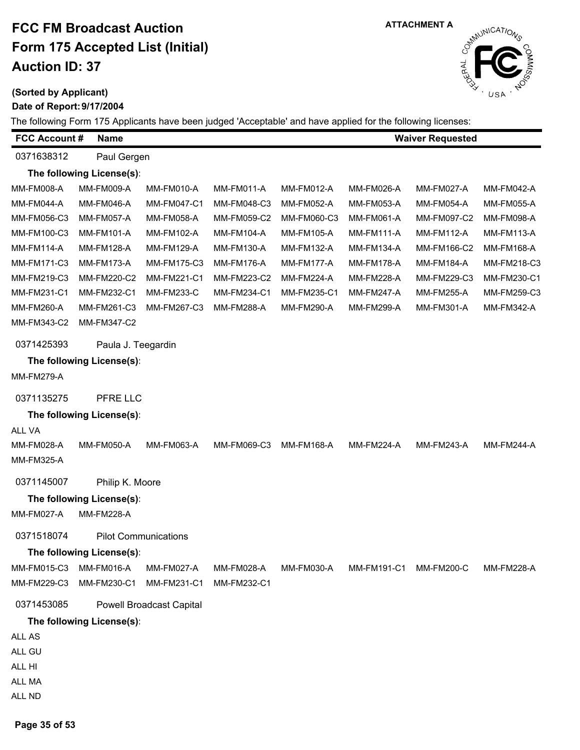# FCC FM Broadcast Auction
# Form 175 Accepted List (Initial)
# Auction ID: 37

ATTACHMENT A

**(Sorted by Applicant)**

**Date of Report: 9/17/2004**

The following Form 175 Applicants have been judged 'Acceptable' and have applied for the following licenses:

| FCC Account # | Name | Waiver Requested |
|---|---|---|

**0371638312** Paul Gergen

**The following License(s):**

MM-FM008-A MM-FM009-A MM-FM010-A MM-FM011-A MM-FM012-A MM-FM026-A MM-FM027-A MM-FM042-A
MM-FM044-A MM-FM046-A MM-FM047-C1 MM-FM048-C3 MM-FM052-A MM-FM053-A MM-FM054-A MM-FM055-A
MM-FM056-C3 MM-FM057-A MM-FM058-A MM-FM059-C2 MM-FM060-C3 MM-FM061-A MM-FM097-C2 MM-FM098-A
MM-FM100-C3 MM-FM101-A MM-FM102-A MM-FM104-A MM-FM105-A MM-FM111-A MM-FM112-A MM-FM113-A
MM-FM114-A MM-FM128-A MM-FM129-A MM-FM130-A MM-FM132-A MM-FM134-A MM-FM166-C2 MM-FM168-A
MM-FM171-C3 MM-FM173-A MM-FM175-C3 MM-FM176-A MM-FM177-A MM-FM178-A MM-FM184-A MM-FM218-C3
MM-FM219-C3 MM-FM220-C2 MM-FM221-C1 MM-FM223-C2 MM-FM224-A MM-FM228-A MM-FM229-C3 MM-FM230-C1
MM-FM231-C1 MM-FM232-C1 MM-FM233-C MM-FM234-C1 MM-FM235-C1 MM-FM247-A MM-FM255-A MM-FM259-C3
MM-FM260-A MM-FM261-C3 MM-FM267-C3 MM-FM288-A MM-FM290-A MM-FM299-A MM-FM301-A MM-FM342-A
MM-FM343-C2 MM-FM347-C2

**0371425393** Paula J. Teegardin

**The following License(s):**

MM-FM279-A

**0371135275** PFRE LLC

**The following License(s):**

ALL VA

MM-FM028-A MM-FM050-A MM-FM063-A MM-FM069-C3 MM-FM168-A MM-FM224-A MM-FM243-A MM-FM244-A
MM-FM325-A

**0371145007** Philip K. Moore

**The following License(s):**

MM-FM027-A MM-FM228-A

**0371518074** Pilot Communications

**The following License(s):**

MM-FM015-C3 MM-FM016-A MM-FM027-A MM-FM028-A MM-FM030-A MM-FM191-C1 MM-FM200-C MM-FM228-A
MM-FM229-C3 MM-FM230-C1 MM-FM231-C1 MM-FM232-C1

**0371453085** Powell Broadcast Capital

**The following License(s):**

ALL AS
ALL GU
ALL HI
ALL MA
ALL ND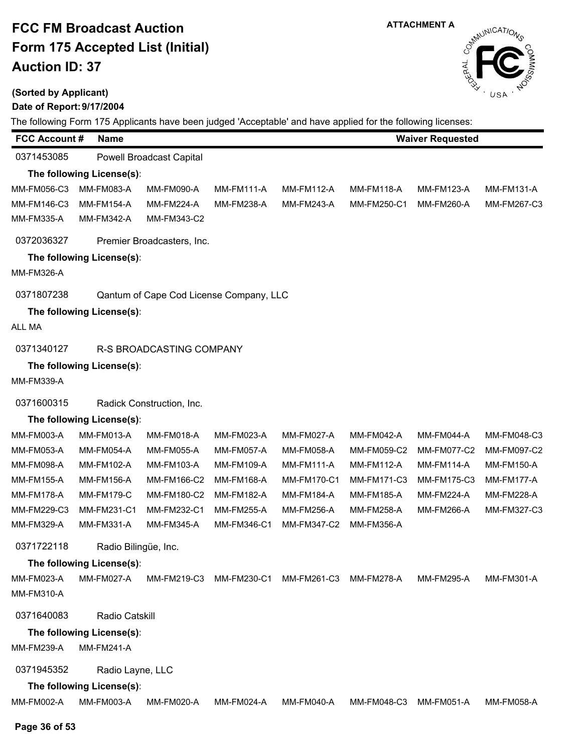# FCC FM Broadcast Auction
# Form 175 Accepted List (Initial)
# Auction ID: 37

ATTACHMENT A

**(Sorted by Applicant)**

**Date of Report: 9/17/2004**

The following Form 175 Applicants have been judged 'Acceptable' and have applied for the following licenses:

| FCC Account # | Name | Waiver Requested |
|---|---|---|

0371453085 Powell Broadcast Capital

**The following License(s):**

| | | | | | | | |
|---|---|---|---|---|---|---|---|
| MM-FM056-C3 | MM-FM083-A | MM-FM090-A | MM-FM111-A | MM-FM112-A | MM-FM118-A | MM-FM123-A | MM-FM131-A |
| MM-FM146-C3 | MM-FM154-A | MM-FM224-A | MM-FM238-A | MM-FM243-A | MM-FM250-C1 | MM-FM260-A | MM-FM267-C3 |
| MM-FM335-A | MM-FM342-A | MM-FM343-C2 | | | | | |

0372036327 Premier Broadcasters, Inc.

**The following License(s):**

MM-FM326-A

0371807238 Qantum of Cape Cod License Company, LLC

**The following License(s):**

ALL MA

0371340127 R-S BROADCASTING COMPANY

**The following License(s):**

MM-FM339-A

0371600315 Radick Construction, Inc.

**The following License(s):**

| | | | | | | | |
|---|---|---|---|---|---|---|---|
| MM-FM003-A | MM-FM013-A | MM-FM018-A | MM-FM023-A | MM-FM027-A | MM-FM042-A | MM-FM044-A | MM-FM048-C3 |
| MM-FM053-A | MM-FM054-A | MM-FM055-A | MM-FM057-A | MM-FM058-A | MM-FM059-C2 | MM-FM077-C2 | MM-FM097-C2 |
| MM-FM098-A | MM-FM102-A | MM-FM103-A | MM-FM109-A | MM-FM111-A | MM-FM112-A | MM-FM114-A | MM-FM150-A |
| MM-FM155-A | MM-FM156-A | MM-FM166-C2 | MM-FM168-A | MM-FM170-C1 | MM-FM171-C3 | MM-FM175-C3 | MM-FM177-A |
| MM-FM178-A | MM-FM179-C | MM-FM180-C2 | MM-FM182-A | MM-FM184-A | MM-FM185-A | MM-FM224-A | MM-FM228-A |
| MM-FM229-C3 | MM-FM231-C1 | MM-FM232-C1 | MM-FM255-A | MM-FM256-A | MM-FM258-A | MM-FM266-A | MM-FM327-C3 |
| MM-FM329-A | MM-FM331-A | MM-FM345-A | MM-FM346-C1 | MM-FM347-C2 | MM-FM356-A | | |

0371722118 Radio Bilingüe, Inc.

**The following License(s):**

| | | | | | | | |
|---|---|---|---|---|---|---|---|
| MM-FM023-A | MM-FM027-A | MM-FM219-C3 | MM-FM230-C1 | MM-FM261-C3 | MM-FM278-A | MM-FM295-A | MM-FM301-A |
| MM-FM310-A | | | | | | | |

0371640083 Radio Catskill

**The following License(s):**

MM-FM239-A MM-FM241-A

0371945352 Radio Layne, LLC

**The following License(s):**

| | | | | | | | |
|---|---|---|---|---|---|---|---|
| MM-FM002-A | MM-FM003-A | MM-FM020-A | MM-FM024-A | MM-FM040-A | MM-FM048-C3 | MM-FM051-A | MM-FM058-A |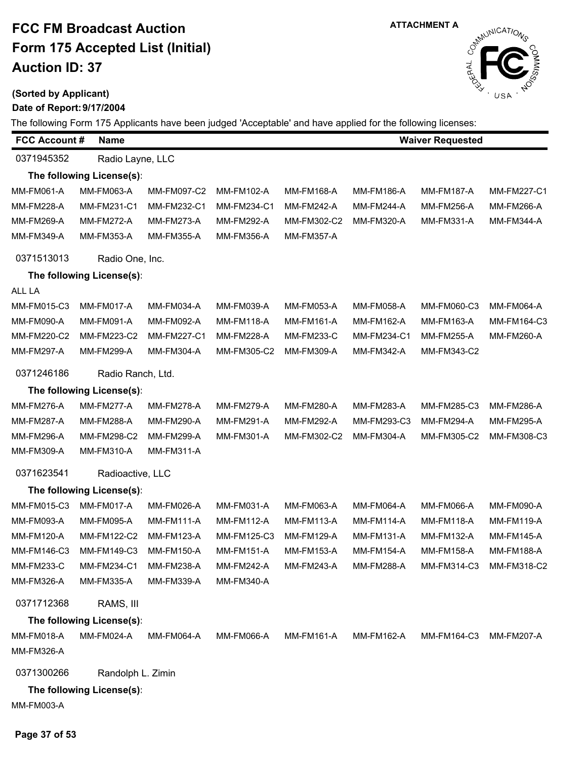# FCC FM Broadcast Auction
# Form 175 Accepted List (Initial)
# Auction ID: 37

ATTACHMENT A

**(Sorted by Applicant)**

**Date of Report: 9/17/2004**

The following Form 175 Applicants have been judged 'Acceptable' and have applied for the following licenses:

| FCC Account # | Name | Waiver Requested |
|---|---|---|

**0371945352** Radio Layne, LLC

**The following License(s):**

| | | | | | | | |
|---|---|---|---|---|---|---|---|
| MM-FM061-A | MM-FM063-A | MM-FM097-C2 | MM-FM102-A | MM-FM168-A | MM-FM186-A | MM-FM187-A | MM-FM227-C1 |
| MM-FM228-A | MM-FM231-C1 | MM-FM232-C1 | MM-FM234-C1 | MM-FM242-A | MM-FM244-A | MM-FM256-A | MM-FM266-A |
| MM-FM269-A | MM-FM272-A | MM-FM273-A | MM-FM292-A | MM-FM302-C2 | MM-FM320-A | MM-FM331-A | MM-FM344-A |
| MM-FM349-A | MM-FM353-A | MM-FM355-A | MM-FM356-A | MM-FM357-A | | | |

**0371513013** Radio One, Inc.

**The following License(s):**

ALL LA

| | | | | | | | |
|---|---|---|---|---|---|---|---|
| MM-FM015-C3 | MM-FM017-A | MM-FM034-A | MM-FM039-A | MM-FM053-A | MM-FM058-A | MM-FM060-C3 | MM-FM064-A |
| MM-FM090-A | MM-FM091-A | MM-FM092-A | MM-FM118-A | MM-FM161-A | MM-FM162-A | MM-FM163-A | MM-FM164-C3 |
| MM-FM220-C2 | MM-FM223-C2 | MM-FM227-C1 | MM-FM228-A | MM-FM233-C | MM-FM234-C1 | MM-FM255-A | MM-FM260-A |
| MM-FM297-A | MM-FM299-A | MM-FM304-A | MM-FM305-C2 | MM-FM309-A | MM-FM342-A | MM-FM343-C2 | |

**0371246186** Radio Ranch, Ltd.

**The following License(s):**

| | | | | | | | |
|---|---|---|---|---|---|---|---|
| MM-FM276-A | MM-FM277-A | MM-FM278-A | MM-FM279-A | MM-FM280-A | MM-FM283-A | MM-FM285-C3 | MM-FM286-A |
| MM-FM287-A | MM-FM288-A | MM-FM290-A | MM-FM291-A | MM-FM292-A | MM-FM293-C3 | MM-FM294-A | MM-FM295-A |
| MM-FM296-A | MM-FM298-C2 | MM-FM299-A | MM-FM301-A | MM-FM302-C2 | MM-FM304-A | MM-FM305-C2 | MM-FM308-C3 |
| MM-FM309-A | MM-FM310-A | MM-FM311-A | | | | | |

**0371623541** Radioactive, LLC

**The following License(s):**

| | | | | | | | |
|---|---|---|---|---|---|---|---|
| MM-FM015-C3 | MM-FM017-A | MM-FM026-A | MM-FM031-A | MM-FM063-A | MM-FM064-A | MM-FM066-A | MM-FM090-A |
| MM-FM093-A | MM-FM095-A | MM-FM111-A | MM-FM112-A | MM-FM113-A | MM-FM114-A | MM-FM118-A | MM-FM119-A |
| MM-FM120-A | MM-FM122-C2 | MM-FM123-A | MM-FM125-C3 | MM-FM129-A | MM-FM131-A | MM-FM132-A | MM-FM145-A |
| MM-FM146-C3 | MM-FM149-C3 | MM-FM150-A | MM-FM151-A | MM-FM153-A | MM-FM154-A | MM-FM158-A | MM-FM188-A |
| MM-FM233-C | MM-FM234-C1 | MM-FM238-A | MM-FM242-A | MM-FM243-A | MM-FM288-A | MM-FM314-C3 | MM-FM318-C2 |
| MM-FM326-A | MM-FM335-A | MM-FM339-A | MM-FM340-A | | | | |

**0371712368** RAMS, III

**The following License(s):**

| | | | | | | | |
|---|---|---|---|---|---|---|---|
| MM-FM018-A | MM-FM024-A | MM-FM064-A | MM-FM066-A | MM-FM161-A | MM-FM162-A | MM-FM164-C3 | MM-FM207-A |
| MM-FM326-A | | | | | | | |

**0371300266** Randolph L. Zimin

**The following License(s):**

MM-FM003-A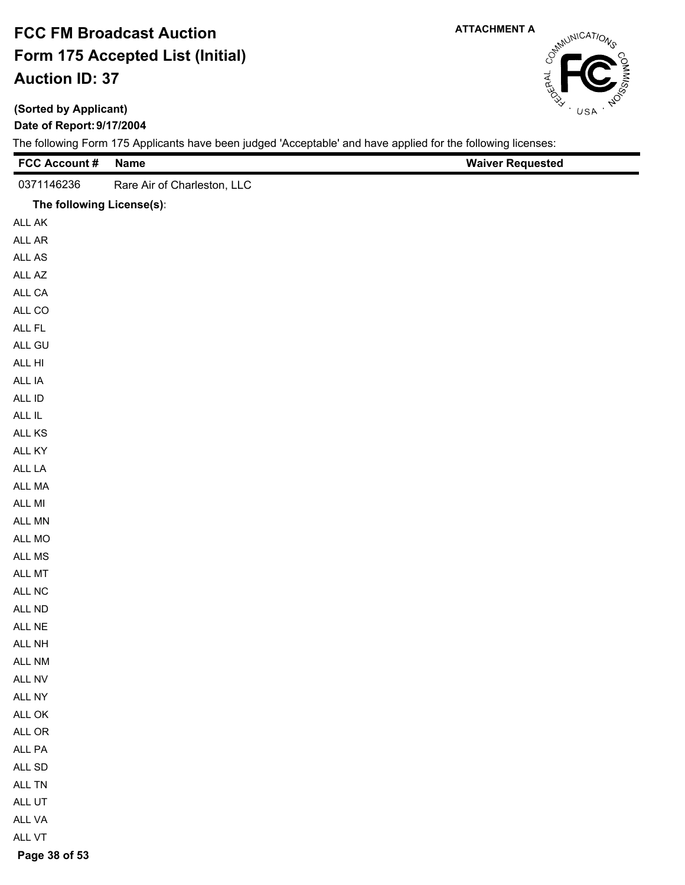# FCC FM Broadcast Auction
# Form 175 Accepted List (Initial)
# Auction ID: 37

ATTACHMENT A

**(Sorted by Applicant)**

**Date of Report: 9/17/2004**

The following Form 175 Applicants have been judged 'Acceptable' and have applied for the following licenses:

| FCC Account # | Name | Waiver Requested |
|---|---|---|
| 0371146236 | Rare Air of Charleston, LLC | |

**The following License(s):**

ALL AK
ALL AR
ALL AS
ALL AZ
ALL CA
ALL CO
ALL FL
ALL GU
ALL HI
ALL IA
ALL ID
ALL IL
ALL KS
ALL KY
ALL LA
ALL MA
ALL MI
ALL MN
ALL MO
ALL MS
ALL MT
ALL NC
ALL ND
ALL NE
ALL NH
ALL NM
ALL NV
ALL NY
ALL OK
ALL OR
ALL PA
ALL SD
ALL TN
ALL UT
ALL VA
ALL VT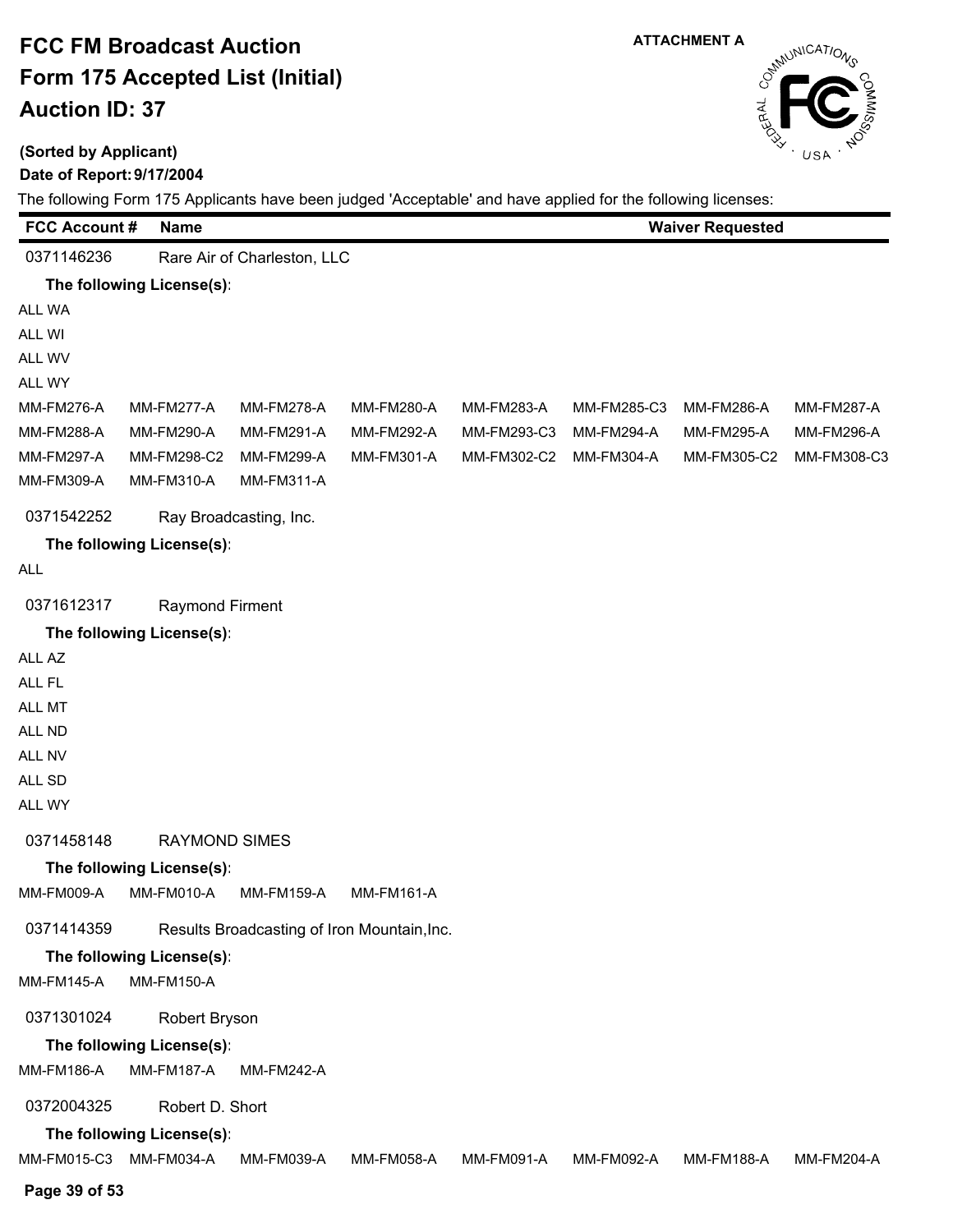# FCC FM Broadcast Auction

# Form 175 Accepted List (Initial)

# Auction ID: 37

ATTACHMENT A

**(Sorted by Applicant)**

**Date of Report: 9/17/2004**

The following Form 175 Applicants have been judged 'Acceptable' and have applied for the following licenses:

| FCC Account # | Name | Waiver Requested |
|---|---|---|

**0371146236** Rare Air of Charleston, LLC

**The following License(s):**

ALL WA
ALL WI
ALL WV
ALL WY

| | | | | | | | |
|---|---|---|---|---|---|---|---|
| MM-FM276-A | MM-FM277-A | MM-FM278-A | MM-FM280-A | MM-FM283-A | MM-FM285-C3 | MM-FM286-A | MM-FM287-A |
| MM-FM288-A | MM-FM290-A | MM-FM291-A | MM-FM292-A | MM-FM293-C3 | MM-FM294-A | MM-FM295-A | MM-FM296-A |
| MM-FM297-A | MM-FM298-C2 | MM-FM299-A | MM-FM301-A | MM-FM302-C2 | MM-FM304-A | MM-FM305-C2 | MM-FM308-C3 |
| MM-FM309-A | MM-FM310-A | MM-FM311-A | | | | | |

**0371542252** Ray Broadcasting, Inc.

**The following License(s):**

ALL

**0371612317** Raymond Firment

**The following License(s):**

ALL AZ
ALL FL
ALL MT
ALL ND
ALL NV
ALL SD
ALL WY

**0371458148** RAYMOND SIMES

**The following License(s):**

MM-FM009-A MM-FM010-A MM-FM159-A MM-FM161-A

**0371414359** Results Broadcasting of Iron Mountain,Inc.

**The following License(s):**

MM-FM145-A MM-FM150-A

**0371301024** Robert Bryson

**The following License(s):**

MM-FM186-A MM-FM187-A MM-FM242-A

**0372004325** Robert D. Short

**The following License(s):**

MM-FM015-C3 MM-FM034-A MM-FM039-A MM-FM058-A MM-FM091-A MM-FM092-A MM-FM188-A MM-FM204-A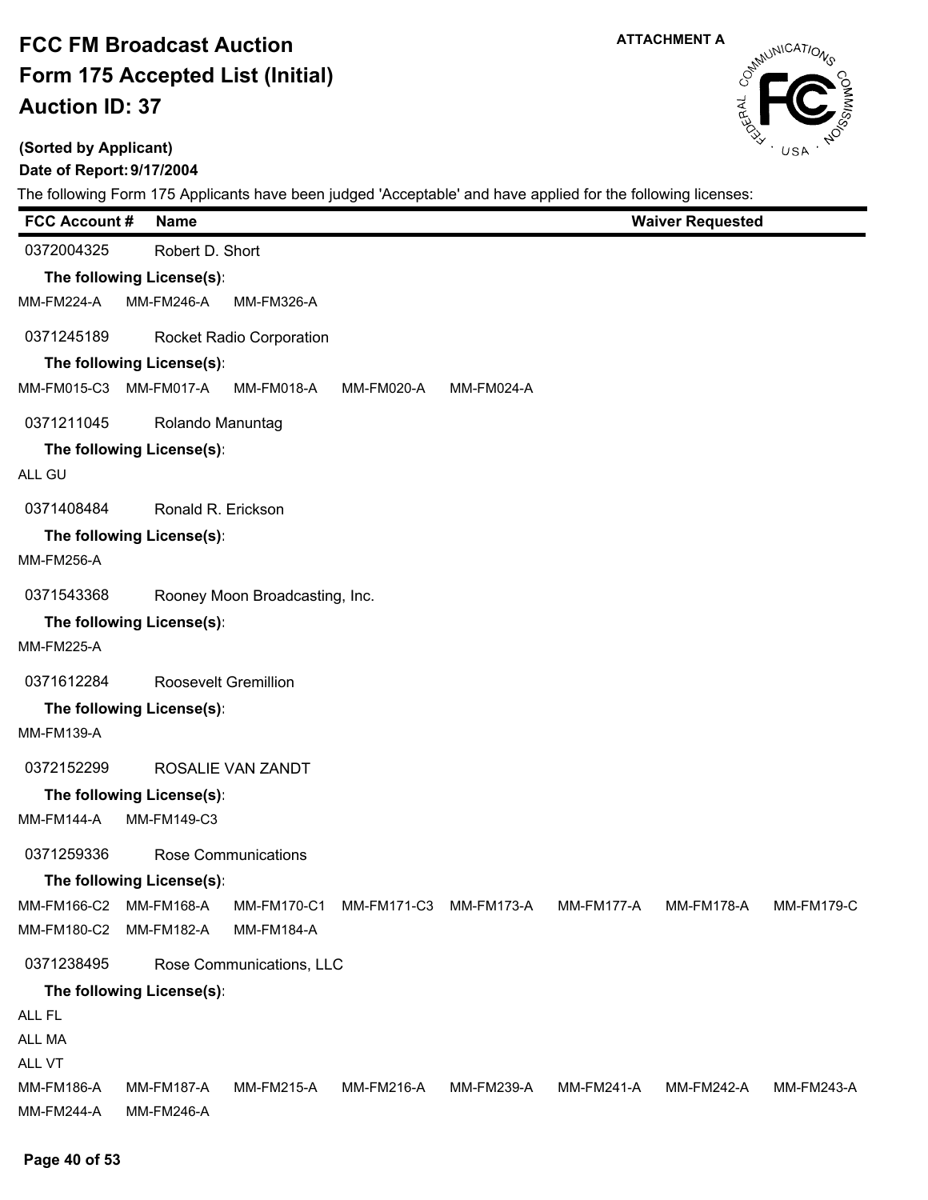# FCC FM Broadcast Auction

# Form 175 Accepted List (Initial)

# Auction ID: 37

ATTACHMENT A

**(Sorted by Applicant)**

**Date of Report: 9/17/2004**

The following Form 175 Applicants have been judged 'Acceptable' and have applied for the following licenses:

| FCC Account # | Name | Waiver Requested |
|---|---|---|

0372004325 Robert D. Short

**The following License(s):**

MM-FM224-A MM-FM246-A MM-FM326-A

0371245189 Rocket Radio Corporation

**The following License(s):**

MM-FM015-C3 MM-FM017-A MM-FM018-A MM-FM020-A MM-FM024-A

0371211045 Rolando Manuntag

**The following License(s):**

ALL GU

0371408484 Ronald R. Erickson

**The following License(s):**

MM-FM256-A

0371543368 Rooney Moon Broadcasting, Inc.

**The following License(s):**

MM-FM225-A

0371612284 Roosevelt Gremillion

**The following License(s):**

MM-FM139-A

0372152299 ROSALIE VAN ZANDT

**The following License(s):**

MM-FM144-A MM-FM149-C3

0371259336 Rose Communications

**The following License(s):**

MM-FM166-C2 MM-FM168-A MM-FM170-C1 MM-FM171-C3 MM-FM173-A MM-FM177-A MM-FM178-A MM-FM179-C
MM-FM180-C2 MM-FM182-A MM-FM184-A

0371238495 Rose Communications, LLC

**The following License(s):**

ALL FL
ALL MA
ALL VT
MM-FM186-A MM-FM187-A MM-FM215-A MM-FM216-A MM-FM239-A MM-FM241-A MM-FM242-A MM-FM243-A
MM-FM244-A MM-FM246-A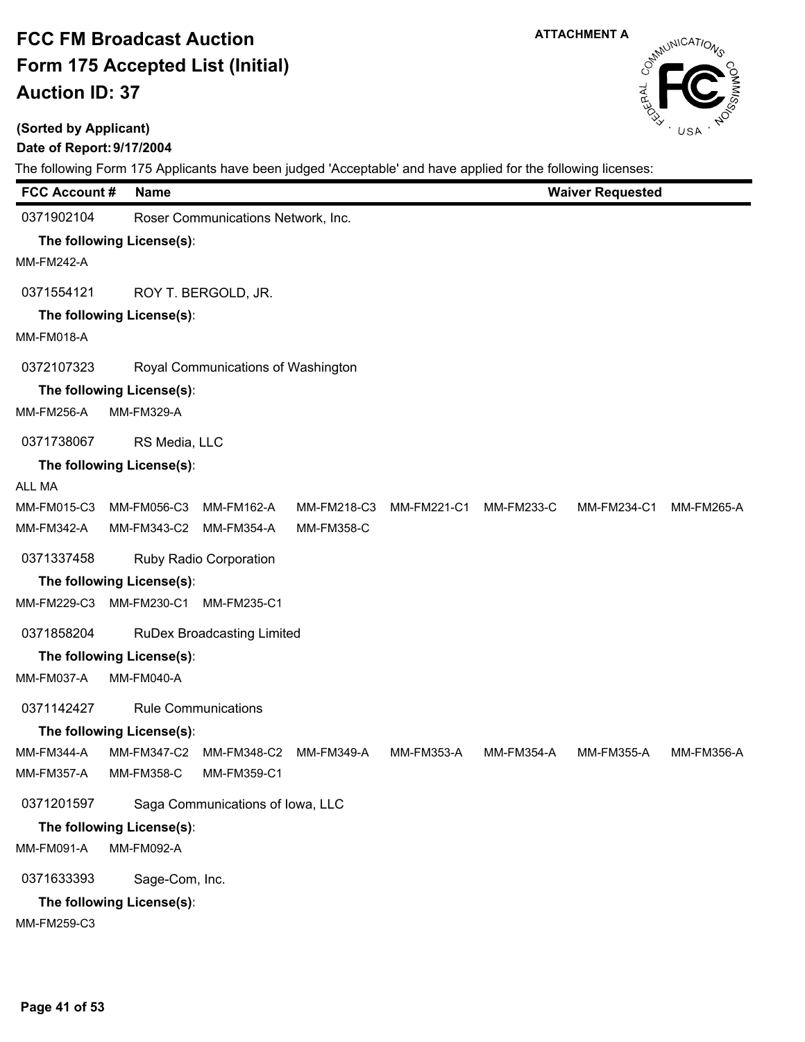# FCC FM Broadcast Auction
# Form 175 Accepted List (Initial)
# Auction ID: 37

ATTACHMENT A

**(Sorted by Applicant)**

**Date of Report: 9/17/2004**

The following Form 175 Applicants have been judged 'Acceptable' and have applied for the following licenses:

| FCC Account # | Name | Waiver Requested |
|---|---|---|

0371902104 Roser Communications Network, Inc.

**The following License(s):**

MM-FM242-A

0371554121 ROY T. BERGOLD, JR.

**The following License(s):**

MM-FM018-A

0372107323 Royal Communications of Washington

**The following License(s):**

MM-FM256-A MM-FM329-A

0371738067 RS Media, LLC

**The following License(s):**

ALL MA

MM-FM015-C3 MM-FM056-C3 MM-FM162-A MM-FM218-C3 MM-FM221-C1 MM-FM233-C MM-FM234-C1 MM-FM265-A
MM-FM342-A MM-FM343-C2 MM-FM354-A MM-FM358-C

0371337458 Ruby Radio Corporation

**The following License(s):**

MM-FM229-C3 MM-FM230-C1 MM-FM235-C1

0371858204 RuDex Broadcasting Limited

**The following License(s):**

MM-FM037-A MM-FM040-A

0371142427 Rule Communications

**The following License(s):**

MM-FM344-A MM-FM347-C2 MM-FM348-C2 MM-FM349-A MM-FM353-A MM-FM354-A MM-FM355-A MM-FM356-A
MM-FM357-A MM-FM358-C MM-FM359-C1

0371201597 Saga Communications of Iowa, LLC

**The following License(s):**

MM-FM091-A MM-FM092-A

0371633393 Sage-Com, Inc.

**The following License(s):**

MM-FM259-C3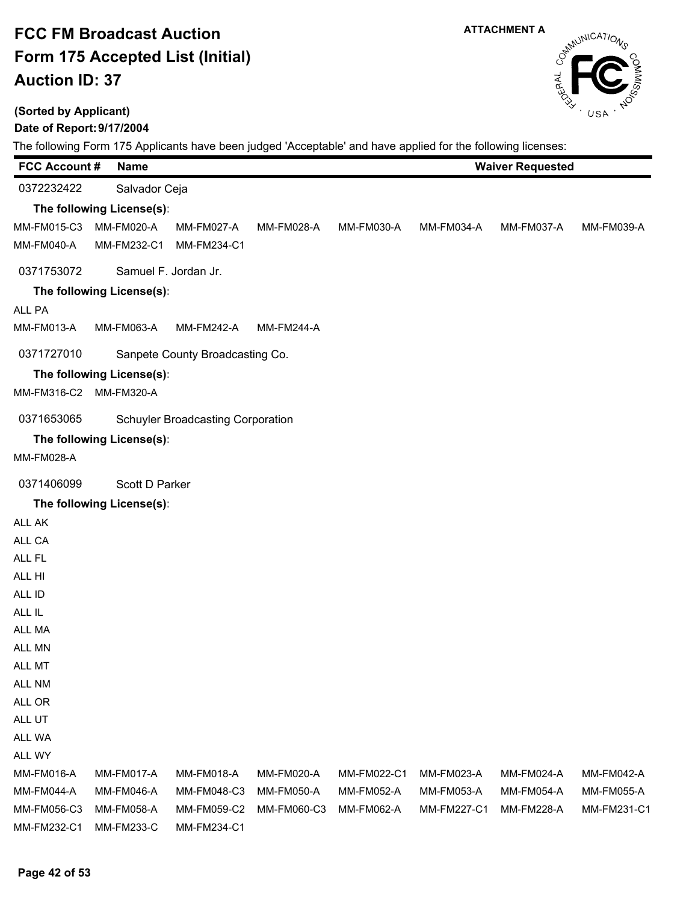# FCC FM Broadcast Auction
# Form 175 Accepted List (Initial)
# Auction ID: 37

ATTACHMENT A

**(Sorted by Applicant)**

**Date of Report: 9/17/2004**

The following Form 175 Applicants have been judged 'Acceptable' and have applied for the following licenses:

| FCC Account # | Name | Waiver Requested |
|---|---|---|

0372232422 Salvador Ceja

**The following License(s):**

MM-FM015-C3 MM-FM020-A MM-FM027-A MM-FM028-A MM-FM030-A MM-FM034-A MM-FM037-A MM-FM039-A
MM-FM040-A MM-FM232-C1 MM-FM234-C1

0371753072 Samuel F. Jordan Jr.

**The following License(s):**

ALL PA
MM-FM013-A MM-FM063-A MM-FM242-A MM-FM244-A

0371727010 Sanpete County Broadcasting Co.

**The following License(s):**

MM-FM316-C2 MM-FM320-A

0371653065 Schuyler Broadcasting Corporation

**The following License(s):**

MM-FM028-A

0371406099 Scott D Parker

**The following License(s):**

ALL AK
ALL CA
ALL FL
ALL HI
ALL ID
ALL IL
ALL MA
ALL MN
ALL MT
ALL NM
ALL OR
ALL UT
ALL WA
ALL WY
MM-FM016-A MM-FM017-A MM-FM018-A MM-FM020-A MM-FM022-C1 MM-FM023-A MM-FM024-A MM-FM042-A
MM-FM044-A MM-FM046-A MM-FM048-C3 MM-FM050-A MM-FM052-A MM-FM053-A MM-FM054-A MM-FM055-A
MM-FM056-C3 MM-FM058-A MM-FM059-C2 MM-FM060-C3 MM-FM062-A MM-FM227-C1 MM-FM228-A MM-FM231-C1
MM-FM232-C1 MM-FM233-C MM-FM234-C1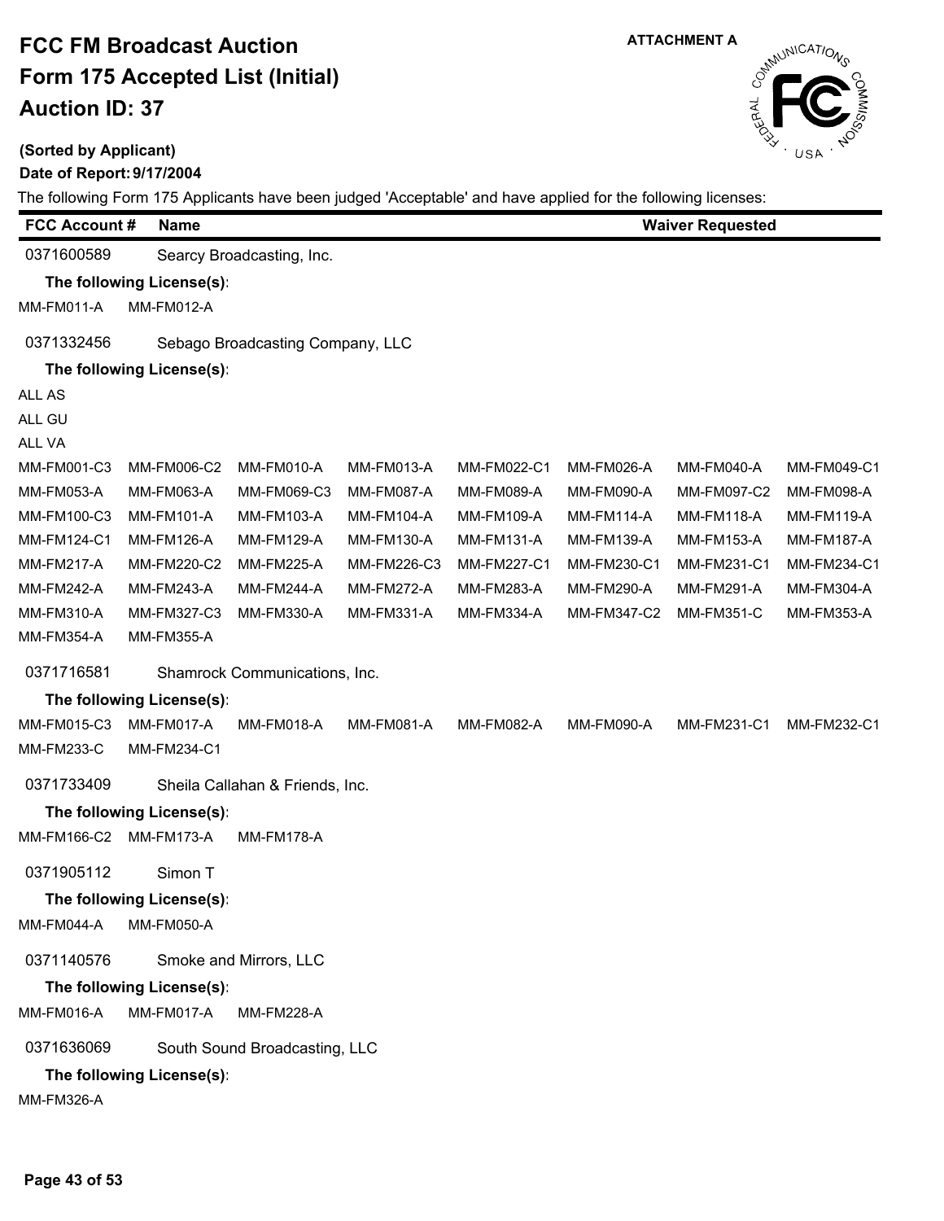# FCC FM Broadcast Auction
# Form 175 Accepted List (Initial)
# Auction ID: 37

ATTACHMENT A

**(Sorted by Applicant)**

**Date of Report: 9/17/2004**

The following Form 175 Applicants have been judged 'Acceptable' and have applied for the following licenses:

| FCC Account # | Name | Waiver Requested |
|---|---|---|

0371600589 Searcy Broadcasting, Inc.

**The following License(s):**

MM-FM011-A MM-FM012-A

0371332456 Sebago Broadcasting Company, LLC

**The following License(s):**

ALL AS
ALL GU
ALL VA

| | | | | | | | |
|---|---|---|---|---|---|---|---|
| MM-FM001-C3 | MM-FM006-C2 | MM-FM010-A | MM-FM013-A | MM-FM022-C1 | MM-FM026-A | MM-FM040-A | MM-FM049-C1 |
| MM-FM053-A | MM-FM063-A | MM-FM069-C3 | MM-FM087-A | MM-FM089-A | MM-FM090-A | MM-FM097-C2 | MM-FM098-A |
| MM-FM100-C3 | MM-FM101-A | MM-FM103-A | MM-FM104-A | MM-FM109-A | MM-FM114-A | MM-FM118-A | MM-FM119-A |
| MM-FM124-C1 | MM-FM126-A | MM-FM129-A | MM-FM130-A | MM-FM131-A | MM-FM139-A | MM-FM153-A | MM-FM187-A |
| MM-FM217-A | MM-FM220-C2 | MM-FM225-A | MM-FM226-C3 | MM-FM227-C1 | MM-FM230-C1 | MM-FM231-C1 | MM-FM234-C1 |
| MM-FM242-A | MM-FM243-A | MM-FM244-A | MM-FM272-A | MM-FM283-A | MM-FM290-A | MM-FM291-A | MM-FM304-A |
| MM-FM310-A | MM-FM327-C3 | MM-FM330-A | MM-FM331-A | MM-FM334-A | MM-FM347-C2 | MM-FM351-C | MM-FM353-A |
| MM-FM354-A | MM-FM355-A | | | | | | |

0371716581 Shamrock Communications, Inc.

**The following License(s):**

| | | | | | | | |
|---|---|---|---|---|---|---|---|
| MM-FM015-C3 | MM-FM017-A | MM-FM018-A | MM-FM081-A | MM-FM082-A | MM-FM090-A | MM-FM231-C1 | MM-FM232-C1 |
| MM-FM233-C | MM-FM234-C1 | | | | | | |

0371733409 Sheila Callahan & Friends, Inc.

**The following License(s):**

MM-FM166-C2 MM-FM173-A MM-FM178-A

0371905112 Simon T

**The following License(s):**

MM-FM044-A MM-FM050-A

0371140576 Smoke and Mirrors, LLC

**The following License(s):**

MM-FM016-A MM-FM017-A MM-FM228-A

0371636069 South Sound Broadcasting, LLC

**The following License(s):**

MM-FM326-A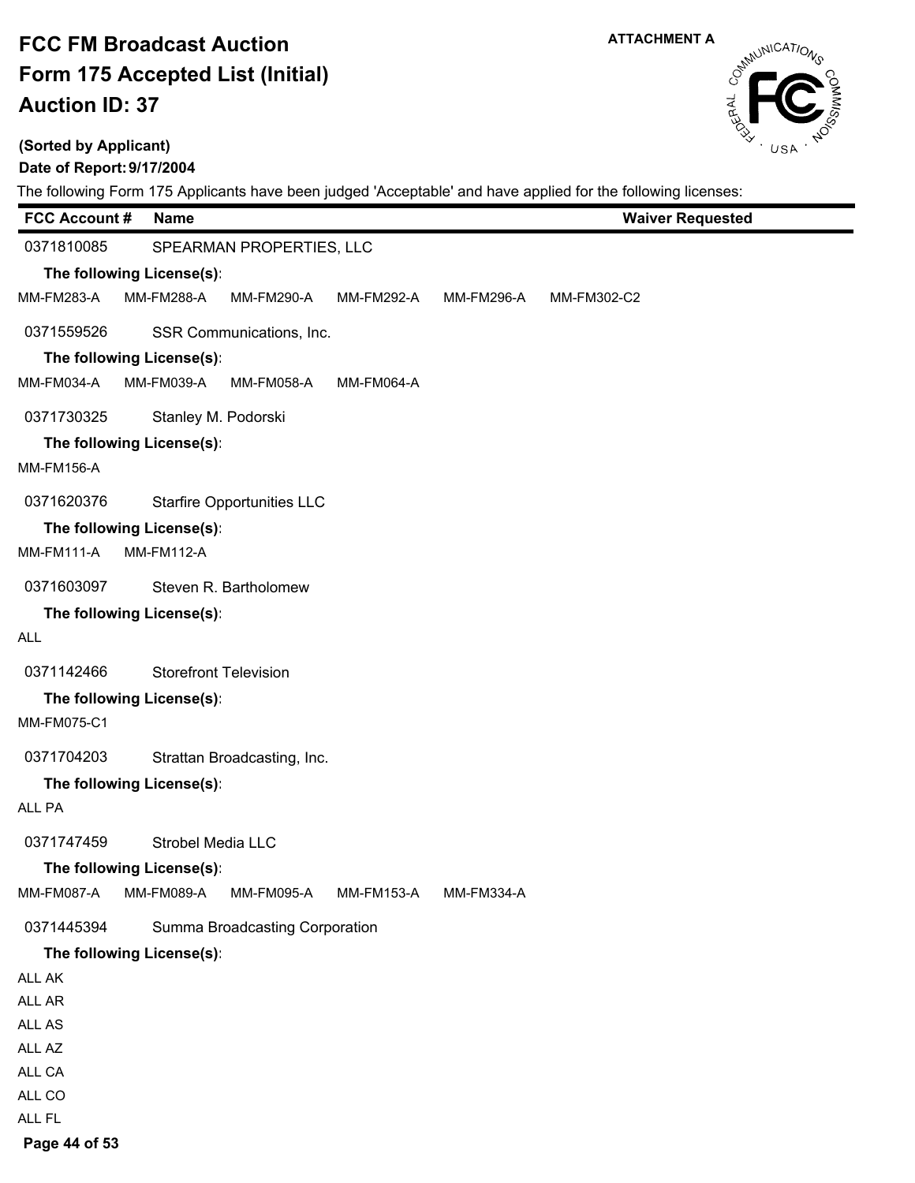# FCC FM Broadcast Auction
# Form 175 Accepted List (Initial)
# Auction ID: 37

ATTACHMENT A

**(Sorted by Applicant)**

**Date of Report: 9/17/2004**

The following Form 175 Applicants have been judged 'Acceptable' and have applied for the following licenses:

| FCC Account # | Name | Waiver Requested |
|---|---|---|

0371810085 SPEARMAN PROPERTIES, LLC

**The following License(s):**

MM-FM283-A MM-FM288-A MM-FM290-A MM-FM292-A MM-FM296-A MM-FM302-C2

0371559526 SSR Communications, Inc.

**The following License(s):**

MM-FM034-A MM-FM039-A MM-FM058-A MM-FM064-A

0371730325 Stanley M. Podorski

**The following License(s):**

MM-FM156-A

0371620376 Starfire Opportunities LLC

**The following License(s):**

MM-FM111-A MM-FM112-A

0371603097 Steven R. Bartholomew

**The following License(s):**

ALL

0371142466 Storefront Television

**The following License(s):**

MM-FM075-C1

0371704203 Strattan Broadcasting, Inc.

**The following License(s):**

ALL PA

0371747459 Strobel Media LLC

**The following License(s):**

MM-FM087-A MM-FM089-A MM-FM095-A MM-FM153-A MM-FM334-A

0371445394 Summa Broadcasting Corporation

**The following License(s):**

ALL AK
ALL AR
ALL AS
ALL AZ
ALL CA
ALL CO
ALL FL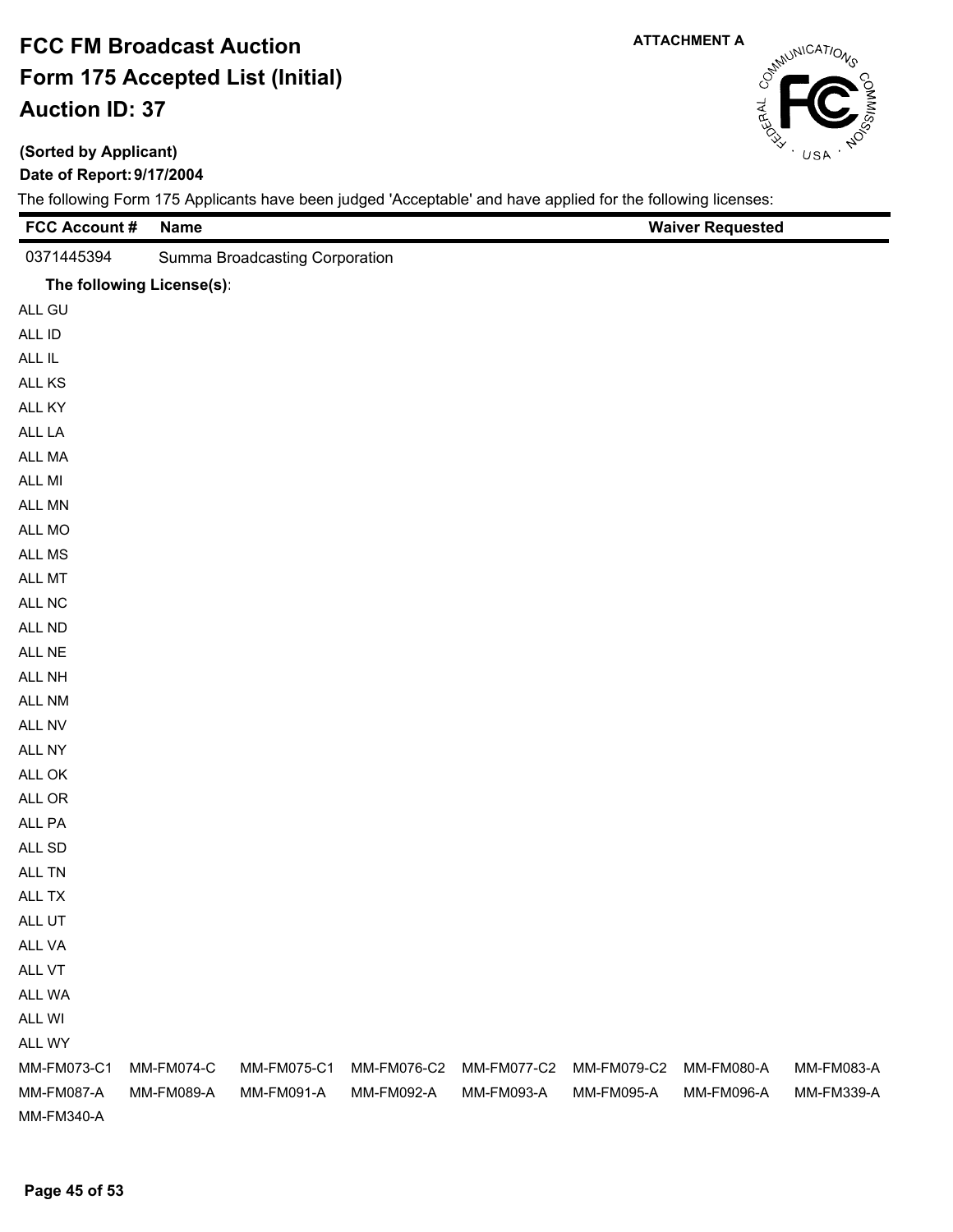# FCC FM Broadcast Auction
# Form 175 Accepted List (Initial)
# Auction ID: 37

ATTACHMENT A

**(Sorted by Applicant)**

**Date of Report: 9/17/2004**

The following Form 175 Applicants have been judged 'Acceptable' and have applied for the following licenses:

| FCC Account # | Name | Waiver Requested |
|---|---|---|
| 0371445394 | Summa Broadcasting Corporation | |

**The following License(s):**

ALL GU
ALL ID
ALL IL
ALL KS
ALL KY
ALL LA
ALL MA
ALL MI
ALL MN
ALL MO
ALL MS
ALL MT
ALL NC
ALL ND
ALL NE
ALL NH
ALL NM
ALL NV
ALL NY
ALL OK
ALL OR
ALL PA
ALL SD
ALL TN
ALL TX
ALL UT
ALL VA
ALL VT
ALL WA
ALL WI
ALL WY

| | | | | | | | |
|---|---|---|---|---|---|---|---|
| MM-FM073-C1 | MM-FM074-C | MM-FM075-C1 | MM-FM076-C2 | MM-FM077-C2 | MM-FM079-C2 | MM-FM080-A | MM-FM083-A |
| MM-FM087-A | MM-FM089-A | MM-FM091-A | MM-FM092-A | MM-FM093-A | MM-FM095-A | MM-FM096-A | MM-FM339-A |
| MM-FM340-A | | | | | | | |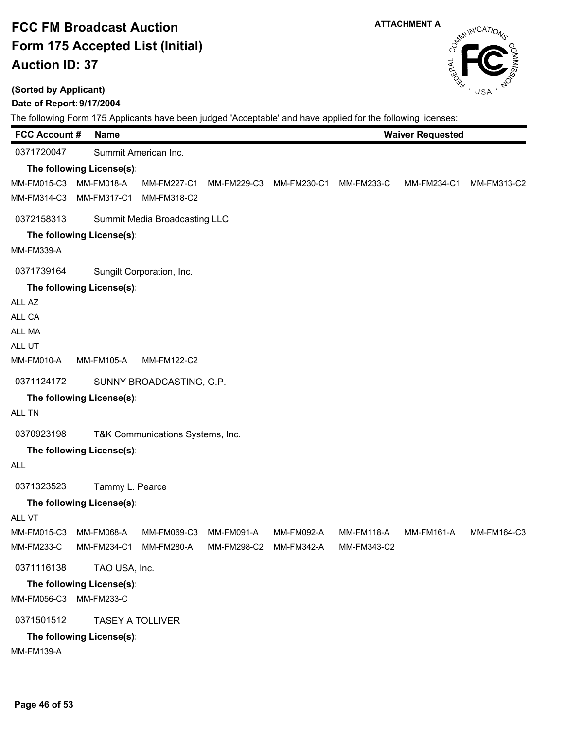# FCC FM Broadcast Auction
# Form 175 Accepted List (Initial)
# Auction ID: 37

ATTACHMENT A

**(Sorted by Applicant)**

**Date of Report: 9/17/2004**

The following Form 175 Applicants have been judged 'Acceptable' and have applied for the following licenses:

| FCC Account # | Name | Waiver Requested |
|---|---|---|

0371720047 Summit American Inc.

**The following License(s):**

MM-FM015-C3 MM-FM018-A MM-FM227-C1 MM-FM229-C3 MM-FM230-C1 MM-FM233-C MM-FM234-C1 MM-FM313-C2
MM-FM314-C3 MM-FM317-C1 MM-FM318-C2

0372158313 Summit Media Broadcasting LLC

**The following License(s):**

MM-FM339-A

0371739164 Sungilt Corporation, Inc.

**The following License(s):**

ALL AZ
ALL CA
ALL MA
ALL UT
MM-FM010-A MM-FM105-A MM-FM122-C2

0371124172 SUNNY BROADCASTING, G.P.

**The following License(s):**

ALL TN

0370923198 T&K Communications Systems, Inc.

**The following License(s):**

ALL

0371323523 Tammy L. Pearce

**The following License(s):**

ALL VT
MM-FM015-C3 MM-FM068-A MM-FM069-C3 MM-FM091-A MM-FM092-A MM-FM118-A MM-FM161-A MM-FM164-C3
MM-FM233-C MM-FM234-C1 MM-FM280-A MM-FM298-C2 MM-FM342-A MM-FM343-C2

0371116138 TAO USA, Inc.

**The following License(s):**

MM-FM056-C3 MM-FM233-C

0371501512 TASEY A TOLLIVER

**The following License(s):**

MM-FM139-A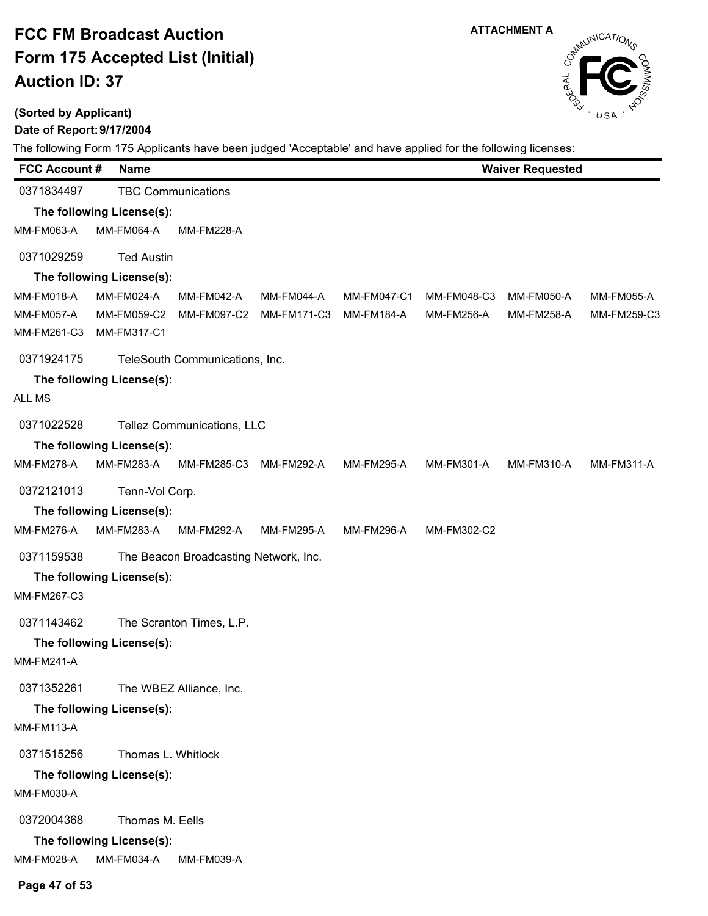# FCC FM Broadcast Auction
# Form 175 Accepted List (Initial)
# Auction ID: 37

ATTACHMENT A

**(Sorted by Applicant)**

**Date of Report: 9/17/2004**

The following Form 175 Applicants have been judged 'Acceptable' and have applied for the following licenses:

| FCC Account # | Name | Waiver Requested |
|---|---|---|

0371834497 TBC Communications

**The following License(s):**

MM-FM063-A MM-FM064-A MM-FM228-A

0371029259 Ted Austin

**The following License(s):**

MM-FM018-A MM-FM024-A MM-FM042-A MM-FM044-A MM-FM047-C1 MM-FM048-C3 MM-FM050-A MM-FM055-A
MM-FM057-A MM-FM059-C2 MM-FM097-C2 MM-FM171-C3 MM-FM184-A MM-FM256-A MM-FM258-A MM-FM259-C3
MM-FM261-C3 MM-FM317-C1

0371924175 TeleSouth Communications, Inc.

**The following License(s):**

ALL MS

0371022528 Tellez Communications, LLC

**The following License(s):**

MM-FM278-A MM-FM283-A MM-FM285-C3 MM-FM292-A MM-FM295-A MM-FM301-A MM-FM310-A MM-FM311-A

0372121013 Tenn-Vol Corp.

**The following License(s):**

MM-FM276-A MM-FM283-A MM-FM292-A MM-FM295-A MM-FM296-A MM-FM302-C2

0371159538 The Beacon Broadcasting Network, Inc.

**The following License(s):**

MM-FM267-C3

0371143462 The Scranton Times, L.P.

**The following License(s):**

MM-FM241-A

0371352261 The WBEZ Alliance, Inc.

**The following License(s):**

MM-FM113-A

0371515256 Thomas L. Whitlock

**The following License(s):**

MM-FM030-A

0372004368 Thomas M. Eells

**The following License(s):**

MM-FM028-A MM-FM034-A MM-FM039-A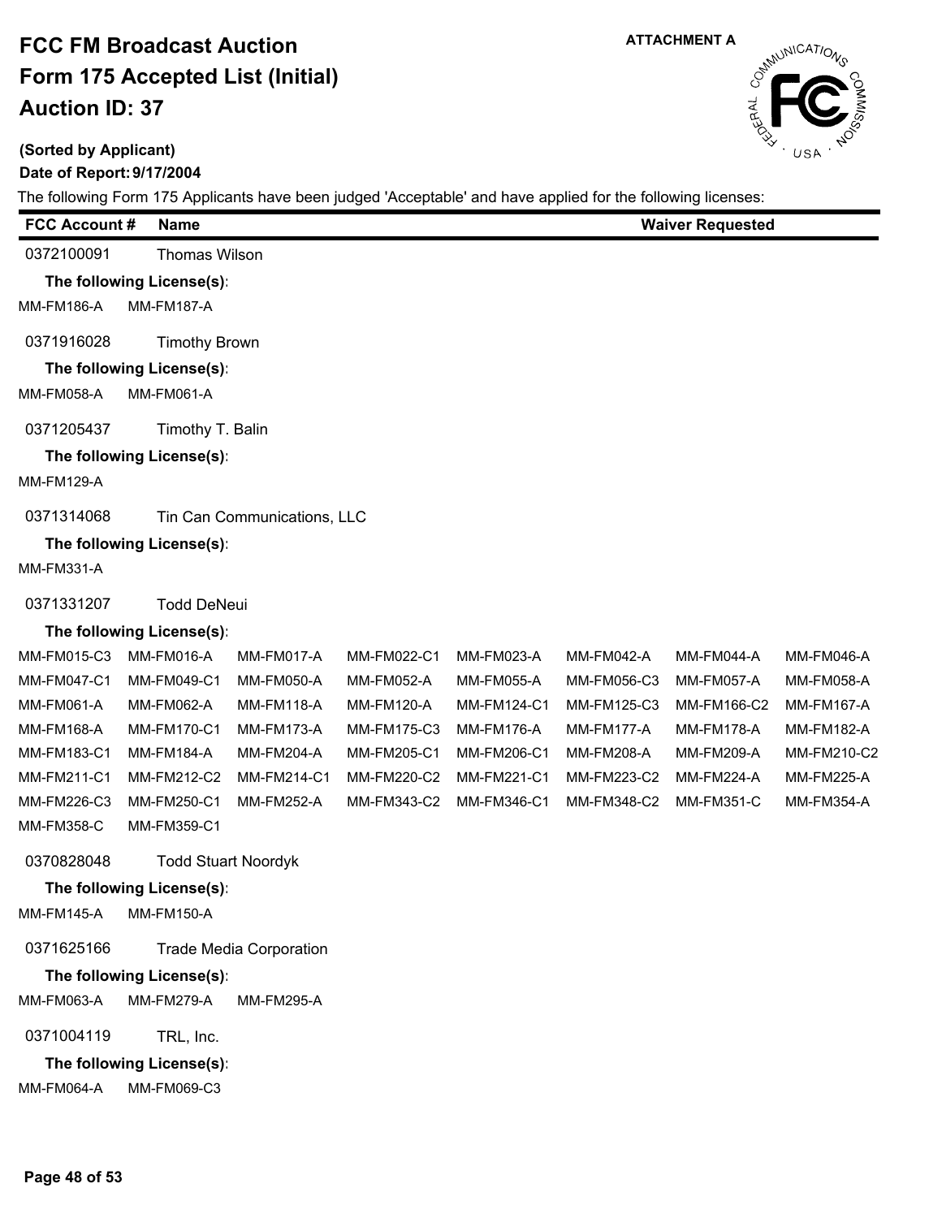# FCC FM Broadcast Auction
# Form 175 Accepted List (Initial)
# Auction ID: 37

ATTACHMENT A

**(Sorted by Applicant)**

**Date of Report: 9/17/2004**

The following Form 175 Applicants have been judged 'Acceptable' and have applied for the following licenses:

| FCC Account # | Name | Waiver Requested |
|---|---|---|

0372100091 Thomas Wilson

**The following License(s):**

MM-FM186-A MM-FM187-A

0371916028 Timothy Brown

**The following License(s):**

MM-FM058-A MM-FM061-A

0371205437 Timothy T. Balin

**The following License(s):**

MM-FM129-A

0371314068 Tin Can Communications, LLC

**The following License(s):**

MM-FM331-A

0371331207 Todd DeNeui

**The following License(s):**

| | | | | | | | |
|---|---|---|---|---|---|---|---|
| MM-FM015-C3 | MM-FM016-A | MM-FM017-A | MM-FM022-C1 | MM-FM023-A | MM-FM042-A | MM-FM044-A | MM-FM046-A |
| MM-FM047-C1 | MM-FM049-C1 | MM-FM050-A | MM-FM052-A | MM-FM055-A | MM-FM056-C3 | MM-FM057-A | MM-FM058-A |
| MM-FM061-A | MM-FM062-A | MM-FM118-A | MM-FM120-A | MM-FM124-C1 | MM-FM125-C3 | MM-FM166-C2 | MM-FM167-A |
| MM-FM168-A | MM-FM170-C1 | MM-FM173-A | MM-FM175-C3 | MM-FM176-A | MM-FM177-A | MM-FM178-A | MM-FM182-A |
| MM-FM183-C1 | MM-FM184-A | MM-FM204-A | MM-FM205-C1 | MM-FM206-C1 | MM-FM208-A | MM-FM209-A | MM-FM210-C2 |
| MM-FM211-C1 | MM-FM212-C2 | MM-FM214-C1 | MM-FM220-C2 | MM-FM221-C1 | MM-FM223-C2 | MM-FM224-A | MM-FM225-A |
| MM-FM226-C3 | MM-FM250-C1 | MM-FM252-A | MM-FM343-C2 | MM-FM346-C1 | MM-FM348-C2 | MM-FM351-C | MM-FM354-A |
| MM-FM358-C | MM-FM359-C1 | | | | | | |

0370828048 Todd Stuart Noordyk

**The following License(s):**

MM-FM145-A MM-FM150-A

0371625166 Trade Media Corporation

**The following License(s):**

MM-FM063-A MM-FM279-A MM-FM295-A

0371004119 TRL, Inc.

**The following License(s):**

MM-FM064-A MM-FM069-C3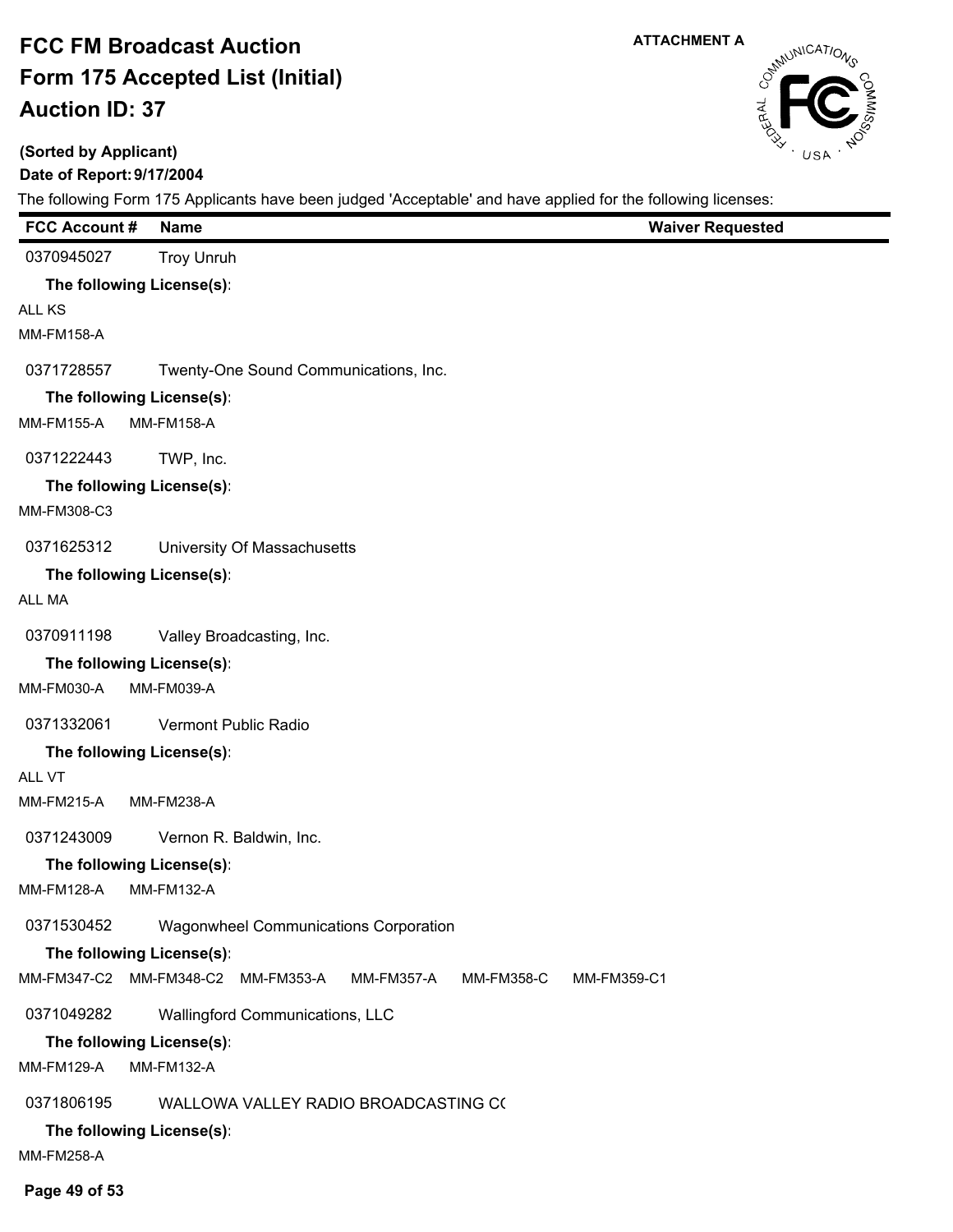# FCC FM Broadcast Auction
# Form 175 Accepted List (Initial)
# Auction ID: 37

ATTACHMENT A

**(Sorted by Applicant)**

**Date of Report: 9/17/2004**

The following Form 175 Applicants have been judged 'Acceptable' and have applied for the following licenses:

| FCC Account # | Name | Waiver Requested |
|---|---|---|
| 0370945027 | Troy Unruh | |

**The following License(s):**

ALL KS

MM-FM158-A

| FCC Account # | Name | Waiver Requested |
|---|---|---|
| 0371728557 | Twenty-One Sound Communications, Inc. | |

**The following License(s):**

MM-FM155-A MM-FM158-A

| FCC Account # | Name | Waiver Requested |
|---|---|---|
| 0371222443 | TWP, Inc. | |

**The following License(s):**

MM-FM308-C3

| FCC Account # | Name | Waiver Requested |
|---|---|---|
| 0371625312 | University Of Massachusetts | |

**The following License(s):**

ALL MA

| FCC Account # | Name | Waiver Requested |
|---|---|---|
| 0370911198 | Valley Broadcasting, Inc. | |

**The following License(s):**

MM-FM030-A MM-FM039-A

| FCC Account # | Name | Waiver Requested |
|---|---|---|
| 0371332061 | Vermont Public Radio | |

**The following License(s):**

ALL VT

MM-FM215-A MM-FM238-A

| FCC Account # | Name | Waiver Requested |
|---|---|---|
| 0371243009 | Vernon R. Baldwin, Inc. | |

**The following License(s):**

MM-FM128-A MM-FM132-A

| FCC Account # | Name | Waiver Requested |
|---|---|---|
| 0371530452 | Wagonwheel Communications Corporation | |

**The following License(s):**

MM-FM347-C2 MM-FM348-C2 MM-FM353-A MM-FM357-A MM-FM358-C MM-FM359-C1

| FCC Account # | Name | Waiver Requested |
|---|---|---|
| 0371049282 | Wallingford Communications, LLC | |

**The following License(s):**

MM-FM129-A MM-FM132-A

| FCC Account # | Name | Waiver Requested |
|---|---|---|
| 0371806195 | WALLOWA VALLEY RADIO BROADCASTING CO | |

**The following License(s):**

MM-FM258-A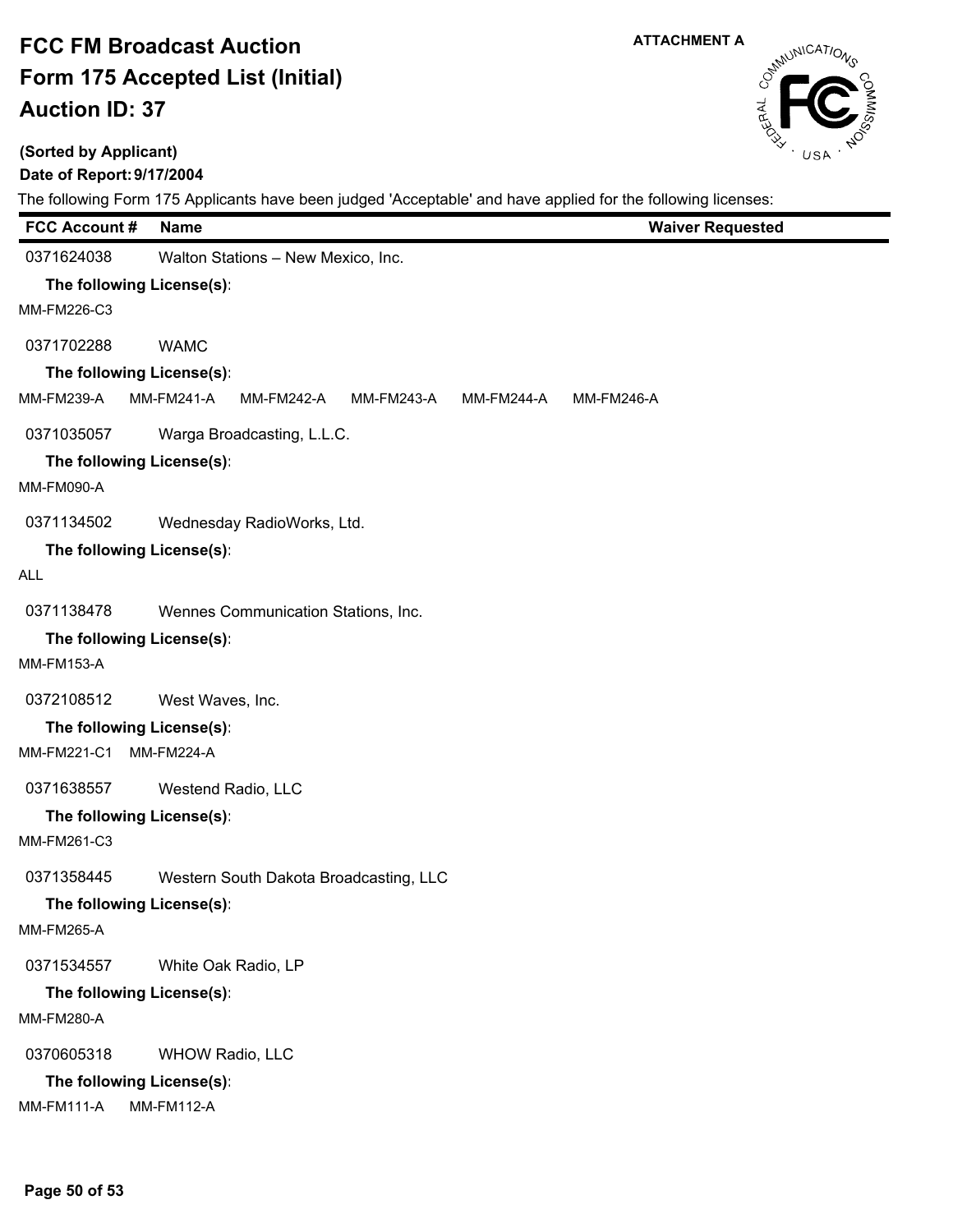# FCC FM Broadcast Auction
# Form 175 Accepted List (Initial)
# Auction ID: 37

ATTACHMENT A

**(Sorted by Applicant)**

**Date of Report: 9/17/2004**

The following Form 175 Applicants have been judged 'Acceptable' and have applied for the following licenses:

| FCC Account # | Name | Waiver Requested |
|---|---|---|
| 0371624038 | Walton Stations – New Mexico, Inc. | |

**The following License(s):**

MM-FM226-C3

| FCC Account # | Name | Waiver Requested |
|---|---|---|
| 0371702288 | WAMC | |

**The following License(s):**

MM-FM239-A MM-FM241-A MM-FM242-A MM-FM243-A MM-FM244-A MM-FM246-A

| FCC Account # | Name | Waiver Requested |
|---|---|---|
| 0371035057 | Warga Broadcasting, L.L.C. | |

**The following License(s):**

MM-FM090-A

| FCC Account # | Name | Waiver Requested |
|---|---|---|
| 0371134502 | Wednesday RadioWorks, Ltd. | |

**The following License(s):**

ALL

| FCC Account # | Name | Waiver Requested |
|---|---|---|
| 0371138478 | Wennes Communication Stations, Inc. | |

**The following License(s):**

MM-FM153-A

| FCC Account # | Name | Waiver Requested |
|---|---|---|
| 0372108512 | West Waves, Inc. | |

**The following License(s):**

MM-FM221-C1 MM-FM224-A

| FCC Account # | Name | Waiver Requested |
|---|---|---|
| 0371638557 | Westend Radio, LLC | |

**The following License(s):**

MM-FM261-C3

| FCC Account # | Name | Waiver Requested |
|---|---|---|
| 0371358445 | Western South Dakota Broadcasting, LLC | |

**The following License(s):**

MM-FM265-A

| FCC Account # | Name | Waiver Requested |
|---|---|---|
| 0371534557 | White Oak Radio, LP | |

**The following License(s):**

MM-FM280-A

| FCC Account # | Name | Waiver Requested |
|---|---|---|
| 0370605318 | WHOW Radio, LLC | |

**The following License(s):**

MM-FM111-A MM-FM112-A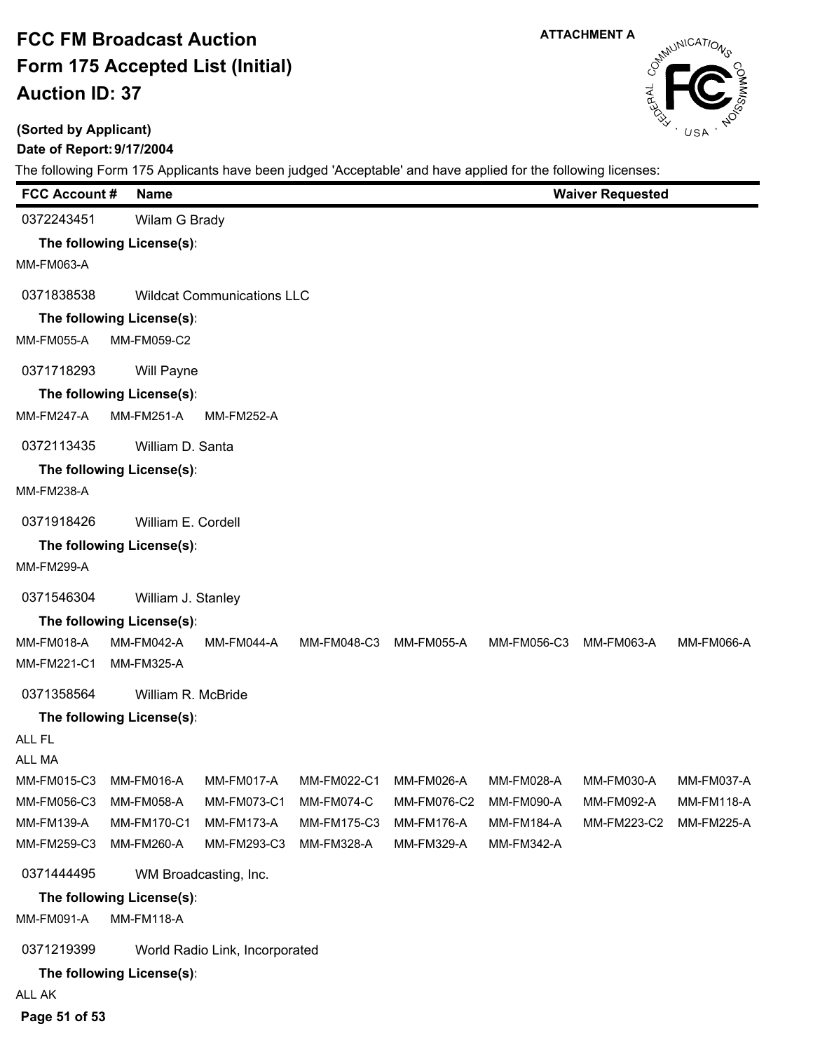# FCC FM Broadcast Auction
# Form 175 Accepted List (Initial)
# Auction ID: 37

**ATTACHMENT A**

**(Sorted by Applicant)**

**Date of Report: 9/17/2004**

The following Form 175 Applicants have been judged 'Acceptable' and have applied for the following licenses:

| FCC Account # | Name | Waiver Requested |
|---|---|---|

0372243451 Wilam G Brady

**The following License(s):**

MM-FM063-A

0371838538 Wildcat Communications LLC

**The following License(s):**

MM-FM055-A MM-FM059-C2

0371718293 Will Payne

**The following License(s):**

MM-FM247-A MM-FM251-A MM-FM252-A

0372113435 William D. Santa

**The following License(s):**

MM-FM238-A

0371918426 William E. Cordell

**The following License(s):**

MM-FM299-A

0371546304 William J. Stanley

**The following License(s):**

MM-FM018-A MM-FM042-A MM-FM044-A MM-FM048-C3 MM-FM055-A MM-FM056-C3 MM-FM063-A MM-FM066-A
MM-FM221-C1 MM-FM325-A

0371358564 William R. McBride

**The following License(s):**

ALL FL
ALL MA
MM-FM015-C3 MM-FM016-A MM-FM017-A MM-FM022-C1 MM-FM026-A MM-FM028-A MM-FM030-A MM-FM037-A
MM-FM056-C3 MM-FM058-A MM-FM073-C1 MM-FM074-C MM-FM076-C2 MM-FM090-A MM-FM092-A MM-FM118-A
MM-FM139-A MM-FM170-C1 MM-FM173-A MM-FM175-C3 MM-FM176-A MM-FM184-A MM-FM223-C2 MM-FM225-A
MM-FM259-C3 MM-FM260-A MM-FM293-C3 MM-FM328-A MM-FM329-A MM-FM342-A

0371444495 WM Broadcasting, Inc.

**The following License(s):**

MM-FM091-A MM-FM118-A

0371219399 World Radio Link, Incorporated

**The following License(s):**

ALL AK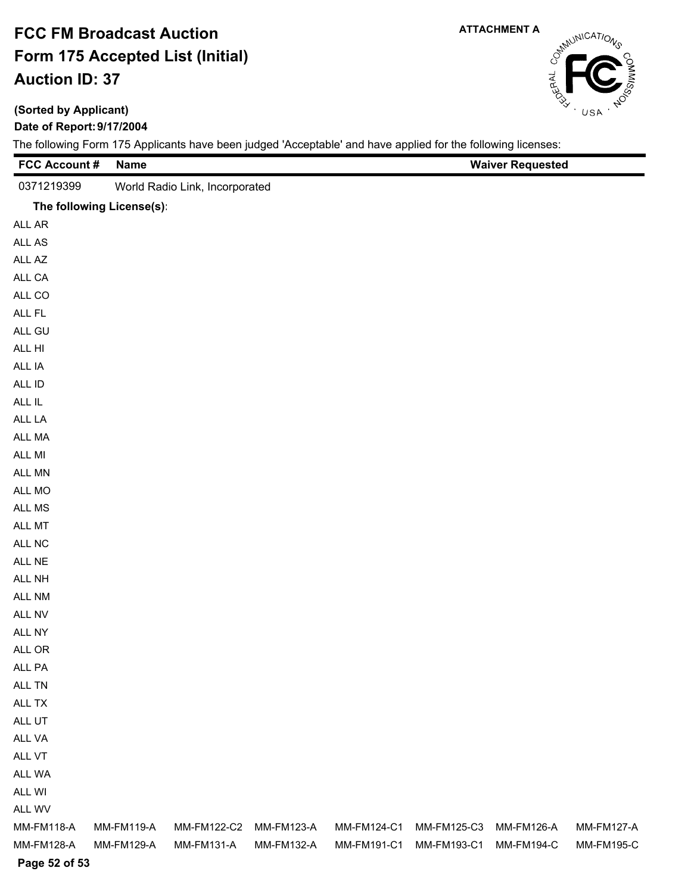# FCC FM Broadcast Auction
# Form 175 Accepted List (Initial)
# Auction ID: 37

**ATTACHMENT A**

**(Sorted by Applicant)**

**Date of Report: 9/17/2004**

The following Form 175 Applicants have been judged 'Acceptable' and have applied for the following licenses:

| FCC Account # | Name | Waiver Requested |
|---|---|---|
| 0371219399 | World Radio Link, Incorporated | |

**The following License(s):**

ALL AR
ALL AS
ALL AZ
ALL CA
ALL CO
ALL FL
ALL GU
ALL HI
ALL IA
ALL ID
ALL IL
ALL LA
ALL MA
ALL MI
ALL MN
ALL MO
ALL MS
ALL MT
ALL NC
ALL NE
ALL NH
ALL NM
ALL NV
ALL NY
ALL OR
ALL PA
ALL TN
ALL TX
ALL UT
ALL VA
ALL VT
ALL WA
ALL WI
ALL WV

| | | | | | | | |
|---|---|---|---|---|---|---|---|
| MM-FM118-A | MM-FM119-A | MM-FM122-C2 | MM-FM123-A | MM-FM124-C1 | MM-FM125-C3 | MM-FM126-A | MM-FM127-A |
| MM-FM128-A | MM-FM129-A | MM-FM131-A | MM-FM132-A | MM-FM191-C1 | MM-FM193-C1 | MM-FM194-C | MM-FM195-C |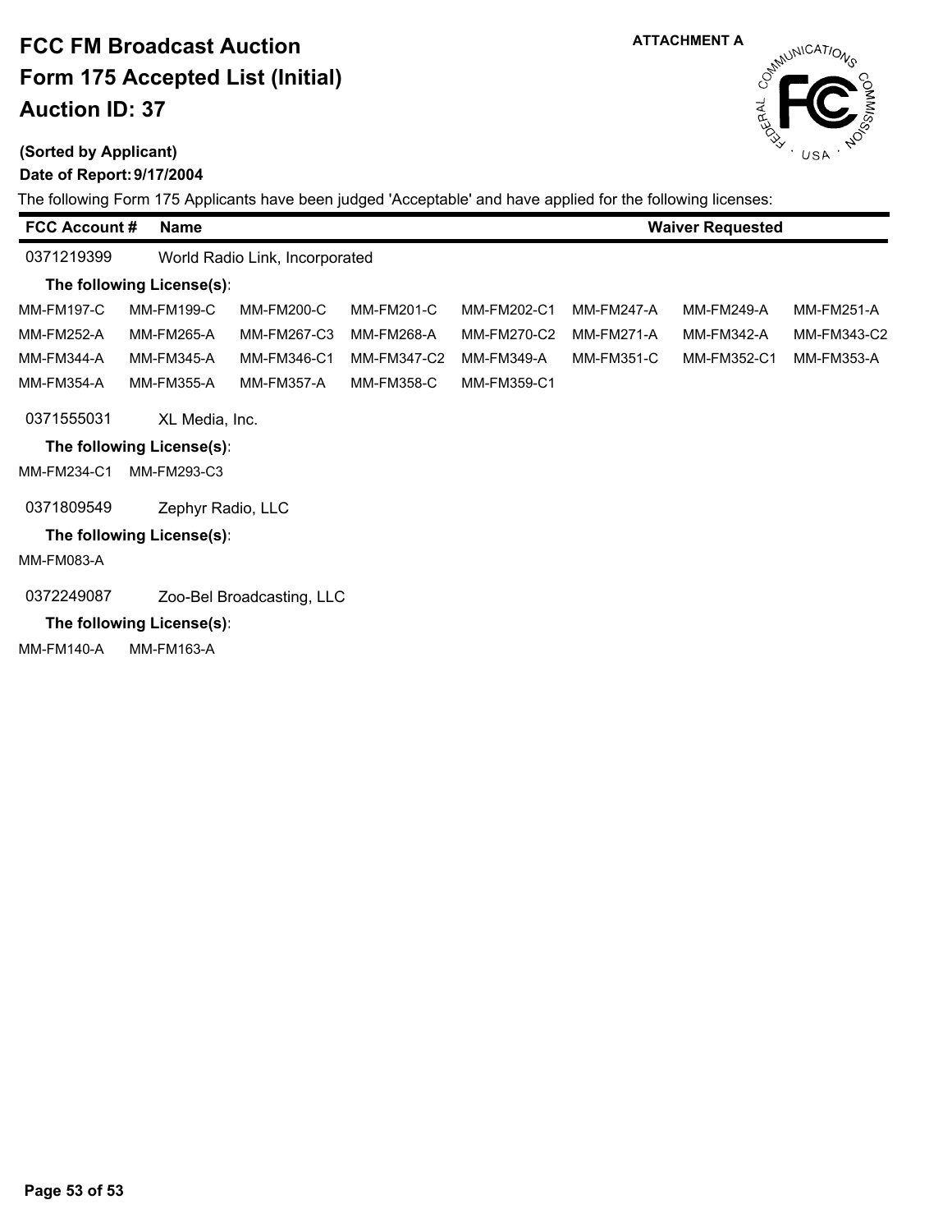**ATTACHMENT A**

# FCC FM Broadcast Auction
# Form 175 Accepted List (Initial)
# Auction ID: 37

**(Sorted by Applicant)**

**Date of Report: 9/17/2004**

The following Form 175 Applicants have been judged 'Acceptable' and have applied for the following licenses:

| FCC Account # | Name | Waiver Requested |
|---|---|---|
| 0371219399 | World Radio Link, Incorporated | |

**The following License(s):**

| | | | | | | | |
|---|---|---|---|---|---|---|---|
| MM-FM197-C | MM-FM199-C | MM-FM200-C | MM-FM201-C | MM-FM202-C1 | MM-FM247-A | MM-FM249-A | MM-FM251-A |
| MM-FM252-A | MM-FM265-A | MM-FM267-C3 | MM-FM268-A | MM-FM270-C2 | MM-FM271-A | MM-FM342-A | MM-FM343-C2 |
| MM-FM344-A | MM-FM345-A | MM-FM346-C1 | MM-FM347-C2 | MM-FM349-A | MM-FM351-C | MM-FM352-C1 | MM-FM353-A |
| MM-FM354-A | MM-FM355-A | MM-FM357-A | MM-FM358-C | MM-FM359-C1 | | | |

| FCC Account # | Name | Waiver Requested |
|---|---|---|
| 0371555031 | XL Media, Inc. | |

**The following License(s):**

MM-FM234-C1 MM-FM293-C3

| FCC Account # | Name | Waiver Requested |
|---|---|---|
| 0371809549 | Zephyr Radio, LLC | |

**The following License(s):**

MM-FM083-A

| FCC Account # | Name | Waiver Requested |
|---|---|---|
| 0372249087 | Zoo-Bel Broadcasting, LLC | |

**The following License(s):**

MM-FM140-A MM-FM163-A